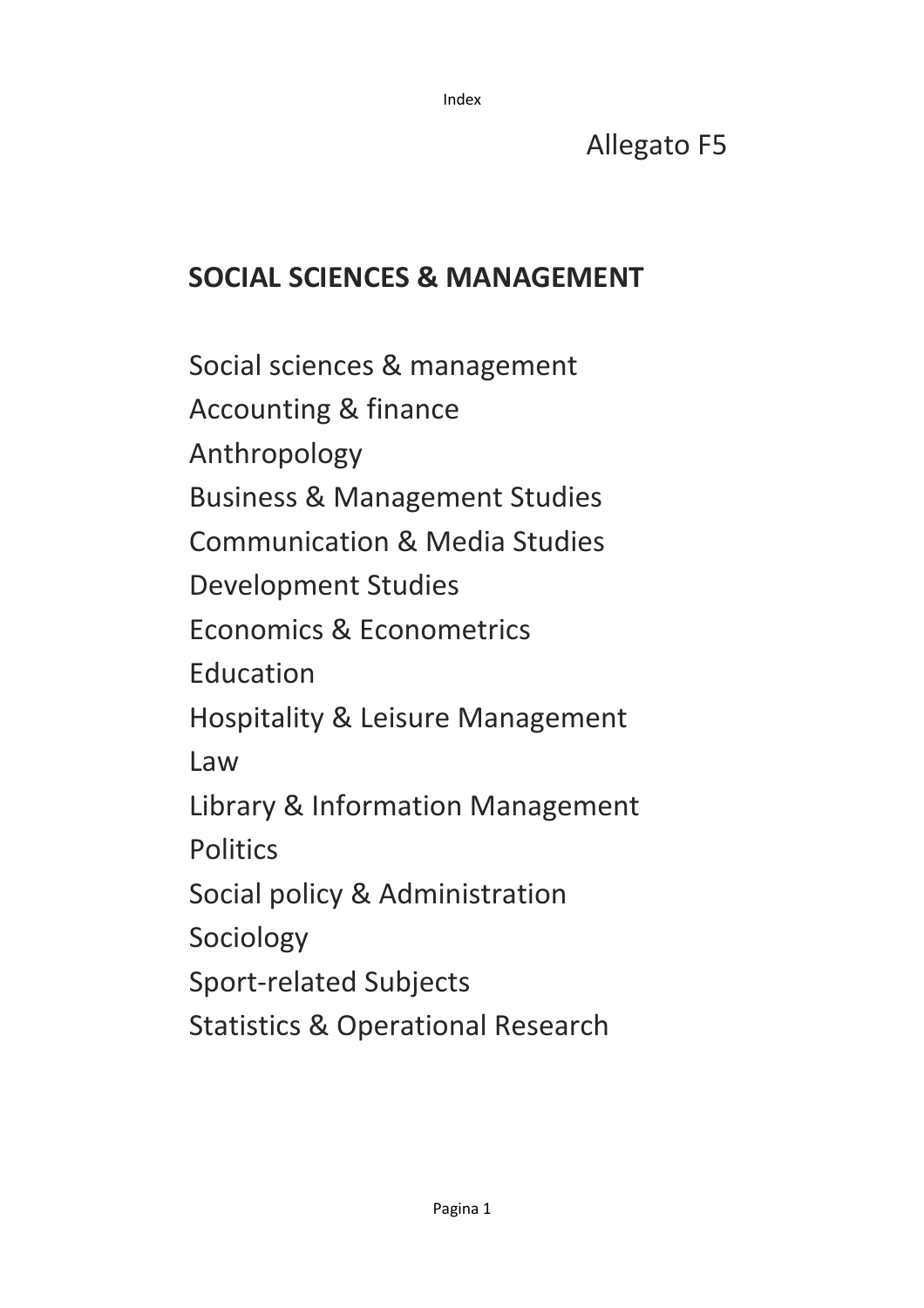Allegato F5

## SOCIAL SCIENCES & MANAGEMENT

Social sciences & management
Accounting & finance
Anthropology
Business & Management Studies
Communication & Media Studies
Development Studies
Economics & Econometrics
Education
Hospitality & Leisure Management
Law
Library & Information Management
Politics
Social policy & Administration
Sociology
Sport-related Subjects
Statistics & Operational Research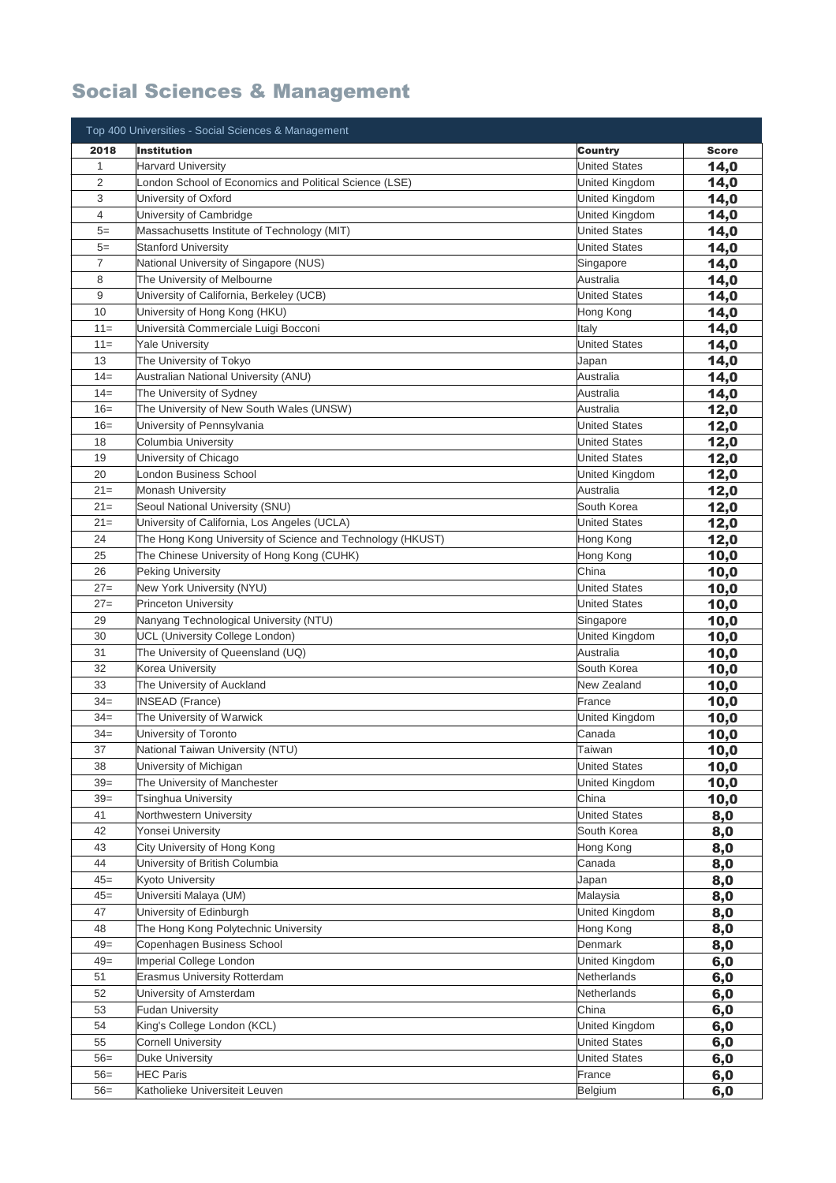# Social Sciences & Management

| Top 400 Universities - Social Sciences & Management | | | |
|---|---|---|---|
| **2018** | **Institution** | **Country** | **Score** |
| 1 | Harvard University | United States | **14,0** |
| 2 | London School of Economics and Political Science (LSE) | United Kingdom | **14,0** |
| 3 | University of Oxford | United Kingdom | **14,0** |
| 4 | University of Cambridge | United Kingdom | **14,0** |
| 5= | Massachusetts Institute of Technology (MIT) | United States | **14,0** |
| 5= | Stanford University | United States | **14,0** |
| 7 | National University of Singapore (NUS) | Singapore | **14,0** |
| 8 | The University of Melbourne | Australia | **14,0** |
| 9 | University of California, Berkeley (UCB) | United States | **14,0** |
| 10 | University of Hong Kong (HKU) | Hong Kong | **14,0** |
| 11= | Università Commerciale Luigi Bocconi | Italy | **14,0** |
| 11= | Yale University | United States | **14,0** |
| 13 | The University of Tokyo | Japan | **14,0** |
| 14= | Australian National University (ANU) | Australia | **14,0** |
| 14= | The University of Sydney | Australia | **14,0** |
| 16= | The University of New South Wales (UNSW) | Australia | **12,0** |
| 16= | University of Pennsylvania | United States | **12,0** |
| 18 | Columbia University | United States | **12,0** |
| 19 | University of Chicago | United States | **12,0** |
| 20 | London Business School | United Kingdom | **12,0** |
| 21= | Monash University | Australia | **12,0** |
| 21= | Seoul National University (SNU) | South Korea | **12,0** |
| 21= | University of California, Los Angeles (UCLA) | United States | **12,0** |
| 24 | The Hong Kong University of Science and Technology (HKUST) | Hong Kong | **12,0** |
| 25 | The Chinese University of Hong Kong (CUHK) | Hong Kong | **10,0** |
| 26 | Peking University | China | **10,0** |
| 27= | New York University (NYU) | United States | **10,0** |
| 27= | Princeton University | United States | **10,0** |
| 29 | Nanyang Technological University (NTU) | Singapore | **10,0** |
| 30 | UCL (University College London) | United Kingdom | **10,0** |
| 31 | The University of Queensland (UQ) | Australia | **10,0** |
| 32 | Korea University | South Korea | **10,0** |
| 33 | The University of Auckland | New Zealand | **10,0** |
| 34= | INSEAD (France) | France | **10,0** |
| 34= | The University of Warwick | United Kingdom | **10,0** |
| 34= | University of Toronto | Canada | **10,0** |
| 37 | National Taiwan University (NTU) | Taiwan | **10,0** |
| 38 | University of Michigan | United States | **10,0** |
| 39= | The University of Manchester | United Kingdom | **10,0** |
| 39= | Tsinghua University | China | **10,0** |
| 41 | Northwestern University | United States | **8,0** |
| 42 | Yonsei University | South Korea | **8,0** |
| 43 | City University of Hong Kong | Hong Kong | **8,0** |
| 44 | University of British Columbia | Canada | **8,0** |
| 45= | Kyoto University | Japan | **8,0** |
| 45= | Universiti Malaya (UM) | Malaysia | **8,0** |
| 47 | University of Edinburgh | United Kingdom | **8,0** |
| 48 | The Hong Kong Polytechnic University | Hong Kong | **8,0** |
| 49= | Copenhagen Business School | Denmark | **8,0** |
| 49= | Imperial College London | United Kingdom | **6,0** |
| 51 | Erasmus University Rotterdam | Netherlands | **6,0** |
| 52 | University of Amsterdam | Netherlands | **6,0** |
| 53 | Fudan University | China | **6,0** |
| 54 | King's College London (KCL) | United Kingdom | **6,0** |
| 55 | Cornell University | United States | **6,0** |
| 56= | Duke University | United States | **6,0** |
| 56= | HEC Paris | France | **6,0** |
| 56= | Katholieke Universiteit Leuven | Belgium | **6,0** |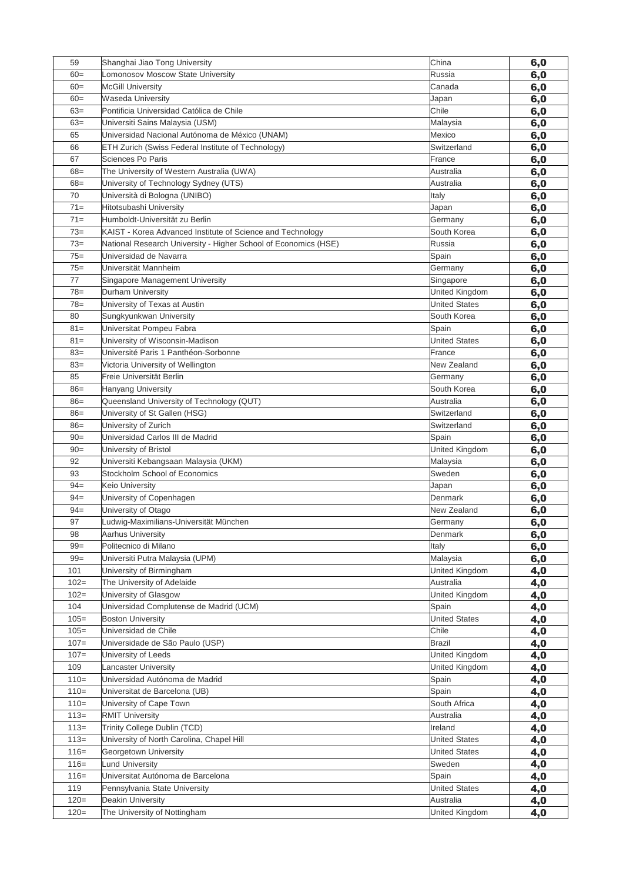| 59 | Shanghai Jiao Tong University | China | 6,0 |
|---|---|---|---|
| 60= | Lomonosov Moscow State University | Russia | 6,0 |
| 60= | McGill University | Canada | 6,0 |
| 60= | Waseda University | Japan | 6,0 |
| 63= | Pontificia Universidad Católica de Chile | Chile | 6,0 |
| 63= | Universiti Sains Malaysia (USM) | Malaysia | 6,0 |
| 65 | Universidad Nacional Autónoma de México (UNAM) | Mexico | 6,0 |
| 66 | ETH Zurich (Swiss Federal Institute of Technology) | Switzerland | 6,0 |
| 67 | Sciences Po Paris | France | 6,0 |
| 68= | The University of Western Australia (UWA) | Australia | 6,0 |
| 68= | University of Technology Sydney (UTS) | Australia | 6,0 |
| 70 | Università di Bologna (UNIBO) | Italy | 6,0 |
| 71= | Hitotsubashi University | Japan | 6,0 |
| 71= | Humboldt-Universität zu Berlin | Germany | 6,0 |
| 73= | KAIST - Korea Advanced Institute of Science and Technology | South Korea | 6,0 |
| 73= | National Research University - Higher School of Economics (HSE) | Russia | 6,0 |
| 75= | Universidad de Navarra | Spain | 6,0 |
| 75= | Universität Mannheim | Germany | 6,0 |
| 77 | Singapore Management University | Singapore | 6,0 |
| 78= | Durham University | United Kingdom | 6,0 |
| 78= | University of Texas at Austin | United States | 6,0 |
| 80 | Sungkyunkwan University | South Korea | 6,0 |
| 81= | Universitat Pompeu Fabra | Spain | 6,0 |
| 81= | University of Wisconsin-Madison | United States | 6,0 |
| 83= | Université Paris 1 Panthéon-Sorbonne | France | 6,0 |
| 83= | Victoria University of Wellington | New Zealand | 6,0 |
| 85 | Freie Universität Berlin | Germany | 6,0 |
| 86= | Hanyang University | South Korea | 6,0 |
| 86= | Queensland University of Technology (QUT) | Australia | 6,0 |
| 86= | University of St Gallen (HSG) | Switzerland | 6,0 |
| 86= | University of Zurich | Switzerland | 6,0 |
| 90= | Universidad Carlos III de Madrid | Spain | 6,0 |
| 90= | University of Bristol | United Kingdom | 6,0 |
| 92 | Universiti Kebangsaan Malaysia (UKM) | Malaysia | 6,0 |
| 93 | Stockholm School of Economics | Sweden | 6,0 |
| 94= | Keio University | Japan | 6,0 |
| 94= | University of Copenhagen | Denmark | 6,0 |
| 94= | University of Otago | New Zealand | 6,0 |
| 97 | Ludwig-Maximilians-Universität München | Germany | 6,0 |
| 98 | Aarhus University | Denmark | 6,0 |
| 99= | Politecnico di Milano | Italy | 6,0 |
| 99= | Universiti Putra Malaysia (UPM) | Malaysia | 6,0 |
| 101 | University of Birmingham | United Kingdom | 4,0 |
| 102= | The University of Adelaide | Australia | 4,0 |
| 102= | University of Glasgow | United Kingdom | 4,0 |
| 104 | Universidad Complutense de Madrid (UCM) | Spain | 4,0 |
| 105= | Boston University | United States | 4,0 |
| 105= | Universidad de Chile | Chile | 4,0 |
| 107= | Universidade de São Paulo (USP) | Brazil | 4,0 |
| 107= | University of Leeds | United Kingdom | 4,0 |
| 109 | Lancaster University | United Kingdom | 4,0 |
| 110= | Universidad Autónoma de Madrid | Spain | 4,0 |
| 110= | Universitat de Barcelona (UB) | Spain | 4,0 |
| 110= | University of Cape Town | South Africa | 4,0 |
| 113= | RMIT University | Australia | 4,0 |
| 113= | Trinity College Dublin (TCD) | Ireland | 4,0 |
| 113= | University of North Carolina, Chapel Hill | United States | 4,0 |
| 116= | Georgetown University | United States | 4,0 |
| 116= | Lund University | Sweden | 4,0 |
| 116= | Universitat Autónoma de Barcelona | Spain | 4,0 |
| 119 | Pennsylvania State University | United States | 4,0 |
| 120= | Deakin University | Australia | 4,0 |
| 120= | The University of Nottingham | United Kingdom | 4,0 |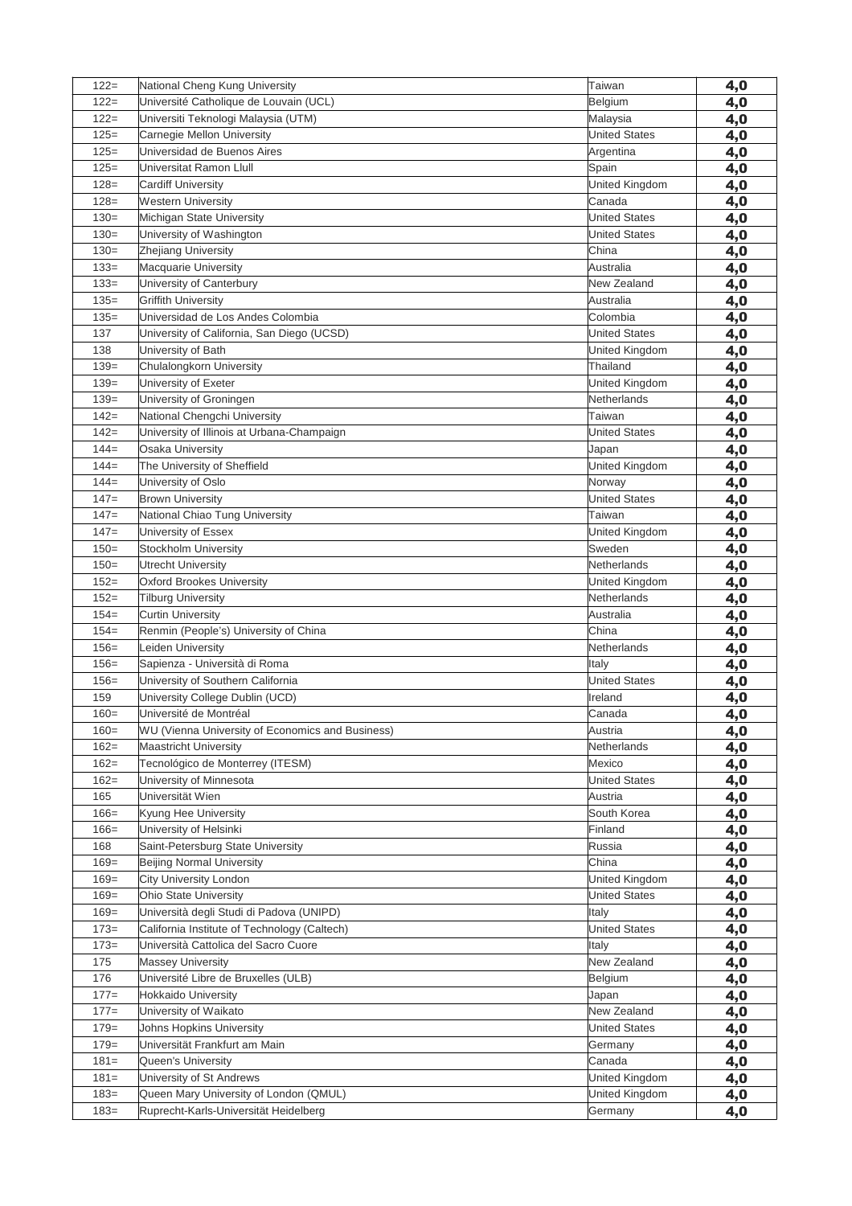| | | | |
|---|---|---|---|
| 122= | National Cheng Kung University | Taiwan | 4,0 |
| 122= | Université Catholique de Louvain (UCL) | Belgium | 4,0 |
| 122= | Universiti Teknologi Malaysia (UTM) | Malaysia | 4,0 |
| 125= | Carnegie Mellon University | United States | 4,0 |
| 125= | Universidad de Buenos Aires | Argentina | 4,0 |
| 125= | Universitat Ramon Llull | Spain | 4,0 |
| 128= | Cardiff University | United Kingdom | 4,0 |
| 128= | Western University | Canada | 4,0 |
| 130= | Michigan State University | United States | 4,0 |
| 130= | University of Washington | United States | 4,0 |
| 130= | Zhejiang University | China | 4,0 |
| 133= | Macquarie University | Australia | 4,0 |
| 133= | University of Canterbury | New Zealand | 4,0 |
| 135= | Griffith University | Australia | 4,0 |
| 135= | Universidad de Los Andes Colombia | Colombia | 4,0 |
| 137 | University of California, San Diego (UCSD) | United States | 4,0 |
| 138 | University of Bath | United Kingdom | 4,0 |
| 139= | Chulalongkorn University | Thailand | 4,0 |
| 139= | University of Exeter | United Kingdom | 4,0 |
| 139= | University of Groningen | Netherlands | 4,0 |
| 142= | National Chengchi University | Taiwan | 4,0 |
| 142= | University of Illinois at Urbana-Champaign | United States | 4,0 |
| 144= | Osaka University | Japan | 4,0 |
| 144= | The University of Sheffield | United Kingdom | 4,0 |
| 144= | University of Oslo | Norway | 4,0 |
| 147= | Brown University | United States | 4,0 |
| 147= | National Chiao Tung University | Taiwan | 4,0 |
| 147= | University of Essex | United Kingdom | 4,0 |
| 150= | Stockholm University | Sweden | 4,0 |
| 150= | Utrecht University | Netherlands | 4,0 |
| 152= | Oxford Brookes University | United Kingdom | 4,0 |
| 152= | Tilburg University | Netherlands | 4,0 |
| 154= | Curtin University | Australia | 4,0 |
| 154= | Renmin (People's) University of China | China | 4,0 |
| 156= | Leiden University | Netherlands | 4,0 |
| 156= | Sapienza - Università di Roma | Italy | 4,0 |
| 156= | University of Southern California | United States | 4,0 |
| 159 | University College Dublin (UCD) | Ireland | 4,0 |
| 160= | Université de Montréal | Canada | 4,0 |
| 160= | WU (Vienna University of Economics and Business) | Austria | 4,0 |
| 162= | Maastricht University | Netherlands | 4,0 |
| 162= | Tecnológico de Monterrey (ITESM) | Mexico | 4,0 |
| 162= | University of Minnesota | United States | 4,0 |
| 165 | Universität Wien | Austria | 4,0 |
| 166= | Kyung Hee University | South Korea | 4,0 |
| 166= | University of Helsinki | Finland | 4,0 |
| 168 | Saint-Petersburg State University | Russia | 4,0 |
| 169= | Beijing Normal University | China | 4,0 |
| 169= | City University London | United Kingdom | 4,0 |
| 169= | Ohio State University | United States | 4,0 |
| 169= | Università degli Studi di Padova (UNIPD) | Italy | 4,0 |
| 173= | California Institute of Technology (Caltech) | United States | 4,0 |
| 173= | Università Cattolica del Sacro Cuore | Italy | 4,0 |
| 175 | Massey University | New Zealand | 4,0 |
| 176 | Université Libre de Bruxelles (ULB) | Belgium | 4,0 |
| 177= | Hokkaido University | Japan | 4,0 |
| 177= | University of Waikato | New Zealand | 4,0 |
| 179= | Johns Hopkins University | United States | 4,0 |
| 179= | Universität Frankfurt am Main | Germany | 4,0 |
| 181= | Queen's University | Canada | 4,0 |
| 181= | University of St Andrews | United Kingdom | 4,0 |
| 183= | Queen Mary University of London (QMUL) | United Kingdom | 4,0 |
| 183= | Ruprecht-Karls-Universität Heidelberg | Germany | 4,0 |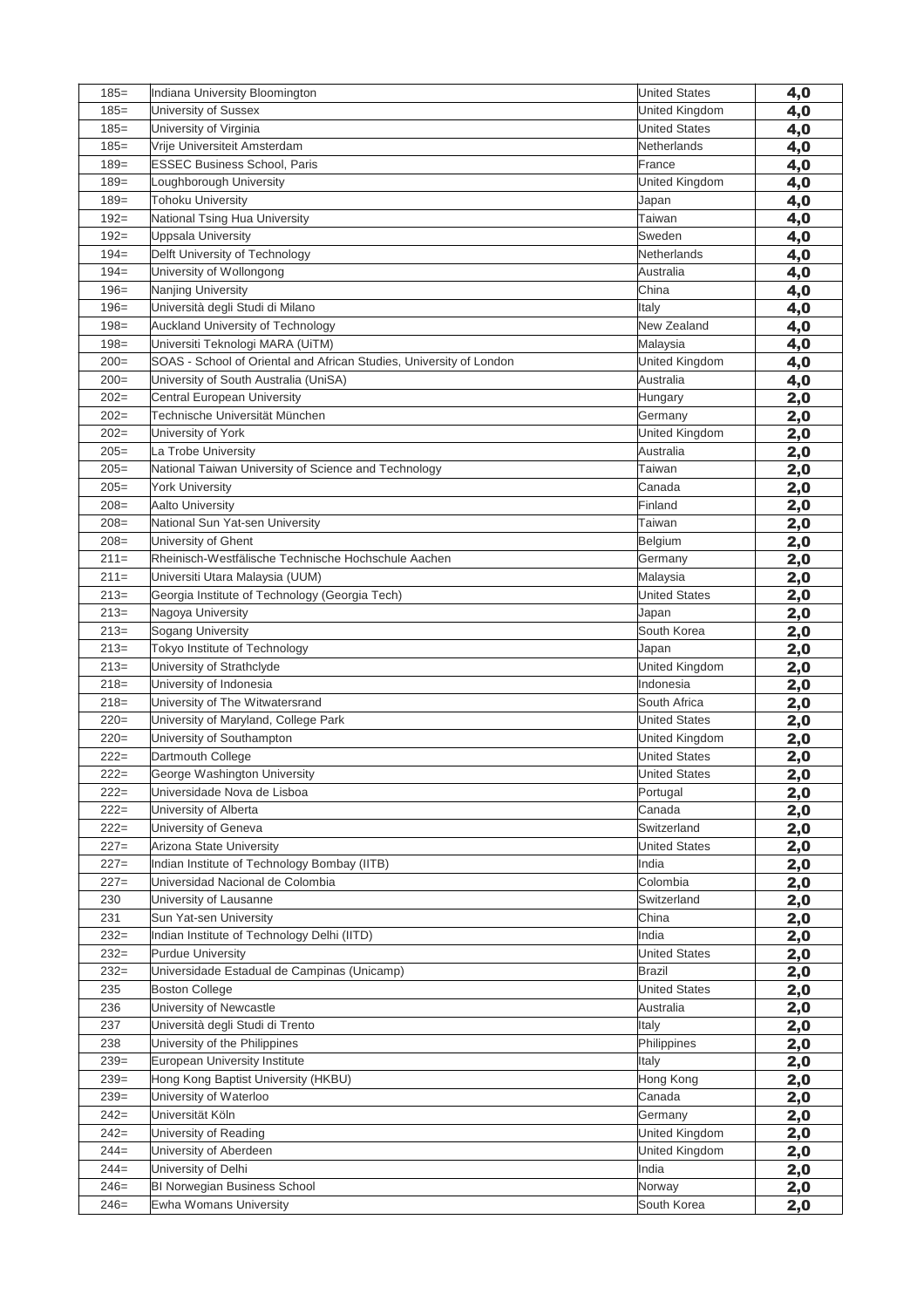| | | | |
|---|---|---|---|
| 185= | Indiana University Bloomington | United States | 4,0 |
| 185= | University of Sussex | United Kingdom | 4,0 |
| 185= | University of Virginia | United States | 4,0 |
| 185= | Vrije Universiteit Amsterdam | Netherlands | 4,0 |
| 189= | ESSEC Business School, Paris | France | 4,0 |
| 189= | Loughborough University | United Kingdom | 4,0 |
| 189= | Tohoku University | Japan | 4,0 |
| 192= | National Tsing Hua University | Taiwan | 4,0 |
| 192= | Uppsala University | Sweden | 4,0 |
| 194= | Delft University of Technology | Netherlands | 4,0 |
| 194= | University of Wollongong | Australia | 4,0 |
| 196= | Nanjing University | China | 4,0 |
| 196= | Università degli Studi di Milano | Italy | 4,0 |
| 198= | Auckland University of Technology | New Zealand | 4,0 |
| 198= | Universiti Teknologi MARA (UiTM) | Malaysia | 4,0 |
| 200= | SOAS - School of Oriental and African Studies, University of London | United Kingdom | 4,0 |
| 200= | University of South Australia (UniSA) | Australia | 4,0 |
| 202= | Central European University | Hungary | 2,0 |
| 202= | Technische Universität München | Germany | 2,0 |
| 202= | University of York | United Kingdom | 2,0 |
| 205= | La Trobe University | Australia | 2,0 |
| 205= | National Taiwan University of Science and Technology | Taiwan | 2,0 |
| 205= | York University | Canada | 2,0 |
| 208= | Aalto University | Finland | 2,0 |
| 208= | National Sun Yat-sen University | Taiwan | 2,0 |
| 208= | University of Ghent | Belgium | 2,0 |
| 211= | Rheinisch-Westfälische Technische Hochschule Aachen | Germany | 2,0 |
| 211= | Universiti Utara Malaysia (UUM) | Malaysia | 2,0 |
| 213= | Georgia Institute of Technology (Georgia Tech) | United States | 2,0 |
| 213= | Nagoya University | Japan | 2,0 |
| 213= | Sogang University | South Korea | 2,0 |
| 213= | Tokyo Institute of Technology | Japan | 2,0 |
| 213= | University of Strathclyde | United Kingdom | 2,0 |
| 218= | University of Indonesia | Indonesia | 2,0 |
| 218= | University of The Witwatersrand | South Africa | 2,0 |
| 220= | University of Maryland, College Park | United States | 2,0 |
| 220= | University of Southampton | United Kingdom | 2,0 |
| 222= | Dartmouth College | United States | 2,0 |
| 222= | George Washington University | United States | 2,0 |
| 222= | Universidade Nova de Lisboa | Portugal | 2,0 |
| 222= | University of Alberta | Canada | 2,0 |
| 222= | University of Geneva | Switzerland | 2,0 |
| 227= | Arizona State University | United States | 2,0 |
| 227= | Indian Institute of Technology Bombay (IITB) | India | 2,0 |
| 227= | Universidad Nacional de Colombia | Colombia | 2,0 |
| 230 | University of Lausanne | Switzerland | 2,0 |
| 231 | Sun Yat-sen University | China | 2,0 |
| 232= | Indian Institute of Technology Delhi (IITD) | India | 2,0 |
| 232= | Purdue University | United States | 2,0 |
| 232= | Universidade Estadual de Campinas (Unicamp) | Brazil | 2,0 |
| 235 | Boston College | United States | 2,0 |
| 236 | University of Newcastle | Australia | 2,0 |
| 237 | Università degli Studi di Trento | Italy | 2,0 |
| 238 | University of the Philippines | Philippines | 2,0 |
| 239= | European University Institute | Italy | 2,0 |
| 239= | Hong Kong Baptist University (HKBU) | Hong Kong | 2,0 |
| 239= | University of Waterloo | Canada | 2,0 |
| 242= | Universität Köln | Germany | 2,0 |
| 242= | University of Reading | United Kingdom | 2,0 |
| 244= | University of Aberdeen | United Kingdom | 2,0 |
| 244= | University of Delhi | India | 2,0 |
| 246= | BI Norwegian Business School | Norway | 2,0 |
| 246= | Ewha Womans University | South Korea | 2,0 |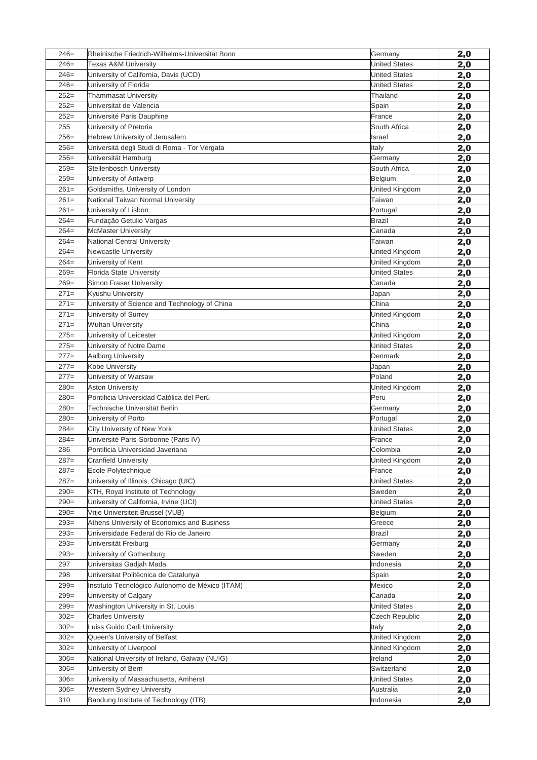| | | | |
|---|---|---|---|
| 246= | Rheinische Friedrich-Wilhelms-Universität Bonn | Germany | 2,0 |
| 246= | Texas A&M University | United States | 2,0 |
| 246= | University of California, Davis (UCD) | United States | 2,0 |
| 246= | University of Florida | United States | 2,0 |
| 252= | Thammasat University | Thailand | 2,0 |
| 252= | Universitat de Valencia | Spain | 2,0 |
| 252= | Université Paris Dauphine | France | 2,0 |
| 255 | University of Pretoria | South Africa | 2,0 |
| 256= | Hebrew University of Jerusalem | Israel | 2,0 |
| 256= | Universitá degli Studi di Roma - Tor Vergata | Italy | 2,0 |
| 256= | Universität Hamburg | Germany | 2,0 |
| 259= | Stellenbosch University | South Africa | 2,0 |
| 259= | University of Antwerp | Belgium | 2,0 |
| 261= | Goldsmiths, University of London | United Kingdom | 2,0 |
| 261= | National Taiwan Normal University | Taiwan | 2,0 |
| 261= | University of Lisbon | Portugal | 2,0 |
| 264= | Fundação Getulio Vargas | Brazil | 2,0 |
| 264= | McMaster University | Canada | 2,0 |
| 264= | National Central University | Taiwan | 2,0 |
| 264= | Newcastle University | United Kingdom | 2,0 |
| 264= | University of Kent | United Kingdom | 2,0 |
| 269= | Florida State University | United States | 2,0 |
| 269= | Simon Fraser University | Canada | 2,0 |
| 271= | Kyushu University | Japan | 2,0 |
| 271= | University of Science and Technology of China | China | 2,0 |
| 271= | University of Surrey | United Kingdom | 2,0 |
| 271= | Wuhan University | China | 2,0 |
| 275= | University of Leicester | United Kingdom | 2,0 |
| 275= | University of Notre Dame | United States | 2,0 |
| 277= | Aalborg University | Denmark | 2,0 |
| 277= | Kobe University | Japan | 2,0 |
| 277= | University of Warsaw | Poland | 2,0 |
| 280= | Aston University | United Kingdom | 2,0 |
| 280= | Pontificia Universidad Católica del Perú | Peru | 2,0 |
| 280= | Technische Universität Berlin | Germany | 2,0 |
| 280= | University of Porto | Portugal | 2,0 |
| 284= | City University of New York | United States | 2,0 |
| 284= | Université Paris-Sorbonne (Paris IV) | France | 2,0 |
| 286 | Pontificia Universidad Javeriana | Colombia | 2,0 |
| 287= | Cranfield University | United Kingdom | 2,0 |
| 287= | Ecole Polytechnique | France | 2,0 |
| 287= | University of Illinois, Chicago (UIC) | United States | 2,0 |
| 290= | KTH, Royal Institute of Technology | Sweden | 2,0 |
| 290= | University of California, Irvine (UCI) | United States | 2,0 |
| 290= | Vrije Universiteit Brussel (VUB) | Belgium | 2,0 |
| 293= | Athens University of Economics and Business | Greece | 2,0 |
| 293= | Universidade Federal do Rio de Janeiro | Brazil | 2,0 |
| 293= | Universität Freiburg | Germany | 2,0 |
| 293= | University of Gothenburg | Sweden | 2,0 |
| 297 | Universitas Gadjah Mada | Indonesia | 2,0 |
| 298 | Universitat Politècnica de Catalunya | Spain | 2,0 |
| 299= | Instituto Tecnológico Autonomo de México (ITAM) | Mexico | 2,0 |
| 299= | University of Calgary | Canada | 2,0 |
| 299= | Washington University in St. Louis | United States | 2,0 |
| 302= | Charles University | Czech Republic | 2,0 |
| 302= | Luiss Guido Carli University | Italy | 2,0 |
| 302= | Queen's University of Belfast | United Kingdom | 2,0 |
| 302= | University of Liverpool | United Kingdom | 2,0 |
| 306= | National University of Ireland, Galway (NUIG) | Ireland | 2,0 |
| 306= | University of Bern | Switzerland | 2,0 |
| 306= | University of Massachusetts, Amherst | United States | 2,0 |
| 306= | Western Sydney University | Australia | 2,0 |
| 310 | Bandung Institute of Technology (ITB) | Indonesia | 2,0 |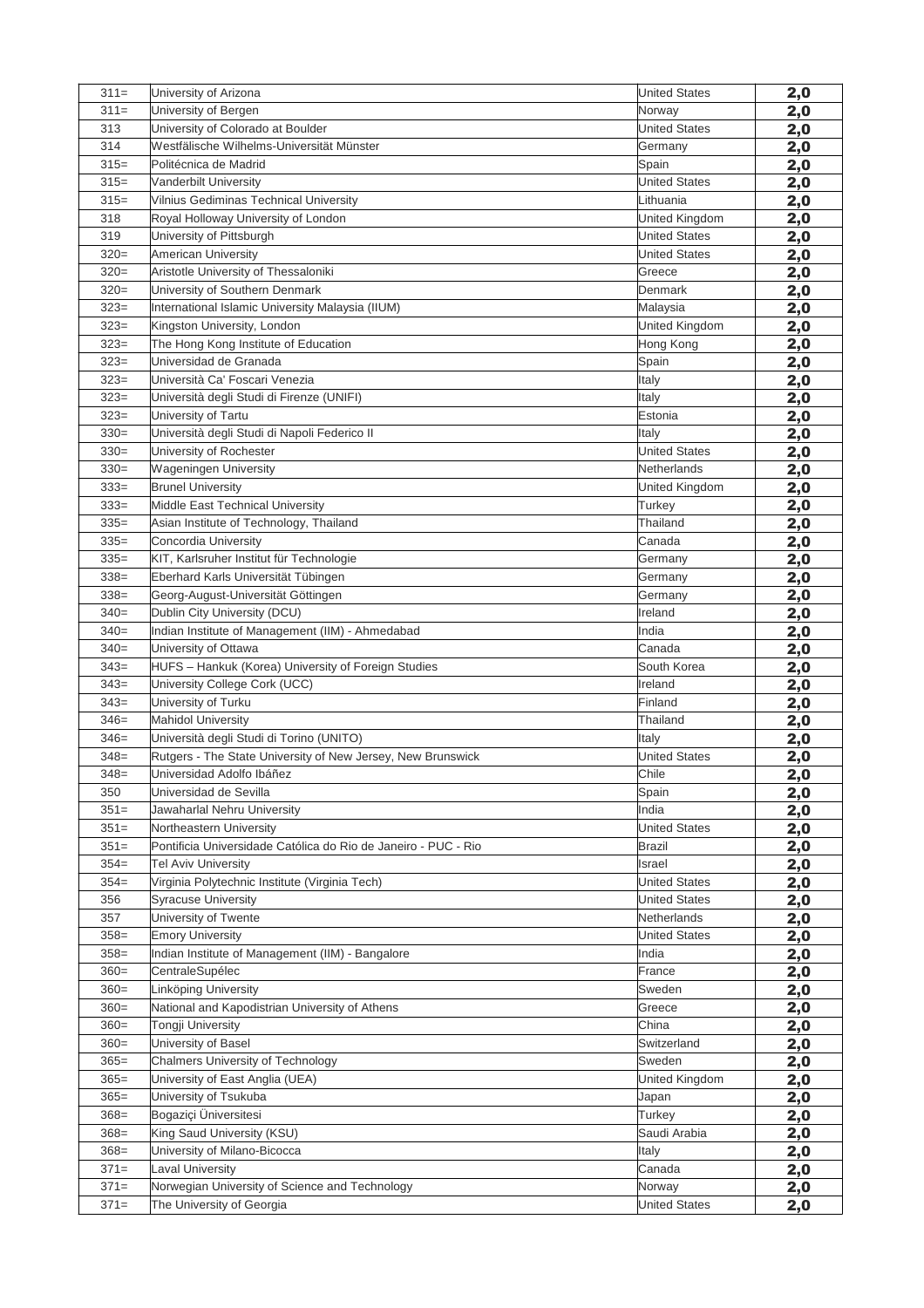| 311= | University of Arizona | United States | 2,0 |
|---|---|---|---|
| 311= | University of Bergen | Norway | 2,0 |
| 313 | University of Colorado at Boulder | United States | 2,0 |
| 314 | Westfälische Wilhelms-Universität Münster | Germany | 2,0 |
| 315= | Politécnica de Madrid | Spain | 2,0 |
| 315= | Vanderbilt University | United States | 2,0 |
| 315= | Vilnius Gediminas Technical University | Lithuania | 2,0 |
| 318 | Royal Holloway University of London | United Kingdom | 2,0 |
| 319 | University of Pittsburgh | United States | 2,0 |
| 320= | American University | United States | 2,0 |
| 320= | Aristotle University of Thessaloniki | Greece | 2,0 |
| 320= | University of Southern Denmark | Denmark | 2,0 |
| 323= | International Islamic University Malaysia (IIUM) | Malaysia | 2,0 |
| 323= | Kingston University, London | United Kingdom | 2,0 |
| 323= | The Hong Kong Institute of Education | Hong Kong | 2,0 |
| 323= | Universidad de Granada | Spain | 2,0 |
| 323= | Università Ca' Foscari Venezia | Italy | 2,0 |
| 323= | Università degli Studi di Firenze (UNIFI) | Italy | 2,0 |
| 323= | University of Tartu | Estonia | 2,0 |
| 330= | Università degli Studi di Napoli Federico II | Italy | 2,0 |
| 330= | University of Rochester | United States | 2,0 |
| 330= | Wageningen University | Netherlands | 2,0 |
| 333= | Brunel University | United Kingdom | 2,0 |
| 333= | Middle East Technical University | Turkey | 2,0 |
| 335= | Asian Institute of Technology, Thailand | Thailand | 2,0 |
| 335= | Concordia University | Canada | 2,0 |
| 335= | KIT, Karlsruher Institut für Technologie | Germany | 2,0 |
| 338= | Eberhard Karls Universität Tübingen | Germany | 2,0 |
| 338= | Georg-August-Universität Göttingen | Germany | 2,0 |
| 340= | Dublin City University (DCU) | Ireland | 2,0 |
| 340= | Indian Institute of Management (IIM) - Ahmedabad | India | 2,0 |
| 340= | University of Ottawa | Canada | 2,0 |
| 343= | HUFS – Hankuk (Korea) University of Foreign Studies | South Korea | 2,0 |
| 343= | University College Cork (UCC) | Ireland | 2,0 |
| 343= | University of Turku | Finland | 2,0 |
| 346= | Mahidol University | Thailand | 2,0 |
| 346= | Università degli Studi di Torino (UNITO) | Italy | 2,0 |
| 348= | Rutgers - The State University of New Jersey, New Brunswick | United States | 2,0 |
| 348= | Universidad Adolfo Ibáñez | Chile | 2,0 |
| 350 | Universidad de Sevilla | Spain | 2,0 |
| 351= | Jawaharlal Nehru University | India | 2,0 |
| 351= | Northeastern University | United States | 2,0 |
| 351= | Pontificia Universidade Católica do Rio de Janeiro - PUC - Rio | Brazil | 2,0 |
| 354= | Tel Aviv University | Israel | 2,0 |
| 354= | Virginia Polytechnic Institute (Virginia Tech) | United States | 2,0 |
| 356 | Syracuse University | United States | 2,0 |
| 357 | University of Twente | Netherlands | 2,0 |
| 358= | Emory University | United States | 2,0 |
| 358= | Indian Institute of Management (IIM) - Bangalore | India | 2,0 |
| 360= | CentraleSupélec | France | 2,0 |
| 360= | Linköping University | Sweden | 2,0 |
| 360= | National and Kapodistrian University of Athens | Greece | 2,0 |
| 360= | Tongji University | China | 2,0 |
| 360= | University of Basel | Switzerland | 2,0 |
| 365= | Chalmers University of Technology | Sweden | 2,0 |
| 365= | University of East Anglia (UEA) | United Kingdom | 2,0 |
| 365= | University of Tsukuba | Japan | 2,0 |
| 368= | Bogaziçi Üniversitesi | Turkey | 2,0 |
| 368= | King Saud University (KSU) | Saudi Arabia | 2,0 |
| 368= | University of Milano-Bicocca | Italy | 2,0 |
| 371= | Laval University | Canada | 2,0 |
| 371= | Norwegian University of Science and Technology | Norway | 2,0 |
| 371= | The University of Georgia | United States | 2,0 |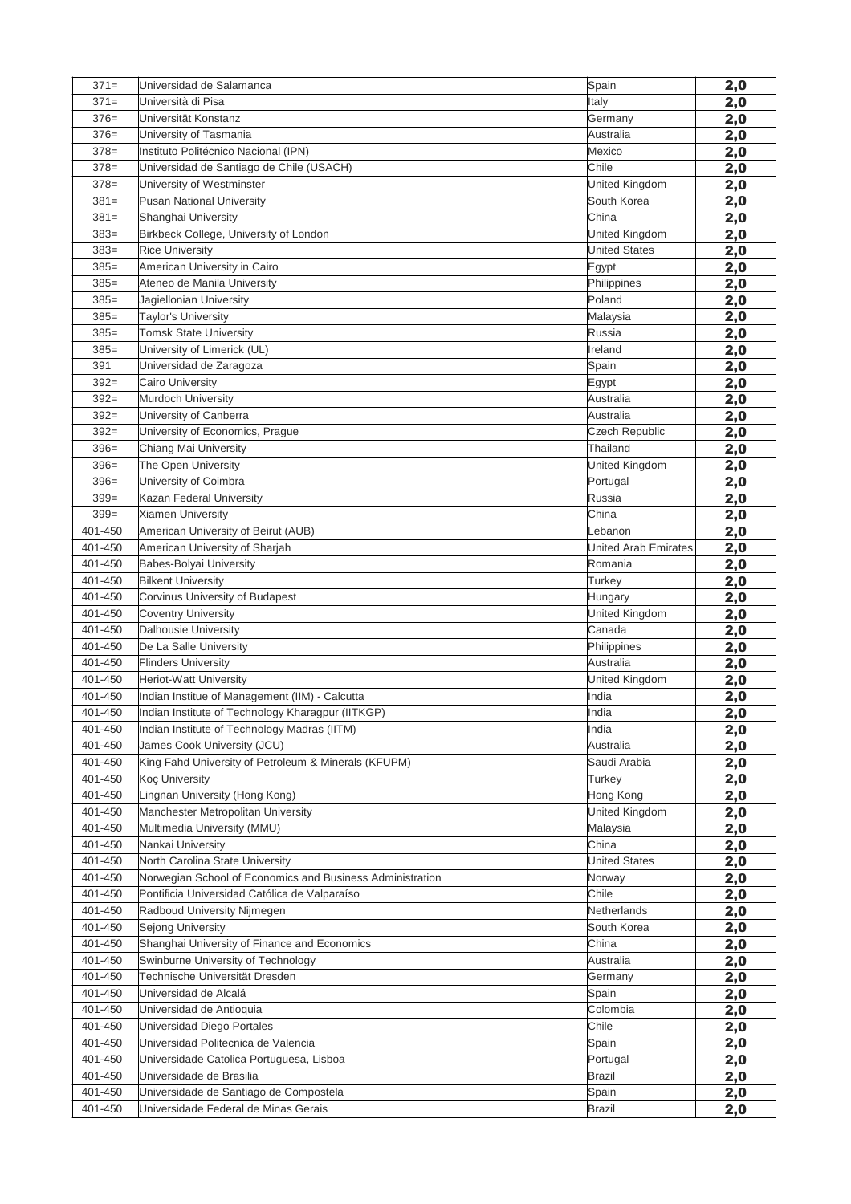| | | | |
|---|---|---|---|
| 371= | Universidad de Salamanca | Spain | 2,0 |
| 371= | Università di Pisa | Italy | 2,0 |
| 376= | Universität Konstanz | Germany | 2,0 |
| 376= | University of Tasmania | Australia | 2,0 |
| 378= | Instituto Politécnico Nacional (IPN) | Mexico | 2,0 |
| 378= | Universidad de Santiago de Chile (USACH) | Chile | 2,0 |
| 378= | University of Westminster | United Kingdom | 2,0 |
| 381= | Pusan National University | South Korea | 2,0 |
| 381= | Shanghai University | China | 2,0 |
| 383= | Birkbeck College, University of London | United Kingdom | 2,0 |
| 383= | Rice University | United States | 2,0 |
| 385= | American University in Cairo | Egypt | 2,0 |
| 385= | Ateneo de Manila University | Philippines | 2,0 |
| 385= | Jagiellonian University | Poland | 2,0 |
| 385= | Taylor's University | Malaysia | 2,0 |
| 385= | Tomsk State University | Russia | 2,0 |
| 385= | University of Limerick (UL) | Ireland | 2,0 |
| 391 | Universidad de Zaragoza | Spain | 2,0 |
| 392= | Cairo University | Egypt | 2,0 |
| 392= | Murdoch University | Australia | 2,0 |
| 392= | University of Canberra | Australia | 2,0 |
| 392= | University of Economics, Prague | Czech Republic | 2,0 |
| 396= | Chiang Mai University | Thailand | 2,0 |
| 396= | The Open University | United Kingdom | 2,0 |
| 396= | University of Coimbra | Portugal | 2,0 |
| 399= | Kazan Federal University | Russia | 2,0 |
| 399= | Xiamen University | China | 2,0 |
| 401-450 | American University of Beirut (AUB) | Lebanon | 2,0 |
| 401-450 | American University of Sharjah | United Arab Emirates | 2,0 |
| 401-450 | Babes-Bolyai University | Romania | 2,0 |
| 401-450 | Bilkent University | Turkey | 2,0 |
| 401-450 | Corvinus University of Budapest | Hungary | 2,0 |
| 401-450 | Coventry University | United Kingdom | 2,0 |
| 401-450 | Dalhousie University | Canada | 2,0 |
| 401-450 | De La Salle University | Philippines | 2,0 |
| 401-450 | Flinders University | Australia | 2,0 |
| 401-450 | Heriot-Watt University | United Kingdom | 2,0 |
| 401-450 | Indian Institue of Management (IIM) - Calcutta | India | 2,0 |
| 401-450 | Indian Institute of Technology Kharagpur (IITKGP) | India | 2,0 |
| 401-450 | Indian Institute of Technology Madras (IITM) | India | 2,0 |
| 401-450 | James Cook University (JCU) | Australia | 2,0 |
| 401-450 | King Fahd University of Petroleum & Minerals (KFUPM) | Saudi Arabia | 2,0 |
| 401-450 | Koç University | Turkey | 2,0 |
| 401-450 | Lingnan University (Hong Kong) | Hong Kong | 2,0 |
| 401-450 | Manchester Metropolitan University | United Kingdom | 2,0 |
| 401-450 | Multimedia University (MMU) | Malaysia | 2,0 |
| 401-450 | Nankai University | China | 2,0 |
| 401-450 | North Carolina State University | United States | 2,0 |
| 401-450 | Norwegian School of Economics and Business Administration | Norway | 2,0 |
| 401-450 | Pontificia Universidad Católica de Valparaíso | Chile | 2,0 |
| 401-450 | Radboud University Nijmegen | Netherlands | 2,0 |
| 401-450 | Sejong University | South Korea | 2,0 |
| 401-450 | Shanghai University of Finance and Economics | China | 2,0 |
| 401-450 | Swinburne University of Technology | Australia | 2,0 |
| 401-450 | Technische Universität Dresden | Germany | 2,0 |
| 401-450 | Universidad de Alcalá | Spain | 2,0 |
| 401-450 | Universidad de Antioquia | Colombia | 2,0 |
| 401-450 | Universidad Diego Portales | Chile | 2,0 |
| 401-450 | Universidad Politecnica de Valencia | Spain | 2,0 |
| 401-450 | Universidade Catolica Portuguesa, Lisboa | Portugal | 2,0 |
| 401-450 | Universidade de Brasilia | Brazil | 2,0 |
| 401-450 | Universidade de Santiago de Compostela | Spain | 2,0 |
| 401-450 | Universidade Federal de Minas Gerais | Brazil | 2,0 |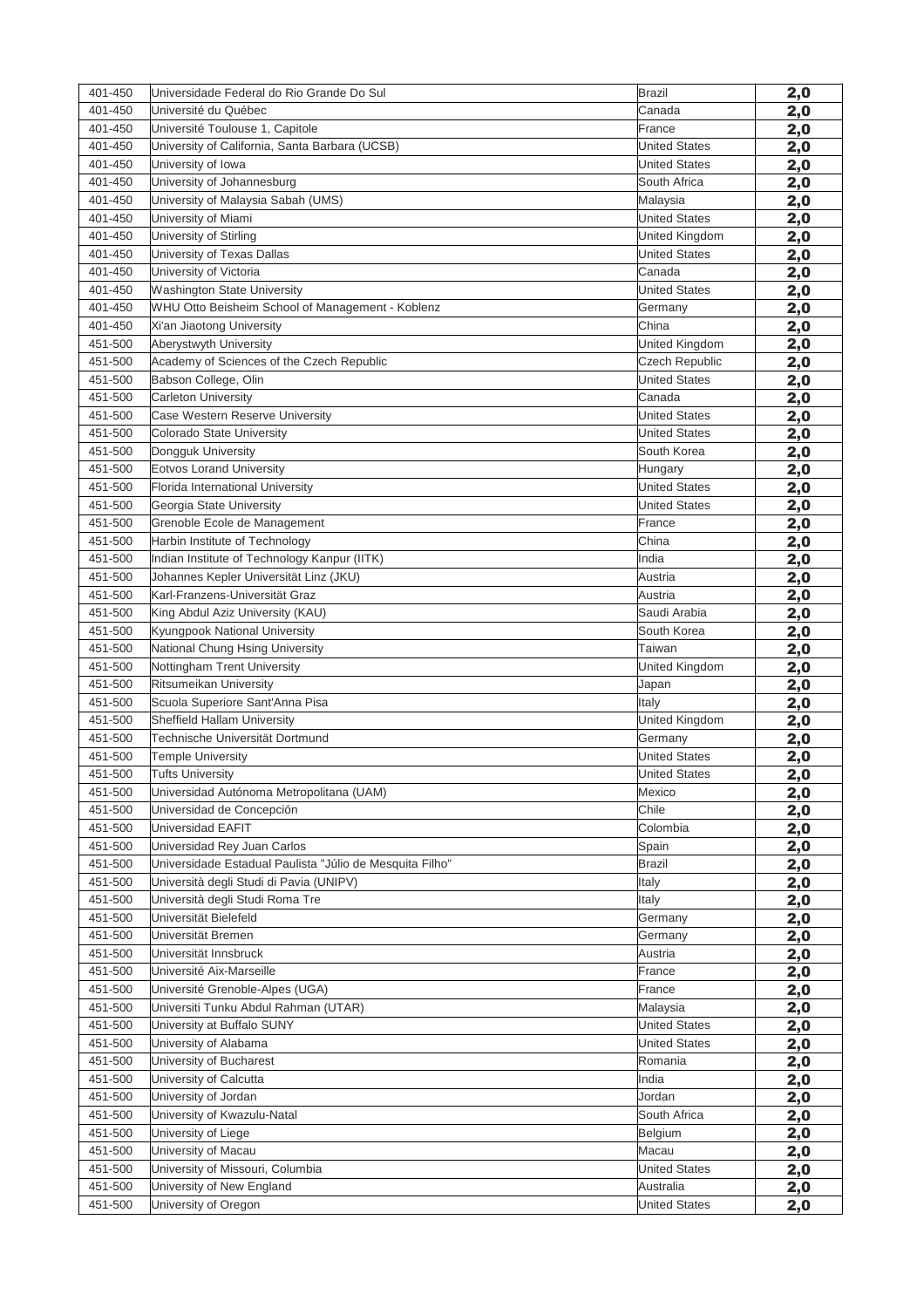| 401-450 | Universidade Federal do Rio Grande Do Sul | Brazil | 2,0 |
|---|---|---|---|
| 401-450 | Université du Québec | Canada | 2,0 |
| 401-450 | Université Toulouse 1, Capitole | France | 2,0 |
| 401-450 | University of California, Santa Barbara (UCSB) | United States | 2,0 |
| 401-450 | University of Iowa | United States | 2,0 |
| 401-450 | University of Johannesburg | South Africa | 2,0 |
| 401-450 | University of Malaysia Sabah (UMS) | Malaysia | 2,0 |
| 401-450 | University of Miami | United States | 2,0 |
| 401-450 | University of Stirling | United Kingdom | 2,0 |
| 401-450 | University of Texas Dallas | United States | 2,0 |
| 401-450 | University of Victoria | Canada | 2,0 |
| 401-450 | Washington State University | United States | 2,0 |
| 401-450 | WHU Otto Beisheim School of Management - Koblenz | Germany | 2,0 |
| 401-450 | Xi'an Jiaotong University | China | 2,0 |
| 451-500 | Aberystwyth University | United Kingdom | 2,0 |
| 451-500 | Academy of Sciences of the Czech Republic | Czech Republic | 2,0 |
| 451-500 | Babson College, Olin | United States | 2,0 |
| 451-500 | Carleton University | Canada | 2,0 |
| 451-500 | Case Western Reserve University | United States | 2,0 |
| 451-500 | Colorado State University | United States | 2,0 |
| 451-500 | Dongguk University | South Korea | 2,0 |
| 451-500 | Eotvos Lorand University | Hungary | 2,0 |
| 451-500 | Florida International University | United States | 2,0 |
| 451-500 | Georgia State University | United States | 2,0 |
| 451-500 | Grenoble Ecole de Management | France | 2,0 |
| 451-500 | Harbin Institute of Technology | China | 2,0 |
| 451-500 | Indian Institute of Technology Kanpur (IITK) | India | 2,0 |
| 451-500 | Johannes Kepler Universität Linz (JKU) | Austria | 2,0 |
| 451-500 | Karl-Franzens-Universität Graz | Austria | 2,0 |
| 451-500 | King Abdul Aziz University (KAU) | Saudi Arabia | 2,0 |
| 451-500 | Kyungpook National University | South Korea | 2,0 |
| 451-500 | National Chung Hsing University | Taiwan | 2,0 |
| 451-500 | Nottingham Trent University | United Kingdom | 2,0 |
| 451-500 | Ritsumeikan University | Japan | 2,0 |
| 451-500 | Scuola Superiore Sant'Anna Pisa | Italy | 2,0 |
| 451-500 | Sheffield Hallam University | United Kingdom | 2,0 |
| 451-500 | Technische Universität Dortmund | Germany | 2,0 |
| 451-500 | Temple University | United States | 2,0 |
| 451-500 | Tufts University | United States | 2,0 |
| 451-500 | Universidad Autónoma Metropolitana (UAM) | Mexico | 2,0 |
| 451-500 | Universidad de Concepción | Chile | 2,0 |
| 451-500 | Universidad EAFIT | Colombia | 2,0 |
| 451-500 | Universidad Rey Juan Carlos | Spain | 2,0 |
| 451-500 | Universidade Estadual Paulista "Júlio de Mesquita Filho" | Brazil | 2,0 |
| 451-500 | Università degli Studi di Pavia (UNIPV) | Italy | 2,0 |
| 451-500 | Università degli Studi Roma Tre | Italy | 2,0 |
| 451-500 | Universität Bielefeld | Germany | 2,0 |
| 451-500 | Universität Bremen | Germany | 2,0 |
| 451-500 | Universität Innsbruck | Austria | 2,0 |
| 451-500 | Université Aix-Marseille | France | 2,0 |
| 451-500 | Université Grenoble-Alpes (UGA) | France | 2,0 |
| 451-500 | Universiti Tunku Abdul Rahman (UTAR) | Malaysia | 2,0 |
| 451-500 | University at Buffalo SUNY | United States | 2,0 |
| 451-500 | University of Alabama | United States | 2,0 |
| 451-500 | University of Bucharest | Romania | 2,0 |
| 451-500 | University of Calcutta | India | 2,0 |
| 451-500 | University of Jordan | Jordan | 2,0 |
| 451-500 | University of Kwazulu-Natal | South Africa | 2,0 |
| 451-500 | University of Liege | Belgium | 2,0 |
| 451-500 | University of Macau | Macau | 2,0 |
| 451-500 | University of Missouri, Columbia | United States | 2,0 |
| 451-500 | University of New England | Australia | 2,0 |
| 451-500 | University of Oregon | United States | 2,0 |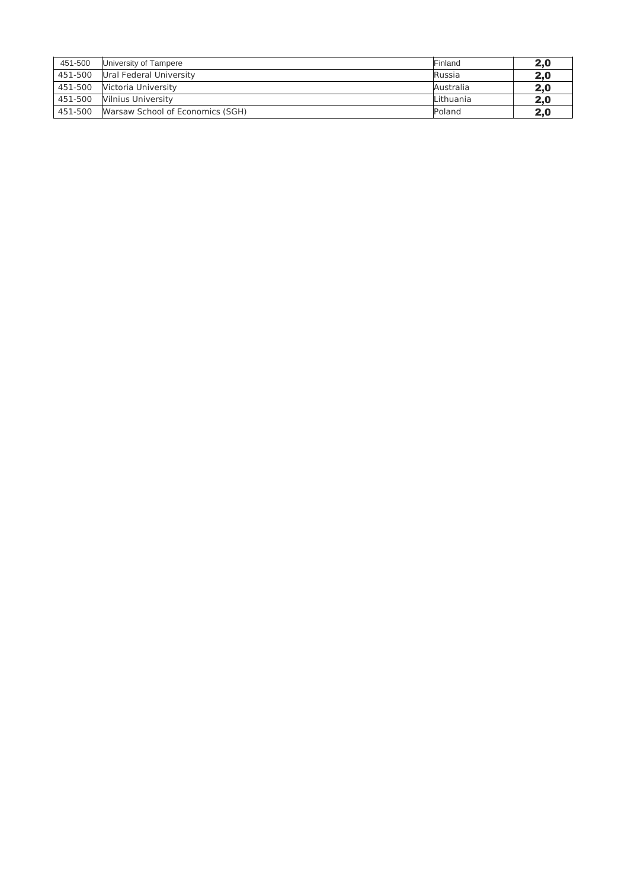| | | | |
|---|---|---|---|
| 451-500 | University of Tampere | Finland | **2,0** |
| 451-500 | Ural Federal University | Russia | **2,0** |
| 451-500 | Victoria University | Australia | **2,0** |
| 451-500 | Vilnius University | Lithuania | **2,0** |
| 451-500 | Warsaw School of Economics (SGH) | Poland | **2,0** |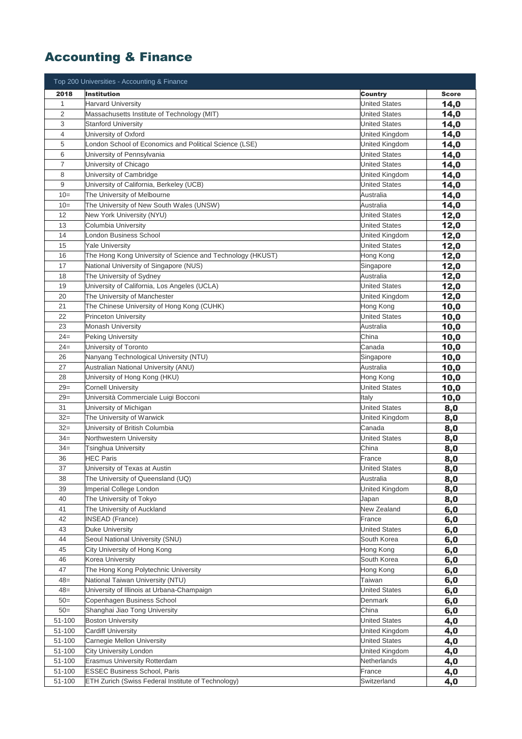# Accounting & Finance

| Top 200 Universities - Accounting & Finance | | | |
|---|---|---|---|
| **2018** | **Institution** | **Country** | **Score** |
| 1 | Harvard University | United States | **14,0** |
| 2 | Massachusetts Institute of Technology (MIT) | United States | **14,0** |
| 3 | Stanford University | United States | **14,0** |
| 4 | University of Oxford | United Kingdom | **14,0** |
| 5 | London School of Economics and Political Science (LSE) | United Kingdom | **14,0** |
| 6 | University of Pennsylvania | United States | **14,0** |
| 7 | University of Chicago | United States | **14,0** |
| 8 | University of Cambridge | United Kingdom | **14,0** |
| 9 | University of California, Berkeley (UCB) | United States | **14,0** |
| 10= | The University of Melbourne | Australia | **14,0** |
| 10= | The University of New South Wales (UNSW) | Australia | **14,0** |
| 12 | New York University (NYU) | United States | **12,0** |
| 13 | Columbia University | United States | **12,0** |
| 14 | London Business School | United Kingdom | **12,0** |
| 15 | Yale University | United States | **12,0** |
| 16 | The Hong Kong University of Science and Technology (HKUST) | Hong Kong | **12,0** |
| 17 | National University of Singapore (NUS) | Singapore | **12,0** |
| 18 | The University of Sydney | Australia | **12,0** |
| 19 | University of California, Los Angeles (UCLA) | United States | **12,0** |
| 20 | The University of Manchester | United Kingdom | **12,0** |
| 21 | The Chinese University of Hong Kong (CUHK) | Hong Kong | **10,0** |
| 22 | Princeton University | United States | **10,0** |
| 23 | Monash University | Australia | **10,0** |
| 24= | Peking University | China | **10,0** |
| 24= | University of Toronto | Canada | **10,0** |
| 26 | Nanyang Technological University (NTU) | Singapore | **10,0** |
| 27 | Australian National University (ANU) | Australia | **10,0** |
| 28 | University of Hong Kong (HKU) | Hong Kong | **10,0** |
| 29= | Cornell University | United States | **10,0** |
| 29= | Università Commerciale Luigi Bocconi | Italy | **10,0** |
| 31 | University of Michigan | United States | **8,0** |
| 32= | The University of Warwick | United Kingdom | **8,0** |
| 32= | University of British Columbia | Canada | **8,0** |
| 34= | Northwestern University | United States | **8,0** |
| 34= | Tsinghua University | China | **8,0** |
| 36 | HEC Paris | France | **8,0** |
| 37 | University of Texas at Austin | United States | **8,0** |
| 38 | The University of Queensland (UQ) | Australia | **8,0** |
| 39 | Imperial College London | United Kingdom | **8,0** |
| 40 | The University of Tokyo | Japan | **8,0** |
| 41 | The University of Auckland | New Zealand | **6,0** |
| 42 | INSEAD (France) | France | **6,0** |
| 43 | Duke University | United States | **6,0** |
| 44 | Seoul National University (SNU) | South Korea | **6,0** |
| 45 | City University of Hong Kong | Hong Kong | **6,0** |
| 46 | Korea University | South Korea | **6,0** |
| 47 | The Hong Kong Polytechnic University | Hong Kong | **6,0** |
| 48= | National Taiwan University (NTU) | Taiwan | **6,0** |
| 48= | University of Illinois at Urbana-Champaign | United States | **6,0** |
| 50= | Copenhagen Business School | Denmark | **6,0** |
| 50= | Shanghai Jiao Tong University | China | **6,0** |
| 51-100 | Boston University | United States | **4,0** |
| 51-100 | Cardiff University | United Kingdom | **4,0** |
| 51-100 | Carnegie Mellon University | United States | **4,0** |
| 51-100 | City University London | United Kingdom | **4,0** |
| 51-100 | Erasmus University Rotterdam | Netherlands | **4,0** |
| 51-100 | ESSEC Business School, Paris | France | **4,0** |
| 51-100 | ETH Zurich (Swiss Federal Institute of Technology) | Switzerland | **4,0** |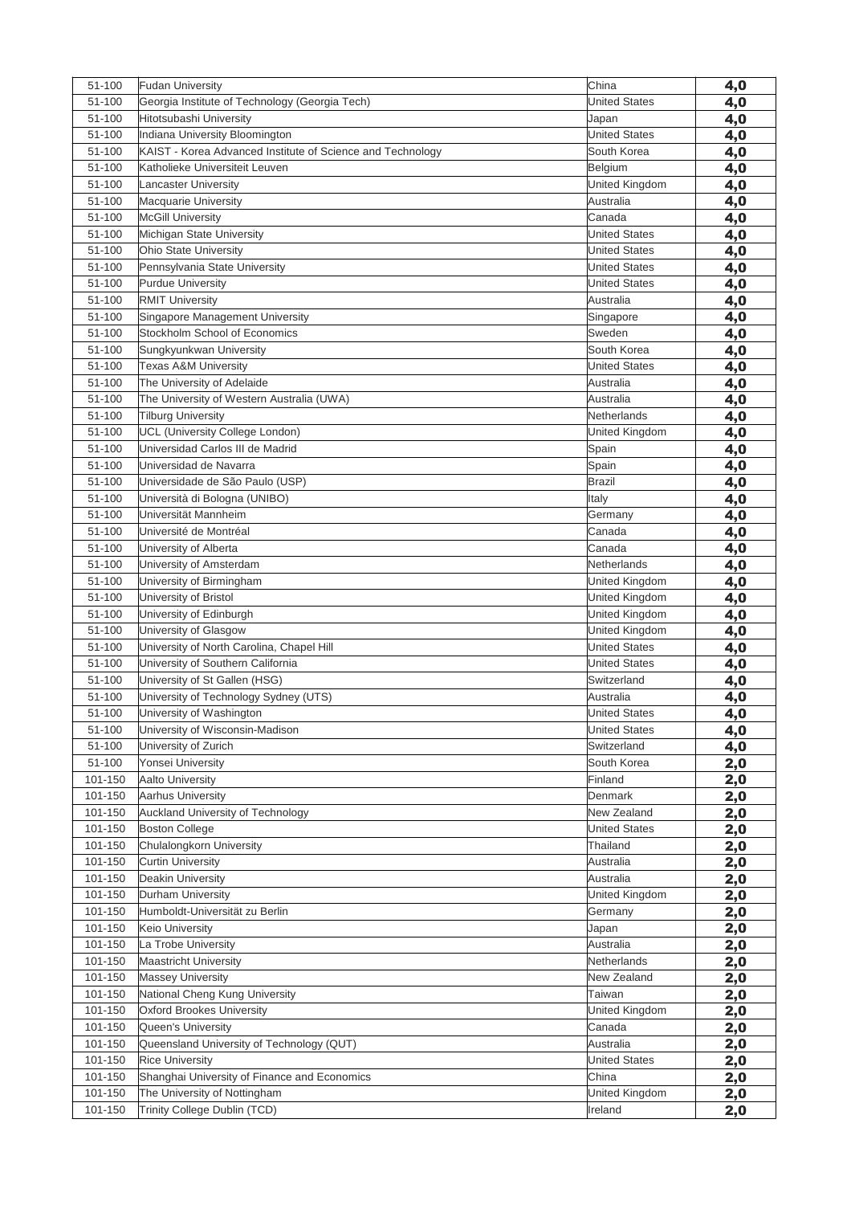| | | | |
|---|---|---|---|
| 51-100 | Fudan University | China | 4,0 |
| 51-100 | Georgia Institute of Technology (Georgia Tech) | United States | 4,0 |
| 51-100 | Hitotsubashi University | Japan | 4,0 |
| 51-100 | Indiana University Bloomington | United States | 4,0 |
| 51-100 | KAIST - Korea Advanced Institute of Science and Technology | South Korea | 4,0 |
| 51-100 | Katholieke Universiteit Leuven | Belgium | 4,0 |
| 51-100 | Lancaster University | United Kingdom | 4,0 |
| 51-100 | Macquarie University | Australia | 4,0 |
| 51-100 | McGill University | Canada | 4,0 |
| 51-100 | Michigan State University | United States | 4,0 |
| 51-100 | Ohio State University | United States | 4,0 |
| 51-100 | Pennsylvania State University | United States | 4,0 |
| 51-100 | Purdue University | United States | 4,0 |
| 51-100 | RMIT University | Australia | 4,0 |
| 51-100 | Singapore Management University | Singapore | 4,0 |
| 51-100 | Stockholm School of Economics | Sweden | 4,0 |
| 51-100 | Sungkyunkwan University | South Korea | 4,0 |
| 51-100 | Texas A&M University | United States | 4,0 |
| 51-100 | The University of Adelaide | Australia | 4,0 |
| 51-100 | The University of Western Australia (UWA) | Australia | 4,0 |
| 51-100 | Tilburg University | Netherlands | 4,0 |
| 51-100 | UCL (University College London) | United Kingdom | 4,0 |
| 51-100 | Universidad Carlos III de Madrid | Spain | 4,0 |
| 51-100 | Universidad de Navarra | Spain | 4,0 |
| 51-100 | Universidade de São Paulo (USP) | Brazil | 4,0 |
| 51-100 | Università di Bologna (UNIBO) | Italy | 4,0 |
| 51-100 | Universität Mannheim | Germany | 4,0 |
| 51-100 | Université de Montréal | Canada | 4,0 |
| 51-100 | University of Alberta | Canada | 4,0 |
| 51-100 | University of Amsterdam | Netherlands | 4,0 |
| 51-100 | University of Birmingham | United Kingdom | 4,0 |
| 51-100 | University of Bristol | United Kingdom | 4,0 |
| 51-100 | University of Edinburgh | United Kingdom | 4,0 |
| 51-100 | University of Glasgow | United Kingdom | 4,0 |
| 51-100 | University of North Carolina, Chapel Hill | United States | 4,0 |
| 51-100 | University of Southern California | United States | 4,0 |
| 51-100 | University of St Gallen (HSG) | Switzerland | 4,0 |
| 51-100 | University of Technology Sydney (UTS) | Australia | 4,0 |
| 51-100 | University of Washington | United States | 4,0 |
| 51-100 | University of Wisconsin-Madison | United States | 4,0 |
| 51-100 | University of Zurich | Switzerland | 4,0 |
| 51-100 | Yonsei University | South Korea | 2,0 |
| 101-150 | Aalto University | Finland | 2,0 |
| 101-150 | Aarhus University | Denmark | 2,0 |
| 101-150 | Auckland University of Technology | New Zealand | 2,0 |
| 101-150 | Boston College | United States | 2,0 |
| 101-150 | Chulalongkorn University | Thailand | 2,0 |
| 101-150 | Curtin University | Australia | 2,0 |
| 101-150 | Deakin University | Australia | 2,0 |
| 101-150 | Durham University | United Kingdom | 2,0 |
| 101-150 | Humboldt-Universität zu Berlin | Germany | 2,0 |
| 101-150 | Keio University | Japan | 2,0 |
| 101-150 | La Trobe University | Australia | 2,0 |
| 101-150 | Maastricht University | Netherlands | 2,0 |
| 101-150 | Massey University | New Zealand | 2,0 |
| 101-150 | National Cheng Kung University | Taiwan | 2,0 |
| 101-150 | Oxford Brookes University | United Kingdom | 2,0 |
| 101-150 | Queen's University | Canada | 2,0 |
| 101-150 | Queensland University of Technology (QUT) | Australia | 2,0 |
| 101-150 | Rice University | United States | 2,0 |
| 101-150 | Shanghai University of Finance and Economics | China | 2,0 |
| 101-150 | The University of Nottingham | United Kingdom | 2,0 |
| 101-150 | Trinity College Dublin (TCD) | Ireland | 2,0 |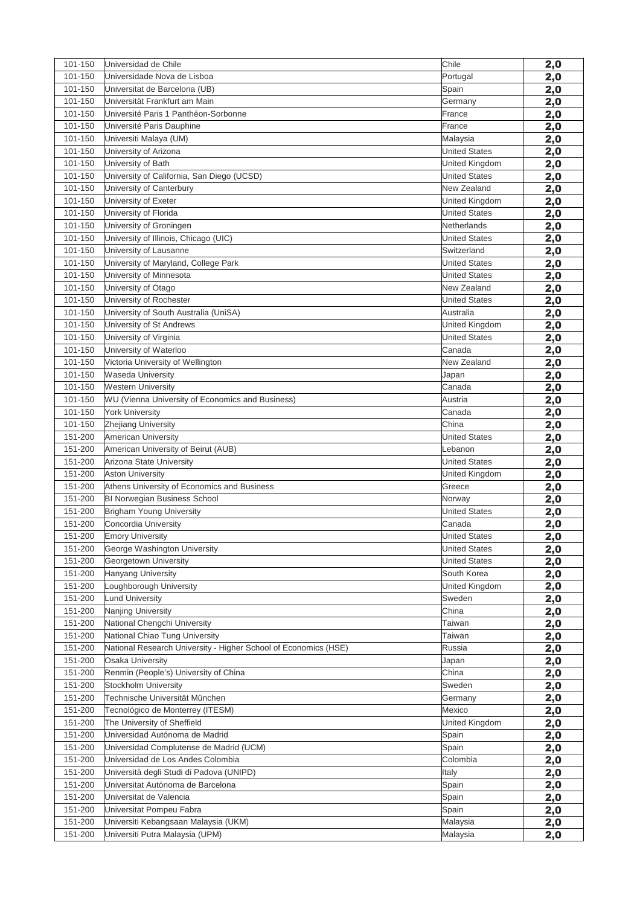| 101-150 | Universidad de Chile | Chile | 2,0 |
|---|---|---|---|
| 101-150 | Universidade Nova de Lisboa | Portugal | 2,0 |
| 101-150 | Universitat de Barcelona (UB) | Spain | 2,0 |
| 101-150 | Universität Frankfurt am Main | Germany | 2,0 |
| 101-150 | Université Paris 1 Panthéon-Sorbonne | France | 2,0 |
| 101-150 | Université Paris Dauphine | France | 2,0 |
| 101-150 | Universiti Malaya (UM) | Malaysia | 2,0 |
| 101-150 | University of Arizona | United States | 2,0 |
| 101-150 | University of Bath | United Kingdom | 2,0 |
| 101-150 | University of California, San Diego (UCSD) | United States | 2,0 |
| 101-150 | University of Canterbury | New Zealand | 2,0 |
| 101-150 | University of Exeter | United Kingdom | 2,0 |
| 101-150 | University of Florida | United States | 2,0 |
| 101-150 | University of Groningen | Netherlands | 2,0 |
| 101-150 | University of Illinois, Chicago (UIC) | United States | 2,0 |
| 101-150 | University of Lausanne | Switzerland | 2,0 |
| 101-150 | University of Maryland, College Park | United States | 2,0 |
| 101-150 | University of Minnesota | United States | 2,0 |
| 101-150 | University of Otago | New Zealand | 2,0 |
| 101-150 | University of Rochester | United States | 2,0 |
| 101-150 | University of South Australia (UniSA) | Australia | 2,0 |
| 101-150 | University of St Andrews | United Kingdom | 2,0 |
| 101-150 | University of Virginia | United States | 2,0 |
| 101-150 | University of Waterloo | Canada | 2,0 |
| 101-150 | Victoria University of Wellington | New Zealand | 2,0 |
| 101-150 | Waseda University | Japan | 2,0 |
| 101-150 | Western University | Canada | 2,0 |
| 101-150 | WU (Vienna University of Economics and Business) | Austria | 2,0 |
| 101-150 | York University | Canada | 2,0 |
| 101-150 | Zhejiang University | China | 2,0 |
| 151-200 | American University | United States | 2,0 |
| 151-200 | American University of Beirut (AUB) | Lebanon | 2,0 |
| 151-200 | Arizona State University | United States | 2,0 |
| 151-200 | Aston University | United Kingdom | 2,0 |
| 151-200 | Athens University of Economics and Business | Greece | 2,0 |
| 151-200 | BI Norwegian Business School | Norway | 2,0 |
| 151-200 | Brigham Young University | United States | 2,0 |
| 151-200 | Concordia University | Canada | 2,0 |
| 151-200 | Emory University | United States | 2,0 |
| 151-200 | George Washington University | United States | 2,0 |
| 151-200 | Georgetown University | United States | 2,0 |
| 151-200 | Hanyang University | South Korea | 2,0 |
| 151-200 | Loughborough University | United Kingdom | 2,0 |
| 151-200 | Lund University | Sweden | 2,0 |
| 151-200 | Nanjing University | China | 2,0 |
| 151-200 | National Chengchi University | Taiwan | 2,0 |
| 151-200 | National Chiao Tung University | Taiwan | 2,0 |
| 151-200 | National Research University - Higher School of Economics (HSE) | Russia | 2,0 |
| 151-200 | Osaka University | Japan | 2,0 |
| 151-200 | Renmin (People's) University of China | China | 2,0 |
| 151-200 | Stockholm University | Sweden | 2,0 |
| 151-200 | Technische Universität München | Germany | 2,0 |
| 151-200 | Tecnológico de Monterrey (ITESM) | Mexico | 2,0 |
| 151-200 | The University of Sheffield | United Kingdom | 2,0 |
| 151-200 | Universidad Autónoma de Madrid | Spain | 2,0 |
| 151-200 | Universidad Complutense de Madrid (UCM) | Spain | 2,0 |
| 151-200 | Universidad de Los Andes Colombia | Colombia | 2,0 |
| 151-200 | Università degli Studi di Padova (UNIPD) | Italy | 2,0 |
| 151-200 | Universitat Autónoma de Barcelona | Spain | 2,0 |
| 151-200 | Universitat de Valencia | Spain | 2,0 |
| 151-200 | Universitat Pompeu Fabra | Spain | 2,0 |
| 151-200 | Universiti Kebangsaan Malaysia (UKM) | Malaysia | 2,0 |
| 151-200 | Universiti Putra Malaysia (UPM) | Malaysia | 2,0 |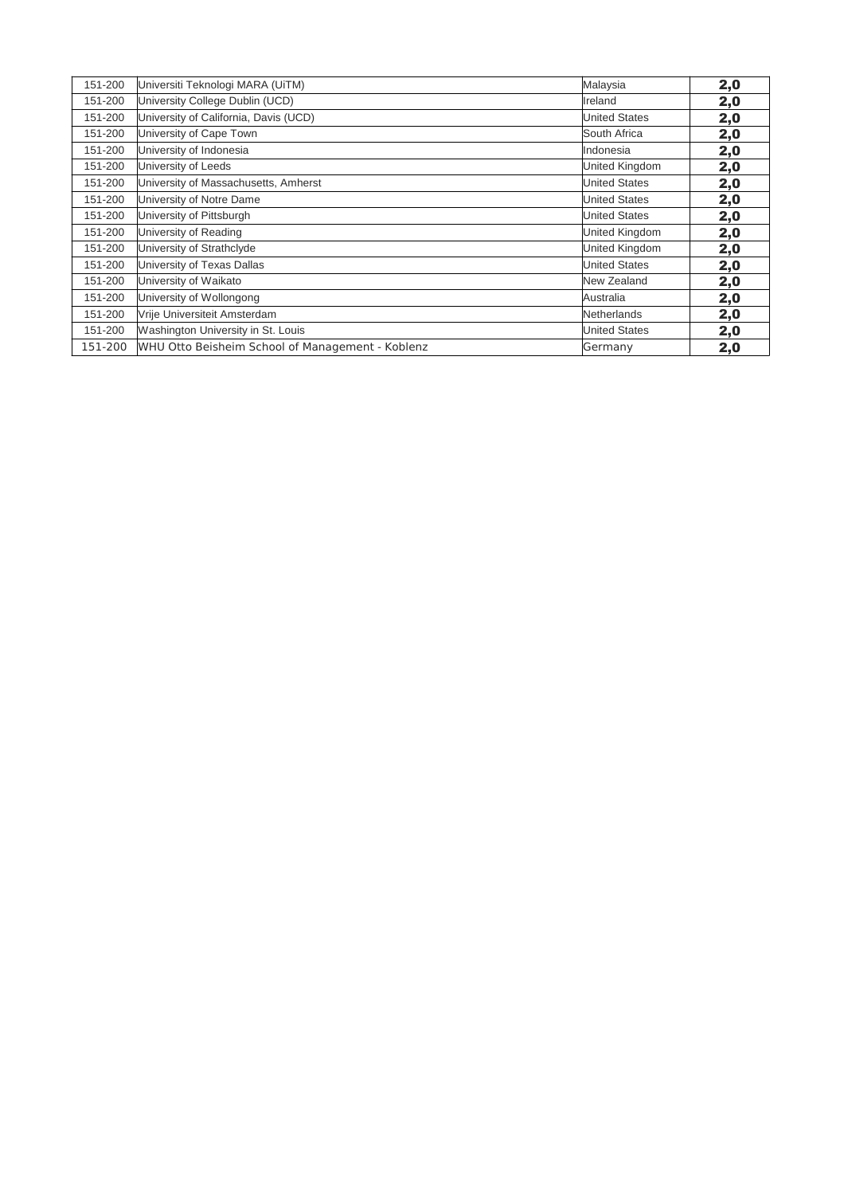| | | | |
|---|---|---|---|
| 151-200 | Universiti Teknologi MARA (UiTM) | Malaysia | **2,0** |
| 151-200 | University College Dublin (UCD) | Ireland | **2,0** |
| 151-200 | University of California, Davis (UCD) | United States | **2,0** |
| 151-200 | University of Cape Town | South Africa | **2,0** |
| 151-200 | University of Indonesia | Indonesia | **2,0** |
| 151-200 | University of Leeds | United Kingdom | **2,0** |
| 151-200 | University of Massachusetts, Amherst | United States | **2,0** |
| 151-200 | University of Notre Dame | United States | **2,0** |
| 151-200 | University of Pittsburgh | United States | **2,0** |
| 151-200 | University of Reading | United Kingdom | **2,0** |
| 151-200 | University of Strathclyde | United Kingdom | **2,0** |
| 151-200 | University of Texas Dallas | United States | **2,0** |
| 151-200 | University of Waikato | New Zealand | **2,0** |
| 151-200 | University of Wollongong | Australia | **2,0** |
| 151-200 | Vrije Universiteit Amsterdam | Netherlands | **2,0** |
| 151-200 | Washington University in St. Louis | United States | **2,0** |
| 151-200 | WHU Otto Beisheim School of Management - Koblenz | Germany | **2,0** |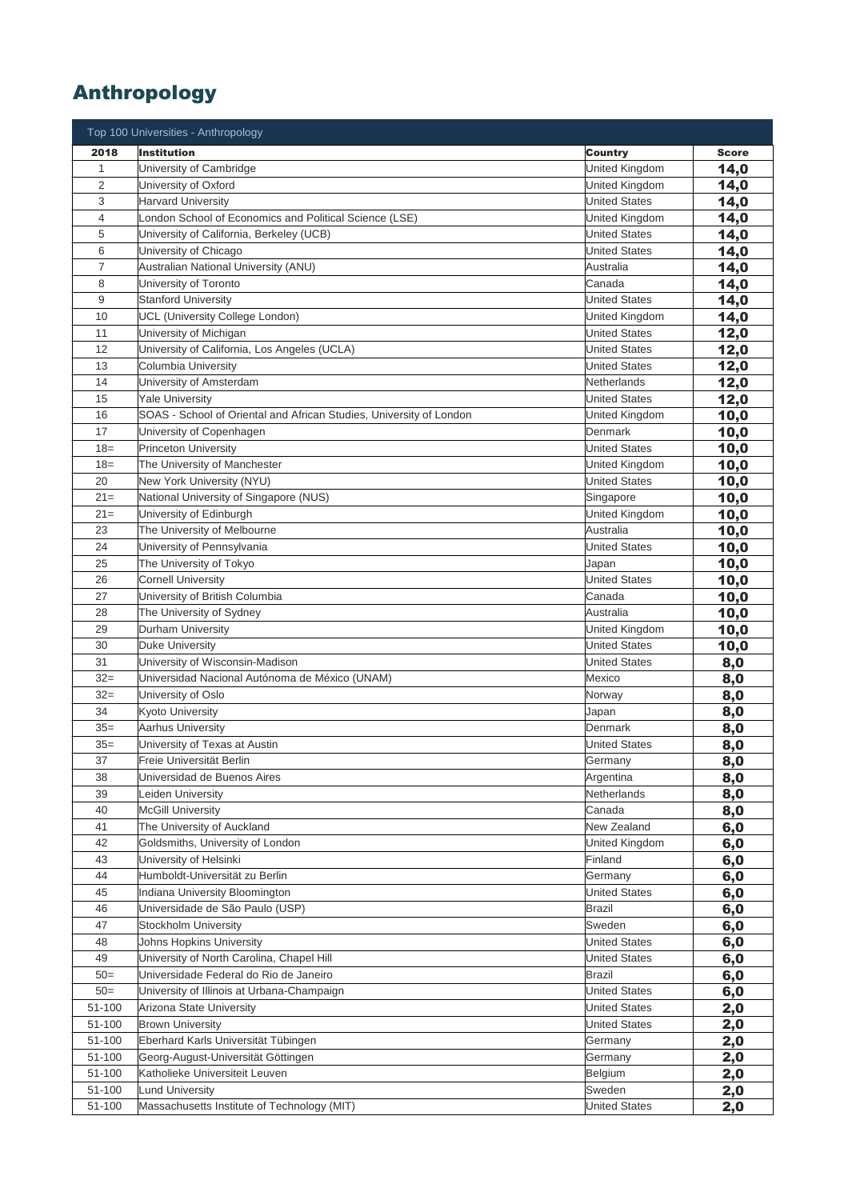# Anthropology

| Top 100 Universities - Anthropology | | | |
|---|---|---|---|
| **2018** | **Institution** | **Country** | **Score** |
| 1 | University of Cambridge | United Kingdom | **14,0** |
| 2 | University of Oxford | United Kingdom | **14,0** |
| 3 | Harvard University | United States | **14,0** |
| 4 | London School of Economics and Political Science (LSE) | United Kingdom | **14,0** |
| 5 | University of California, Berkeley (UCB) | United States | **14,0** |
| 6 | University of Chicago | United States | **14,0** |
| 7 | Australian National University (ANU) | Australia | **14,0** |
| 8 | University of Toronto | Canada | **14,0** |
| 9 | Stanford University | United States | **14,0** |
| 10 | UCL (University College London) | United Kingdom | **14,0** |
| 11 | University of Michigan | United States | **12,0** |
| 12 | University of California, Los Angeles (UCLA) | United States | **12,0** |
| 13 | Columbia University | United States | **12,0** |
| 14 | University of Amsterdam | Netherlands | **12,0** |
| 15 | Yale University | United States | **12,0** |
| 16 | SOAS - School of Oriental and African Studies, University of London | United Kingdom | **10,0** |
| 17 | University of Copenhagen | Denmark | **10,0** |
| 18= | Princeton University | United States | **10,0** |
| 18= | The University of Manchester | United Kingdom | **10,0** |
| 20 | New York University (NYU) | United States | **10,0** |
| 21= | National University of Singapore (NUS) | Singapore | **10,0** |
| 21= | University of Edinburgh | United Kingdom | **10,0** |
| 23 | The University of Melbourne | Australia | **10,0** |
| 24 | University of Pennsylvania | United States | **10,0** |
| 25 | The University of Tokyo | Japan | **10,0** |
| 26 | Cornell University | United States | **10,0** |
| 27 | University of British Columbia | Canada | **10,0** |
| 28 | The University of Sydney | Australia | **10,0** |
| 29 | Durham University | United Kingdom | **10,0** |
| 30 | Duke University | United States | **10,0** |
| 31 | University of Wisconsin-Madison | United States | **8,0** |
| 32= | Universidad Nacional Autónoma de México (UNAM) | Mexico | **8,0** |
| 32= | University of Oslo | Norway | **8,0** |
| 34 | Kyoto University | Japan | **8,0** |
| 35= | Aarhus University | Denmark | **8,0** |
| 35= | University of Texas at Austin | United States | **8,0** |
| 37 | Freie Universität Berlin | Germany | **8,0** |
| 38 | Universidad de Buenos Aires | Argentina | **8,0** |
| 39 | Leiden University | Netherlands | **8,0** |
| 40 | McGill University | Canada | **8,0** |
| 41 | The University of Auckland | New Zealand | **6,0** |
| 42 | Goldsmiths, University of London | United Kingdom | **6,0** |
| 43 | University of Helsinki | Finland | **6,0** |
| 44 | Humboldt-Universität zu Berlin | Germany | **6,0** |
| 45 | Indiana University Bloomington | United States | **6,0** |
| 46 | Universidade de São Paulo (USP) | Brazil | **6,0** |
| 47 | Stockholm University | Sweden | **6,0** |
| 48 | Johns Hopkins University | United States | **6,0** |
| 49 | University of North Carolina, Chapel Hill | United States | **6,0** |
| 50= | Universidade Federal do Rio de Janeiro | Brazil | **6,0** |
| 50= | University of Illinois at Urbana-Champaign | United States | **6,0** |
| 51-100 | Arizona State University | United States | **2,0** |
| 51-100 | Brown University | United States | **2,0** |
| 51-100 | Eberhard Karls Universität Tübingen | Germany | **2,0** |
| 51-100 | Georg-August-Universität Göttingen | Germany | **2,0** |
| 51-100 | Katholieke Universiteit Leuven | Belgium | **2,0** |
| 51-100 | Lund University | Sweden | **2,0** |
| 51-100 | Massachusetts Institute of Technology (MIT) | United States | **2,0** |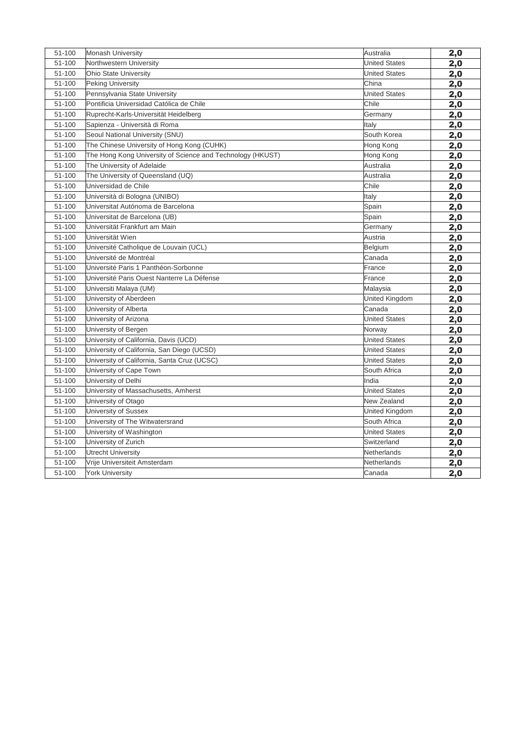| | | | |
|---|---|---|---|
| 51-100 | Monash University | Australia | **2,0** |
| 51-100 | Northwestern University | United States | **2,0** |
| 51-100 | Ohio State University | United States | **2,0** |
| 51-100 | Peking University | China | **2,0** |
| 51-100 | Pennsylvania State University | United States | **2,0** |
| 51-100 | Pontificia Universidad Católica de Chile | Chile | **2,0** |
| 51-100 | Ruprecht-Karls-Universität Heidelberg | Germany | **2,0** |
| 51-100 | Sapienza - Università di Roma | Italy | **2,0** |
| 51-100 | Seoul National University (SNU) | South Korea | **2,0** |
| 51-100 | The Chinese University of Hong Kong (CUHK) | Hong Kong | **2,0** |
| 51-100 | The Hong Kong University of Science and Technology (HKUST) | Hong Kong | **2,0** |
| 51-100 | The University of Adelaide | Australia | **2,0** |
| 51-100 | The University of Queensland (UQ) | Australia | **2,0** |
| 51-100 | Universidad de Chile | Chile | **2,0** |
| 51-100 | Università di Bologna (UNIBO) | Italy | **2,0** |
| 51-100 | Universitat Autónoma de Barcelona | Spain | **2,0** |
| 51-100 | Universitat de Barcelona (UB) | Spain | **2,0** |
| 51-100 | Universität Frankfurt am Main | Germany | **2,0** |
| 51-100 | Universität Wien | Austria | **2,0** |
| 51-100 | Université Catholique de Louvain (UCL) | Belgium | **2,0** |
| 51-100 | Université de Montréal | Canada | **2,0** |
| 51-100 | Université Paris 1 Panthéon-Sorbonne | France | **2,0** |
| 51-100 | Université Paris Ouest Nanterre La Défense | France | **2,0** |
| 51-100 | Universiti Malaya (UM) | Malaysia | **2,0** |
| 51-100 | University of Aberdeen | United Kingdom | **2,0** |
| 51-100 | University of Alberta | Canada | **2,0** |
| 51-100 | University of Arizona | United States | **2,0** |
| 51-100 | University of Bergen | Norway | **2,0** |
| 51-100 | University of California, Davis (UCD) | United States | **2,0** |
| 51-100 | University of California, San Diego (UCSD) | United States | **2,0** |
| 51-100 | University of California, Santa Cruz (UCSC) | United States | **2,0** |
| 51-100 | University of Cape Town | South Africa | **2,0** |
| 51-100 | University of Delhi | India | **2,0** |
| 51-100 | University of Massachusetts, Amherst | United States | **2,0** |
| 51-100 | University of Otago | New Zealand | **2,0** |
| 51-100 | University of Sussex | United Kingdom | **2,0** |
| 51-100 | University of The Witwatersrand | South Africa | **2,0** |
| 51-100 | University of Washington | United States | **2,0** |
| 51-100 | University of Zurich | Switzerland | **2,0** |
| 51-100 | Utrecht University | Netherlands | **2,0** |
| 51-100 | Vrije Universiteit Amsterdam | Netherlands | **2,0** |
| 51-100 | York University | Canada | **2,0** |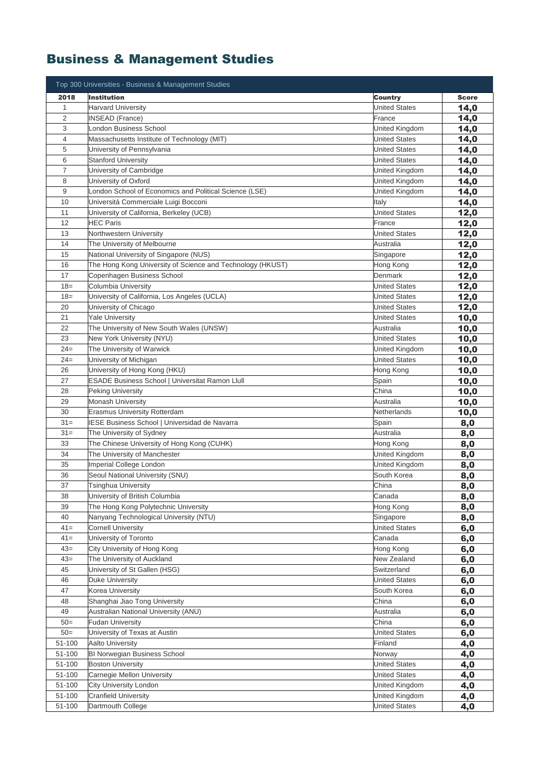# Business & Management Studies

| Top 300 Universities - Business & Management Studies | | | |
|---|---|---|---|
| **2018** | **Institution** | **Country** | **Score** |
| 1 | Harvard University | United States | **14,0** |
| 2 | INSEAD (France) | France | **14,0** |
| 3 | London Business School | United Kingdom | **14,0** |
| 4 | Massachusetts Institute of Technology (MIT) | United States | **14,0** |
| 5 | University of Pennsylvania | United States | **14,0** |
| 6 | Stanford University | United States | **14,0** |
| 7 | University of Cambridge | United Kingdom | **14,0** |
| 8 | University of Oxford | United Kingdom | **14,0** |
| 9 | London School of Economics and Political Science (LSE) | United Kingdom | **14,0** |
| 10 | Università Commerciale Luigi Bocconi | Italy | **14,0** |
| 11 | University of California, Berkeley (UCB) | United States | **12,0** |
| 12 | HEC Paris | France | **12,0** |
| 13 | Northwestern University | United States | **12,0** |
| 14 | The University of Melbourne | Australia | **12,0** |
| 15 | National University of Singapore (NUS) | Singapore | **12,0** |
| 16 | The Hong Kong University of Science and Technology (HKUST) | Hong Kong | **12,0** |
| 17 | Copenhagen Business School | Denmark | **12,0** |
| 18= | Columbia University | United States | **12,0** |
| 18= | University of California, Los Angeles (UCLA) | United States | **12,0** |
| 20 | University of Chicago | United States | **12,0** |
| 21 | Yale University | United States | **10,0** |
| 22 | The University of New South Wales (UNSW) | Australia | **10,0** |
| 23 | New York University (NYU) | United States | **10,0** |
| 24= | The University of Warwick | United Kingdom | **10,0** |
| 24= | University of Michigan | United States | **10,0** |
| 26 | University of Hong Kong (HKU) | Hong Kong | **10,0** |
| 27 | ESADE Business School \| Universitat Ramon Llull | Spain | **10,0** |
| 28 | Peking University | China | **10,0** |
| 29 | Monash University | Australia | **10,0** |
| 30 | Erasmus University Rotterdam | Netherlands | **10,0** |
| 31= | IESE Business School \| Universidad de Navarra | Spain | **8,0** |
| 31= | The University of Sydney | Australia | **8,0** |
| 33 | The Chinese University of Hong Kong (CUHK) | Hong Kong | **8,0** |
| 34 | The University of Manchester | United Kingdom | **8,0** |
| 35 | Imperial College London | United Kingdom | **8,0** |
| 36 | Seoul National University (SNU) | South Korea | **8,0** |
| 37 | Tsinghua University | China | **8,0** |
| 38 | University of British Columbia | Canada | **8,0** |
| 39 | The Hong Kong Polytechnic University | Hong Kong | **8,0** |
| 40 | Nanyang Technological University (NTU) | Singapore | **8,0** |
| 41= | Cornell University | United States | **6,0** |
| 41= | University of Toronto | Canada | **6,0** |
| 43= | City University of Hong Kong | Hong Kong | **6,0** |
| 43= | The University of Auckland | New Zealand | **6,0** |
| 45 | University of St Gallen (HSG) | Switzerland | **6,0** |
| 46 | Duke University | United States | **6,0** |
| 47 | Korea University | South Korea | **6,0** |
| 48 | Shanghai Jiao Tong University | China | **6,0** |
| 49 | Australian National University (ANU) | Australia | **6,0** |
| 50= | Fudan University | China | **6,0** |
| 50= | University of Texas at Austin | United States | **6,0** |
| 51-100 | Aalto University | Finland | **4,0** |
| 51-100 | BI Norwegian Business School | Norway | **4,0** |
| 51-100 | Boston University | United States | **4,0** |
| 51-100 | Carnegie Mellon University | United States | **4,0** |
| 51-100 | City University London | United Kingdom | **4,0** |
| 51-100 | Cranfield University | United Kingdom | **4,0** |
| 51-100 | Dartmouth College | United States | **4,0** |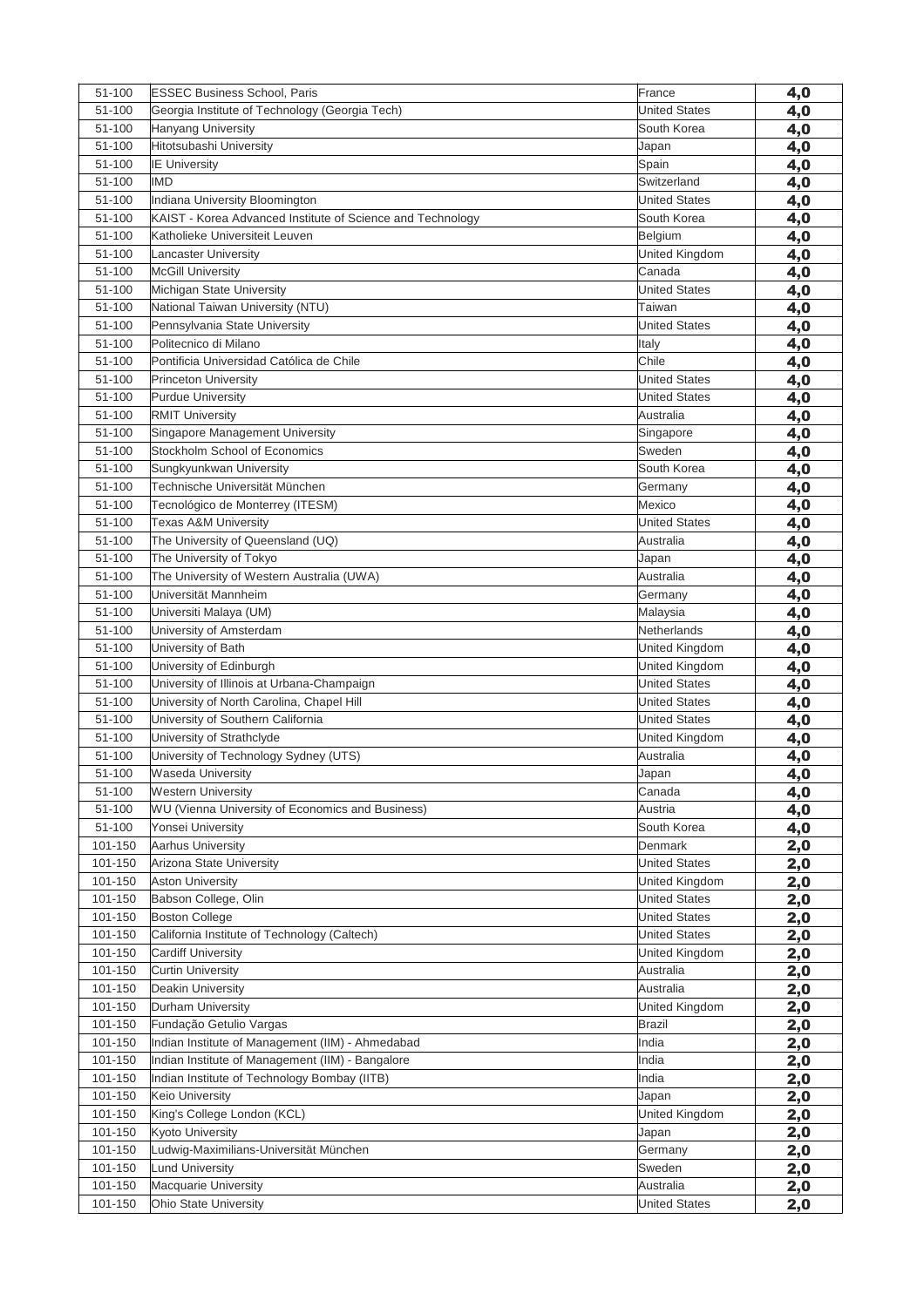| 51-100 | ESSEC Business School, Paris | France | 4,0 |
|---|---|---|---|
| 51-100 | Georgia Institute of Technology (Georgia Tech) | United States | 4,0 |
| 51-100 | Hanyang University | South Korea | 4,0 |
| 51-100 | Hitotsubashi University | Japan | 4,0 |
| 51-100 | IE University | Spain | 4,0 |
| 51-100 | IMD | Switzerland | 4,0 |
| 51-100 | Indiana University Bloomington | United States | 4,0 |
| 51-100 | KAIST - Korea Advanced Institute of Science and Technology | South Korea | 4,0 |
| 51-100 | Katholieke Universiteit Leuven | Belgium | 4,0 |
| 51-100 | Lancaster University | United Kingdom | 4,0 |
| 51-100 | McGill University | Canada | 4,0 |
| 51-100 | Michigan State University | United States | 4,0 |
| 51-100 | National Taiwan University (NTU) | Taiwan | 4,0 |
| 51-100 | Pennsylvania State University | United States | 4,0 |
| 51-100 | Politecnico di Milano | Italy | 4,0 |
| 51-100 | Pontificia Universidad Católica de Chile | Chile | 4,0 |
| 51-100 | Princeton University | United States | 4,0 |
| 51-100 | Purdue University | United States | 4,0 |
| 51-100 | RMIT University | Australia | 4,0 |
| 51-100 | Singapore Management University | Singapore | 4,0 |
| 51-100 | Stockholm School of Economics | Sweden | 4,0 |
| 51-100 | Sungkyunkwan University | South Korea | 4,0 |
| 51-100 | Technische Universität München | Germany | 4,0 |
| 51-100 | Tecnológico de Monterrey (ITESM) | Mexico | 4,0 |
| 51-100 | Texas A&M University | United States | 4,0 |
| 51-100 | The University of Queensland (UQ) | Australia | 4,0 |
| 51-100 | The University of Tokyo | Japan | 4,0 |
| 51-100 | The University of Western Australia (UWA) | Australia | 4,0 |
| 51-100 | Universität Mannheim | Germany | 4,0 |
| 51-100 | Universiti Malaya (UM) | Malaysia | 4,0 |
| 51-100 | University of Amsterdam | Netherlands | 4,0 |
| 51-100 | University of Bath | United Kingdom | 4,0 |
| 51-100 | University of Edinburgh | United Kingdom | 4,0 |
| 51-100 | University of Illinois at Urbana-Champaign | United States | 4,0 |
| 51-100 | University of North Carolina, Chapel Hill | United States | 4,0 |
| 51-100 | University of Southern California | United States | 4,0 |
| 51-100 | University of Strathclyde | United Kingdom | 4,0 |
| 51-100 | University of Technology Sydney (UTS) | Australia | 4,0 |
| 51-100 | Waseda University | Japan | 4,0 |
| 51-100 | Western University | Canada | 4,0 |
| 51-100 | WU (Vienna University of Economics and Business) | Austria | 4,0 |
| 51-100 | Yonsei University | South Korea | 4,0 |
| 101-150 | Aarhus University | Denmark | 2,0 |
| 101-150 | Arizona State University | United States | 2,0 |
| 101-150 | Aston University | United Kingdom | 2,0 |
| 101-150 | Babson College, Olin | United States | 2,0 |
| 101-150 | Boston College | United States | 2,0 |
| 101-150 | California Institute of Technology (Caltech) | United States | 2,0 |
| 101-150 | Cardiff University | United Kingdom | 2,0 |
| 101-150 | Curtin University | Australia | 2,0 |
| 101-150 | Deakin University | Australia | 2,0 |
| 101-150 | Durham University | United Kingdom | 2,0 |
| 101-150 | Fundação Getulio Vargas | Brazil | 2,0 |
| 101-150 | Indian Institute of Management (IIM) - Ahmedabad | India | 2,0 |
| 101-150 | Indian Institute of Management (IIM) - Bangalore | India | 2,0 |
| 101-150 | Indian Institute of Technology Bombay (IITB) | India | 2,0 |
| 101-150 | Keio University | Japan | 2,0 |
| 101-150 | King's College London (KCL) | United Kingdom | 2,0 |
| 101-150 | Kyoto University | Japan | 2,0 |
| 101-150 | Ludwig-Maximilians-Universität München | Germany | 2,0 |
| 101-150 | Lund University | Sweden | 2,0 |
| 101-150 | Macquarie University | Australia | 2,0 |
| 101-150 | Ohio State University | United States | 2,0 |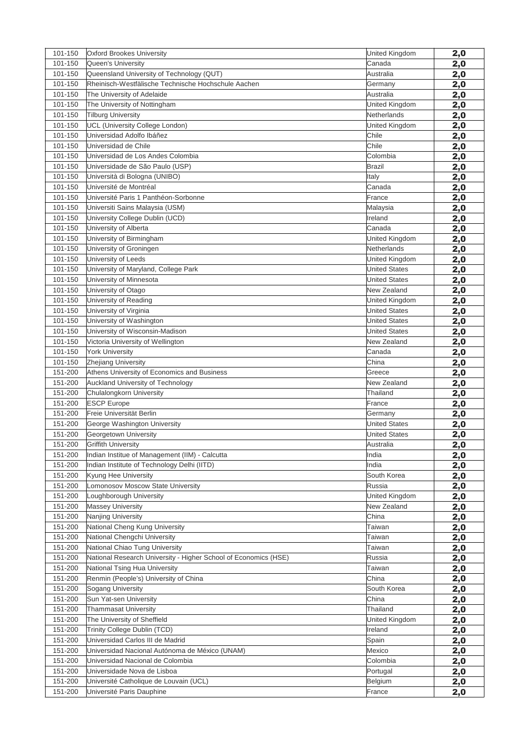| 101-150 | Oxford Brookes University | United Kingdom | 2,0 |
|---|---|---|---|
| 101-150 | Queen's University | Canada | 2,0 |
| 101-150 | Queensland University of Technology (QUT) | Australia | 2,0 |
| 101-150 | Rheinisch-Westfälische Technische Hochschule Aachen | Germany | 2,0 |
| 101-150 | The University of Adelaide | Australia | 2,0 |
| 101-150 | The University of Nottingham | United Kingdom | 2,0 |
| 101-150 | Tilburg University | Netherlands | 2,0 |
| 101-150 | UCL (University College London) | United Kingdom | 2,0 |
| 101-150 | Universidad Adolfo Ibáñez | Chile | 2,0 |
| 101-150 | Universidad de Chile | Chile | 2,0 |
| 101-150 | Universidad de Los Andes Colombia | Colombia | 2,0 |
| 101-150 | Universidade de São Paulo (USP) | Brazil | 2,0 |
| 101-150 | Università di Bologna (UNIBO) | Italy | 2,0 |
| 101-150 | Université de Montréal | Canada | 2,0 |
| 101-150 | Université Paris 1 Panthéon-Sorbonne | France | 2,0 |
| 101-150 | Universiti Sains Malaysia (USM) | Malaysia | 2,0 |
| 101-150 | University College Dublin (UCD) | Ireland | 2,0 |
| 101-150 | University of Alberta | Canada | 2,0 |
| 101-150 | University of Birmingham | United Kingdom | 2,0 |
| 101-150 | University of Groningen | Netherlands | 2,0 |
| 101-150 | University of Leeds | United Kingdom | 2,0 |
| 101-150 | University of Maryland, College Park | United States | 2,0 |
| 101-150 | University of Minnesota | United States | 2,0 |
| 101-150 | University of Otago | New Zealand | 2,0 |
| 101-150 | University of Reading | United Kingdom | 2,0 |
| 101-150 | University of Virginia | United States | 2,0 |
| 101-150 | University of Washington | United States | 2,0 |
| 101-150 | University of Wisconsin-Madison | United States | 2,0 |
| 101-150 | Victoria University of Wellington | New Zealand | 2,0 |
| 101-150 | York University | Canada | 2,0 |
| 101-150 | Zhejiang University | China | 2,0 |
| 151-200 | Athens University of Economics and Business | Greece | 2,0 |
| 151-200 | Auckland University of Technology | New Zealand | 2,0 |
| 151-200 | Chulalongkorn University | Thailand | 2,0 |
| 151-200 | ESCP Europe | France | 2,0 |
| 151-200 | Freie Universität Berlin | Germany | 2,0 |
| 151-200 | George Washington University | United States | 2,0 |
| 151-200 | Georgetown University | United States | 2,0 |
| 151-200 | Griffith University | Australia | 2,0 |
| 151-200 | Indian Institue of Management (IIM) - Calcutta | India | 2,0 |
| 151-200 | Indian Institute of Technology Delhi (IITD) | India | 2,0 |
| 151-200 | Kyung Hee University | South Korea | 2,0 |
| 151-200 | Lomonosov Moscow State University | Russia | 2,0 |
| 151-200 | Loughborough University | United Kingdom | 2,0 |
| 151-200 | Massey University | New Zealand | 2,0 |
| 151-200 | Nanjing University | China | 2,0 |
| 151-200 | National Cheng Kung University | Taiwan | 2,0 |
| 151-200 | National Chengchi University | Taiwan | 2,0 |
| 151-200 | National Chiao Tung University | Taiwan | 2,0 |
| 151-200 | National Research University - Higher School of Economics (HSE) | Russia | 2,0 |
| 151-200 | National Tsing Hua University | Taiwan | 2,0 |
| 151-200 | Renmin (People's) University of China | China | 2,0 |
| 151-200 | Sogang University | South Korea | 2,0 |
| 151-200 | Sun Yat-sen University | China | 2,0 |
| 151-200 | Thammasat University | Thailand | 2,0 |
| 151-200 | The University of Sheffield | United Kingdom | 2,0 |
| 151-200 | Trinity College Dublin (TCD) | Ireland | 2,0 |
| 151-200 | Universidad Carlos III de Madrid | Spain | 2,0 |
| 151-200 | Universidad Nacional Autónoma de México (UNAM) | Mexico | 2,0 |
| 151-200 | Universidad Nacional de Colombia | Colombia | 2,0 |
| 151-200 | Universidade Nova de Lisboa | Portugal | 2,0 |
| 151-200 | Université Catholique de Louvain (UCL) | Belgium | 2,0 |
| 151-200 | Université Paris Dauphine | France | 2,0 |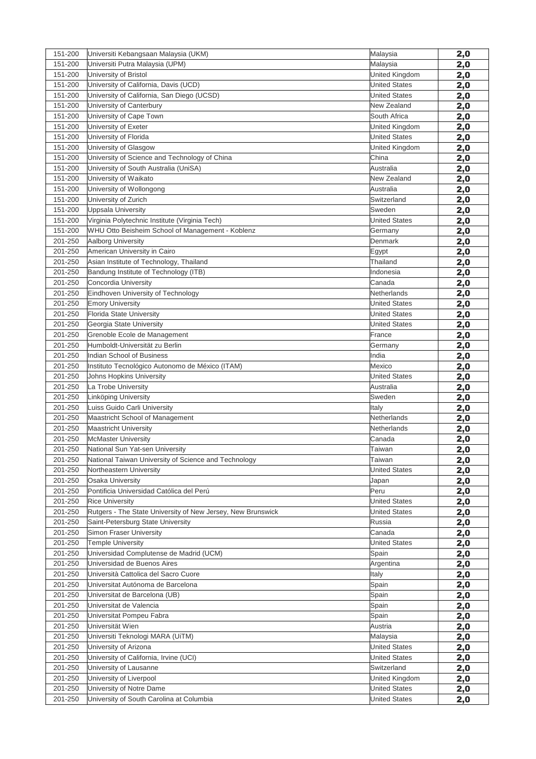| | | | |
|---|---|---|---|
| 151-200 | Universiti Kebangsaan Malaysia (UKM) | Malaysia | 2,0 |
| 151-200 | Universiti Putra Malaysia (UPM) | Malaysia | 2,0 |
| 151-200 | University of Bristol | United Kingdom | 2,0 |
| 151-200 | University of California, Davis (UCD) | United States | 2,0 |
| 151-200 | University of California, San Diego (UCSD) | United States | 2,0 |
| 151-200 | University of Canterbury | New Zealand | 2,0 |
| 151-200 | University of Cape Town | South Africa | 2,0 |
| 151-200 | University of Exeter | United Kingdom | 2,0 |
| 151-200 | University of Florida | United States | 2,0 |
| 151-200 | University of Glasgow | United Kingdom | 2,0 |
| 151-200 | University of Science and Technology of China | China | 2,0 |
| 151-200 | University of South Australia (UniSA) | Australia | 2,0 |
| 151-200 | University of Waikato | New Zealand | 2,0 |
| 151-200 | University of Wollongong | Australia | 2,0 |
| 151-200 | University of Zurich | Switzerland | 2,0 |
| 151-200 | Uppsala University | Sweden | 2,0 |
| 151-200 | Virginia Polytechnic Institute (Virginia Tech) | United States | 2,0 |
| 151-200 | WHU Otto Beisheim School of Management - Koblenz | Germany | 2,0 |
| 201-250 | Aalborg University | Denmark | 2,0 |
| 201-250 | American University in Cairo | Egypt | 2,0 |
| 201-250 | Asian Institute of Technology, Thailand | Thailand | 2,0 |
| 201-250 | Bandung Institute of Technology (ITB) | Indonesia | 2,0 |
| 201-250 | Concordia University | Canada | 2,0 |
| 201-250 | Eindhoven University of Technology | Netherlands | 2,0 |
| 201-250 | Emory University | United States | 2,0 |
| 201-250 | Florida State University | United States | 2,0 |
| 201-250 | Georgia State University | United States | 2,0 |
| 201-250 | Grenoble Ecole de Management | France | 2,0 |
| 201-250 | Humboldt-Universität zu Berlin | Germany | 2,0 |
| 201-250 | Indian School of Business | India | 2,0 |
| 201-250 | Instituto Tecnológico Autonomo de México (ITAM) | Mexico | 2,0 |
| 201-250 | Johns Hopkins University | United States | 2,0 |
| 201-250 | La Trobe University | Australia | 2,0 |
| 201-250 | Linköping University | Sweden | 2,0 |
| 201-250 | Luiss Guido Carli University | Italy | 2,0 |
| 201-250 | Maastricht School of Management | Netherlands | 2,0 |
| 201-250 | Maastricht University | Netherlands | 2,0 |
| 201-250 | McMaster University | Canada | 2,0 |
| 201-250 | National Sun Yat-sen University | Taiwan | 2,0 |
| 201-250 | National Taiwan University of Science and Technology | Taiwan | 2,0 |
| 201-250 | Northeastern University | United States | 2,0 |
| 201-250 | Osaka University | Japan | 2,0 |
| 201-250 | Pontificia Universidad Católica del Perú | Peru | 2,0 |
| 201-250 | Rice University | United States | 2,0 |
| 201-250 | Rutgers - The State University of New Jersey, New Brunswick | United States | 2,0 |
| 201-250 | Saint-Petersburg State University | Russia | 2,0 |
| 201-250 | Simon Fraser University | Canada | 2,0 |
| 201-250 | Temple University | United States | 2,0 |
| 201-250 | Universidad Complutense de Madrid (UCM) | Spain | 2,0 |
| 201-250 | Universidad de Buenos Aires | Argentina | 2,0 |
| 201-250 | Università Cattolica del Sacro Cuore | Italy | 2,0 |
| 201-250 | Universitat Autónoma de Barcelona | Spain | 2,0 |
| 201-250 | Universitat de Barcelona (UB) | Spain | 2,0 |
| 201-250 | Universitat de Valencia | Spain | 2,0 |
| 201-250 | Universitat Pompeu Fabra | Spain | 2,0 |
| 201-250 | Universität Wien | Austria | 2,0 |
| 201-250 | Universiti Teknologi MARA (UiTM) | Malaysia | 2,0 |
| 201-250 | University of Arizona | United States | 2,0 |
| 201-250 | University of California, Irvine (UCI) | United States | 2,0 |
| 201-250 | University of Lausanne | Switzerland | 2,0 |
| 201-250 | University of Liverpool | United Kingdom | 2,0 |
| 201-250 | University of Notre Dame | United States | 2,0 |
| 201-250 | University of South Carolina at Columbia | United States | 2,0 |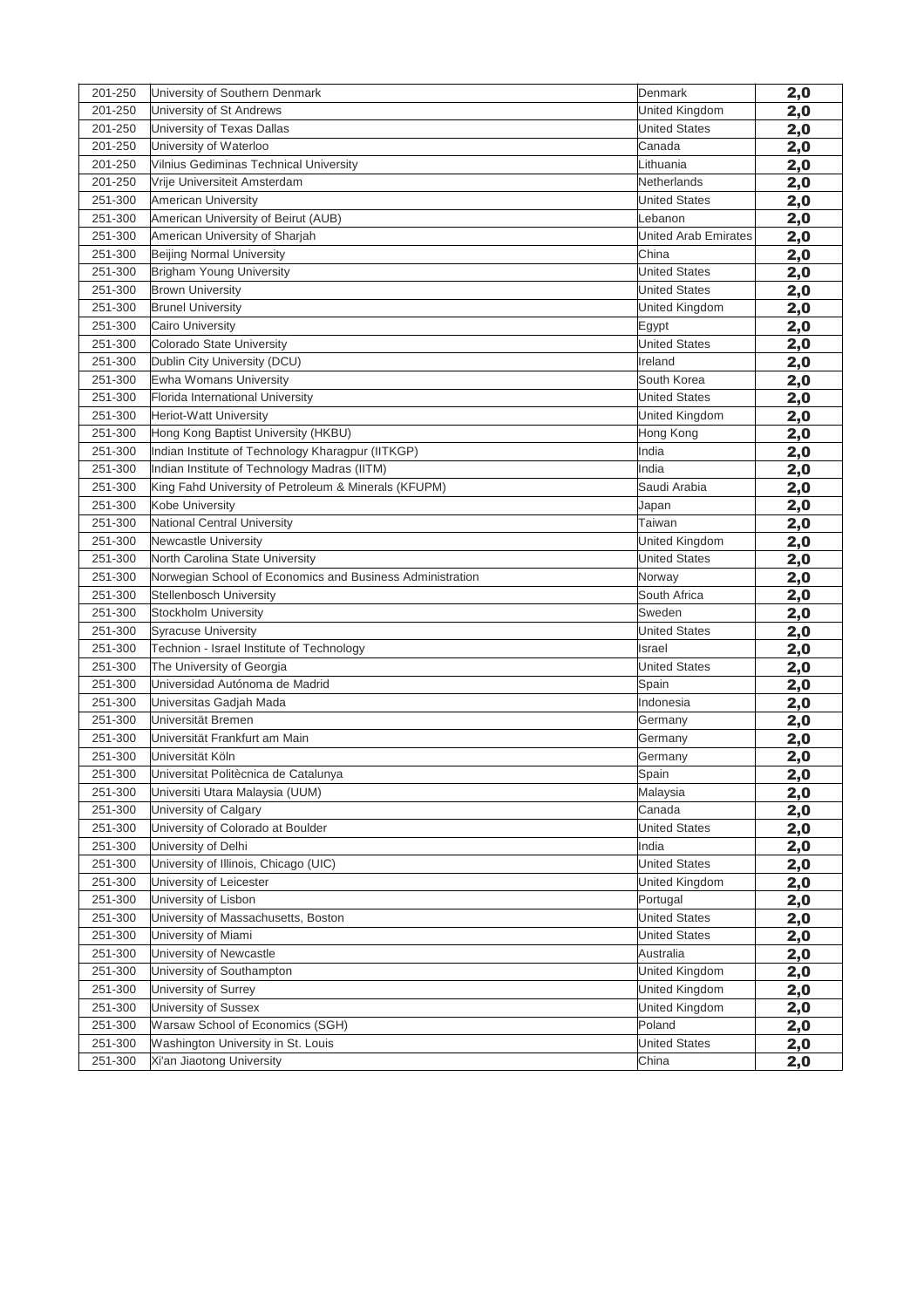| | | | |
|---|---|---|---|
| 201-250 | University of Southern Denmark | Denmark | 2,0 |
| 201-250 | University of St Andrews | United Kingdom | 2,0 |
| 201-250 | University of Texas Dallas | United States | 2,0 |
| 201-250 | University of Waterloo | Canada | 2,0 |
| 201-250 | Vilnius Gediminas Technical University | Lithuania | 2,0 |
| 201-250 | Vrije Universiteit Amsterdam | Netherlands | 2,0 |
| 251-300 | American University | United States | 2,0 |
| 251-300 | American University of Beirut (AUB) | Lebanon | 2,0 |
| 251-300 | American University of Sharjah | United Arab Emirates | 2,0 |
| 251-300 | Beijing Normal University | China | 2,0 |
| 251-300 | Brigham Young University | United States | 2,0 |
| 251-300 | Brown University | United States | 2,0 |
| 251-300 | Brunel University | United Kingdom | 2,0 |
| 251-300 | Cairo University | Egypt | 2,0 |
| 251-300 | Colorado State University | United States | 2,0 |
| 251-300 | Dublin City University (DCU) | Ireland | 2,0 |
| 251-300 | Ewha Womans University | South Korea | 2,0 |
| 251-300 | Florida International University | United States | 2,0 |
| 251-300 | Heriot-Watt University | United Kingdom | 2,0 |
| 251-300 | Hong Kong Baptist University (HKBU) | Hong Kong | 2,0 |
| 251-300 | Indian Institute of Technology Kharagpur (IITKGP) | India | 2,0 |
| 251-300 | Indian Institute of Technology Madras (IITM) | India | 2,0 |
| 251-300 | King Fahd University of Petroleum & Minerals (KFUPM) | Saudi Arabia | 2,0 |
| 251-300 | Kobe University | Japan | 2,0 |
| 251-300 | National Central University | Taiwan | 2,0 |
| 251-300 | Newcastle University | United Kingdom | 2,0 |
| 251-300 | North Carolina State University | United States | 2,0 |
| 251-300 | Norwegian School of Economics and Business Administration | Norway | 2,0 |
| 251-300 | Stellenbosch University | South Africa | 2,0 |
| 251-300 | Stockholm University | Sweden | 2,0 |
| 251-300 | Syracuse University | United States | 2,0 |
| 251-300 | Technion - Israel Institute of Technology | Israel | 2,0 |
| 251-300 | The University of Georgia | United States | 2,0 |
| 251-300 | Universidad Autónoma de Madrid | Spain | 2,0 |
| 251-300 | Universitas Gadjah Mada | Indonesia | 2,0 |
| 251-300 | Universität Bremen | Germany | 2,0 |
| 251-300 | Universität Frankfurt am Main | Germany | 2,0 |
| 251-300 | Universität Köln | Germany | 2,0 |
| 251-300 | Universitat Politècnica de Catalunya | Spain | 2,0 |
| 251-300 | Universiti Utara Malaysia (UUM) | Malaysia | 2,0 |
| 251-300 | University of Calgary | Canada | 2,0 |
| 251-300 | University of Colorado at Boulder | United States | 2,0 |
| 251-300 | University of Delhi | India | 2,0 |
| 251-300 | University of Illinois, Chicago (UIC) | United States | 2,0 |
| 251-300 | University of Leicester | United Kingdom | 2,0 |
| 251-300 | University of Lisbon | Portugal | 2,0 |
| 251-300 | University of Massachusetts, Boston | United States | 2,0 |
| 251-300 | University of Miami | United States | 2,0 |
| 251-300 | University of Newcastle | Australia | 2,0 |
| 251-300 | University of Southampton | United Kingdom | 2,0 |
| 251-300 | University of Surrey | United Kingdom | 2,0 |
| 251-300 | University of Sussex | United Kingdom | 2,0 |
| 251-300 | Warsaw School of Economics (SGH) | Poland | 2,0 |
| 251-300 | Washington University in St. Louis | United States | 2,0 |
| 251-300 | Xi'an Jiaotong University | China | 2,0 |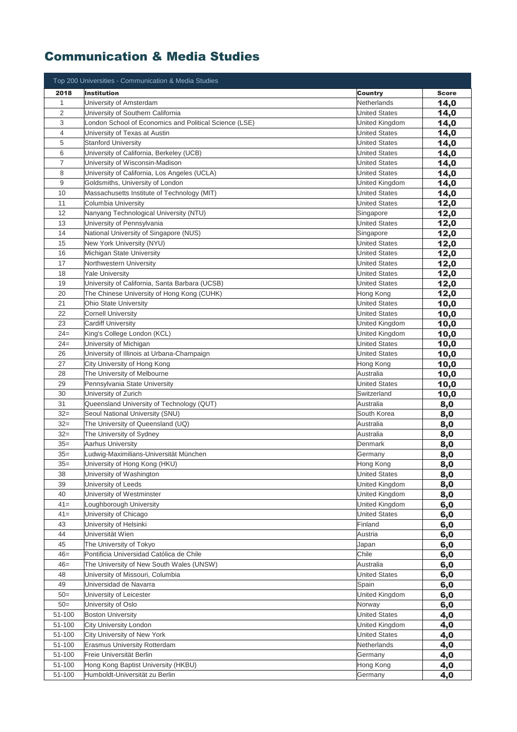# Communication & Media Studies

| Top 200 Universities - Communication & Media Studies | | | |
|---|---|---|---|
| **2018** | **Institution** | **Country** | **Score** |
| 1 | University of Amsterdam | Netherlands | **14,0** |
| 2 | University of Southern California | United States | **14,0** |
| 3 | London School of Economics and Political Science (LSE) | United Kingdom | **14,0** |
| 4 | University of Texas at Austin | United States | **14,0** |
| 5 | Stanford University | United States | **14,0** |
| 6 | University of California, Berkeley (UCB) | United States | **14,0** |
| 7 | University of Wisconsin-Madison | United States | **14,0** |
| 8 | University of California, Los Angeles (UCLA) | United States | **14,0** |
| 9 | Goldsmiths, University of London | United Kingdom | **14,0** |
| 10 | Massachusetts Institute of Technology (MIT) | United States | **14,0** |
| 11 | Columbia University | United States | **12,0** |
| 12 | Nanyang Technological University (NTU) | Singapore | **12,0** |
| 13 | University of Pennsylvania | United States | **12,0** |
| 14 | National University of Singapore (NUS) | Singapore | **12,0** |
| 15 | New York University (NYU) | United States | **12,0** |
| 16 | Michigan State University | United States | **12,0** |
| 17 | Northwestern University | United States | **12,0** |
| 18 | Yale University | United States | **12,0** |
| 19 | University of California, Santa Barbara (UCSB) | United States | **12,0** |
| 20 | The Chinese University of Hong Kong (CUHK) | Hong Kong | **12,0** |
| 21 | Ohio State University | United States | **10,0** |
| 22 | Cornell University | United States | **10,0** |
| 23 | Cardiff University | United Kingdom | **10,0** |
| 24= | King's College London (KCL) | United Kingdom | **10,0** |
| 24= | University of Michigan | United States | **10,0** |
| 26 | University of Illinois at Urbana-Champaign | United States | **10,0** |
| 27 | City University of Hong Kong | Hong Kong | **10,0** |
| 28 | The University of Melbourne | Australia | **10,0** |
| 29 | Pennsylvania State University | United States | **10,0** |
| 30 | University of Zurich | Switzerland | **10,0** |
| 31 | Queensland University of Technology (QUT) | Australia | **8,0** |
| 32= | Seoul National University (SNU) | South Korea | **8,0** |
| 32= | The University of Queensland (UQ) | Australia | **8,0** |
| 32= | The University of Sydney | Australia | **8,0** |
| 35= | Aarhus University | Denmark | **8,0** |
| 35= | Ludwig-Maximilians-Universität München | Germany | **8,0** |
| 35= | University of Hong Kong (HKU) | Hong Kong | **8,0** |
| 38 | University of Washington | United States | **8,0** |
| 39 | University of Leeds | United Kingdom | **8,0** |
| 40 | University of Westminster | United Kingdom | **8,0** |
| 41= | Loughborough University | United Kingdom | **6,0** |
| 41= | University of Chicago | United States | **6,0** |
| 43 | University of Helsinki | Finland | **6,0** |
| 44 | Universität Wien | Austria | **6,0** |
| 45 | The University of Tokyo | Japan | **6,0** |
| 46= | Pontificia Universidad Católica de Chile | Chile | **6,0** |
| 46= | The University of New South Wales (UNSW) | Australia | **6,0** |
| 48 | University of Missouri, Columbia | United States | **6,0** |
| 49 | Universidad de Navarra | Spain | **6,0** |
| 50= | University of Leicester | United Kingdom | **6,0** |
| 50= | University of Oslo | Norway | **6,0** |
| 51-100 | Boston University | United States | **4,0** |
| 51-100 | City University London | United Kingdom | **4,0** |
| 51-100 | City University of New York | United States | **4,0** |
| 51-100 | Erasmus University Rotterdam | Netherlands | **4,0** |
| 51-100 | Freie Universität Berlin | Germany | **4,0** |
| 51-100 | Hong Kong Baptist University (HKBU) | Hong Kong | **4,0** |
| 51-100 | Humboldt-Universität zu Berlin | Germany | **4,0** |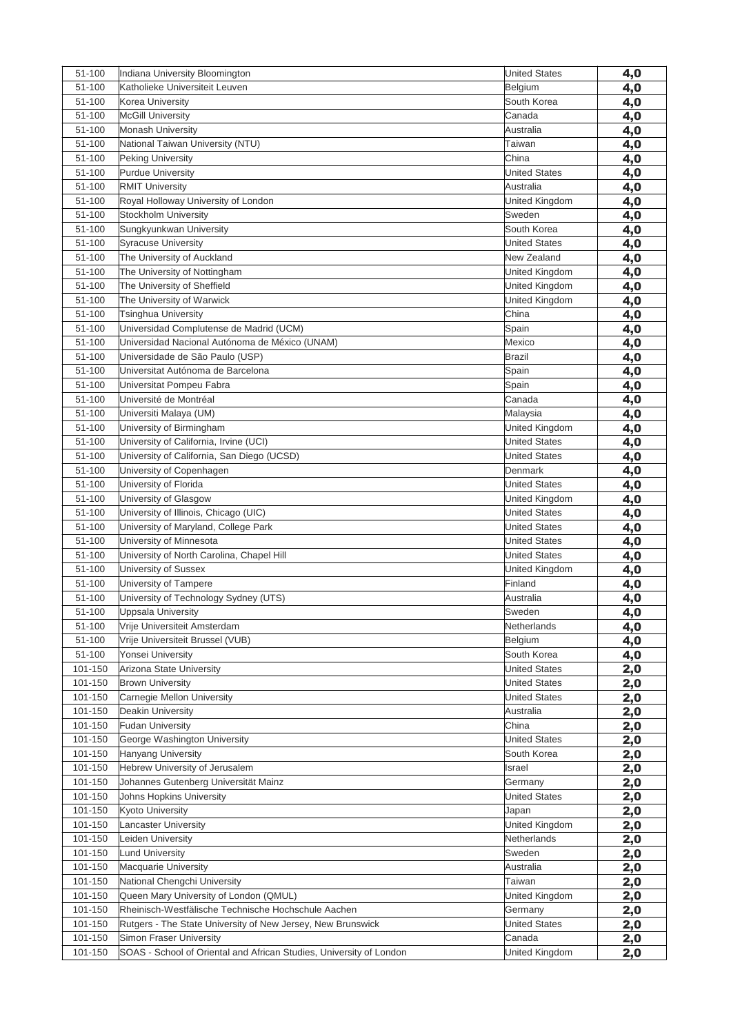| | | | |
|---|---|---|---|
| 51-100 | Indiana University Bloomington | United States | 4,0 |
| 51-100 | Katholieke Universiteit Leuven | Belgium | 4,0 |
| 51-100 | Korea University | South Korea | 4,0 |
| 51-100 | McGill University | Canada | 4,0 |
| 51-100 | Monash University | Australia | 4,0 |
| 51-100 | National Taiwan University (NTU) | Taiwan | 4,0 |
| 51-100 | Peking University | China | 4,0 |
| 51-100 | Purdue University | United States | 4,0 |
| 51-100 | RMIT University | Australia | 4,0 |
| 51-100 | Royal Holloway University of London | United Kingdom | 4,0 |
| 51-100 | Stockholm University | Sweden | 4,0 |
| 51-100 | Sungkyunkwan University | South Korea | 4,0 |
| 51-100 | Syracuse University | United States | 4,0 |
| 51-100 | The University of Auckland | New Zealand | 4,0 |
| 51-100 | The University of Nottingham | United Kingdom | 4,0 |
| 51-100 | The University of Sheffield | United Kingdom | 4,0 |
| 51-100 | The University of Warwick | United Kingdom | 4,0 |
| 51-100 | Tsinghua University | China | 4,0 |
| 51-100 | Universidad Complutense de Madrid (UCM) | Spain | 4,0 |
| 51-100 | Universidad Nacional Autónoma de México (UNAM) | Mexico | 4,0 |
| 51-100 | Universidade de São Paulo (USP) | Brazil | 4,0 |
| 51-100 | Universitat Autónoma de Barcelona | Spain | 4,0 |
| 51-100 | Universitat Pompeu Fabra | Spain | 4,0 |
| 51-100 | Université de Montréal | Canada | 4,0 |
| 51-100 | Universiti Malaya (UM) | Malaysia | 4,0 |
| 51-100 | University of Birmingham | United Kingdom | 4,0 |
| 51-100 | University of California, Irvine (UCI) | United States | 4,0 |
| 51-100 | University of California, San Diego (UCSD) | United States | 4,0 |
| 51-100 | University of Copenhagen | Denmark | 4,0 |
| 51-100 | University of Florida | United States | 4,0 |
| 51-100 | University of Glasgow | United Kingdom | 4,0 |
| 51-100 | University of Illinois, Chicago (UIC) | United States | 4,0 |
| 51-100 | University of Maryland, College Park | United States | 4,0 |
| 51-100 | University of Minnesota | United States | 4,0 |
| 51-100 | University of North Carolina, Chapel Hill | United States | 4,0 |
| 51-100 | University of Sussex | United Kingdom | 4,0 |
| 51-100 | University of Tampere | Finland | 4,0 |
| 51-100 | University of Technology Sydney (UTS) | Australia | 4,0 |
| 51-100 | Uppsala University | Sweden | 4,0 |
| 51-100 | Vrije Universiteit Amsterdam | Netherlands | 4,0 |
| 51-100 | Vrije Universiteit Brussel (VUB) | Belgium | 4,0 |
| 51-100 | Yonsei University | South Korea | 4,0 |
| 101-150 | Arizona State University | United States | 2,0 |
| 101-150 | Brown University | United States | 2,0 |
| 101-150 | Carnegie Mellon University | United States | 2,0 |
| 101-150 | Deakin University | Australia | 2,0 |
| 101-150 | Fudan University | China | 2,0 |
| 101-150 | George Washington University | United States | 2,0 |
| 101-150 | Hanyang University | South Korea | 2,0 |
| 101-150 | Hebrew University of Jerusalem | Israel | 2,0 |
| 101-150 | Johannes Gutenberg Universität Mainz | Germany | 2,0 |
| 101-150 | Johns Hopkins University | United States | 2,0 |
| 101-150 | Kyoto University | Japan | 2,0 |
| 101-150 | Lancaster University | United Kingdom | 2,0 |
| 101-150 | Leiden University | Netherlands | 2,0 |
| 101-150 | Lund University | Sweden | 2,0 |
| 101-150 | Macquarie University | Australia | 2,0 |
| 101-150 | National Chengchi University | Taiwan | 2,0 |
| 101-150 | Queen Mary University of London (QMUL) | United Kingdom | 2,0 |
| 101-150 | Rheinisch-Westfälische Technische Hochschule Aachen | Germany | 2,0 |
| 101-150 | Rutgers - The State University of New Jersey, New Brunswick | United States | 2,0 |
| 101-150 | Simon Fraser University | Canada | 2,0 |
| 101-150 | SOAS - School of Oriental and African Studies, University of London | United Kingdom | 2,0 |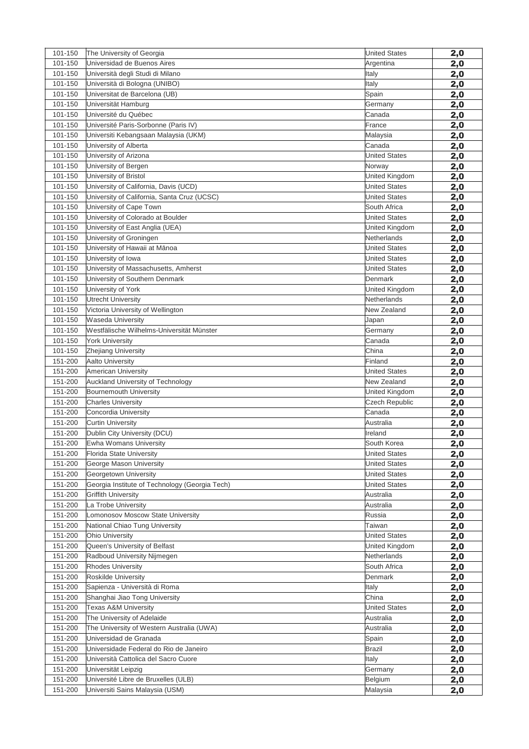| 101-150 | The University of Georgia | United States | 2,0 |
|---|---|---|---|
| 101-150 | Universidad de Buenos Aires | Argentina | 2,0 |
| 101-150 | Università degli Studi di Milano | Italy | 2,0 |
| 101-150 | Università di Bologna (UNIBO) | Italy | 2,0 |
| 101-150 | Universitat de Barcelona (UB) | Spain | 2,0 |
| 101-150 | Universität Hamburg | Germany | 2,0 |
| 101-150 | Université du Québec | Canada | 2,0 |
| 101-150 | Université Paris-Sorbonne (Paris IV) | France | 2,0 |
| 101-150 | Universiti Kebangsaan Malaysia (UKM) | Malaysia | 2,0 |
| 101-150 | University of Alberta | Canada | 2,0 |
| 101-150 | University of Arizona | United States | 2,0 |
| 101-150 | University of Bergen | Norway | 2,0 |
| 101-150 | University of Bristol | United Kingdom | 2,0 |
| 101-150 | University of California, Davis (UCD) | United States | 2,0 |
| 101-150 | University of California, Santa Cruz (UCSC) | United States | 2,0 |
| 101-150 | University of Cape Town | South Africa | 2,0 |
| 101-150 | University of Colorado at Boulder | United States | 2,0 |
| 101-150 | University of East Anglia (UEA) | United Kingdom | 2,0 |
| 101-150 | University of Groningen | Netherlands | 2,0 |
| 101-150 | University of Hawaii at Mānoa | United States | 2,0 |
| 101-150 | University of Iowa | United States | 2,0 |
| 101-150 | University of Massachusetts, Amherst | United States | 2,0 |
| 101-150 | University of Southern Denmark | Denmark | 2,0 |
| 101-150 | University of York | United Kingdom | 2,0 |
| 101-150 | Utrecht University | Netherlands | 2,0 |
| 101-150 | Victoria University of Wellington | New Zealand | 2,0 |
| 101-150 | Waseda University | Japan | 2,0 |
| 101-150 | Westfälische Wilhelms-Universität Münster | Germany | 2,0 |
| 101-150 | York University | Canada | 2,0 |
| 101-150 | Zhejiang University | China | 2,0 |
| 151-200 | Aalto University | Finland | 2,0 |
| 151-200 | American University | United States | 2,0 |
| 151-200 | Auckland University of Technology | New Zealand | 2,0 |
| 151-200 | Bournemouth University | United Kingdom | 2,0 |
| 151-200 | Charles University | Czech Republic | 2,0 |
| 151-200 | Concordia University | Canada | 2,0 |
| 151-200 | Curtin University | Australia | 2,0 |
| 151-200 | Dublin City University (DCU) | Ireland | 2,0 |
| 151-200 | Ewha Womans University | South Korea | 2,0 |
| 151-200 | Florida State University | United States | 2,0 |
| 151-200 | George Mason University | United States | 2,0 |
| 151-200 | Georgetown University | United States | 2,0 |
| 151-200 | Georgia Institute of Technology (Georgia Tech) | United States | 2,0 |
| 151-200 | Griffith University | Australia | 2,0 |
| 151-200 | La Trobe University | Australia | 2,0 |
| 151-200 | Lomonosov Moscow State University | Russia | 2,0 |
| 151-200 | National Chiao Tung University | Taiwan | 2,0 |
| 151-200 | Ohio University | United States | 2,0 |
| 151-200 | Queen's University of Belfast | United Kingdom | 2,0 |
| 151-200 | Radboud University Nijmegen | Netherlands | 2,0 |
| 151-200 | Rhodes University | South Africa | 2,0 |
| 151-200 | Roskilde University | Denmark | 2,0 |
| 151-200 | Sapienza - Università di Roma | Italy | 2,0 |
| 151-200 | Shanghai Jiao Tong University | China | 2,0 |
| 151-200 | Texas A&M University | United States | 2,0 |
| 151-200 | The University of Adelaide | Australia | 2,0 |
| 151-200 | The University of Western Australia (UWA) | Australia | 2,0 |
| 151-200 | Universidad de Granada | Spain | 2,0 |
| 151-200 | Universidade Federal do Rio de Janeiro | Brazil | 2,0 |
| 151-200 | Università Cattolica del Sacro Cuore | Italy | 2,0 |
| 151-200 | Universität Leipzig | Germany | 2,0 |
| 151-200 | Université Libre de Bruxelles (ULB) | Belgium | 2,0 |
| 151-200 | Universiti Sains Malaysia (USM) | Malaysia | 2,0 |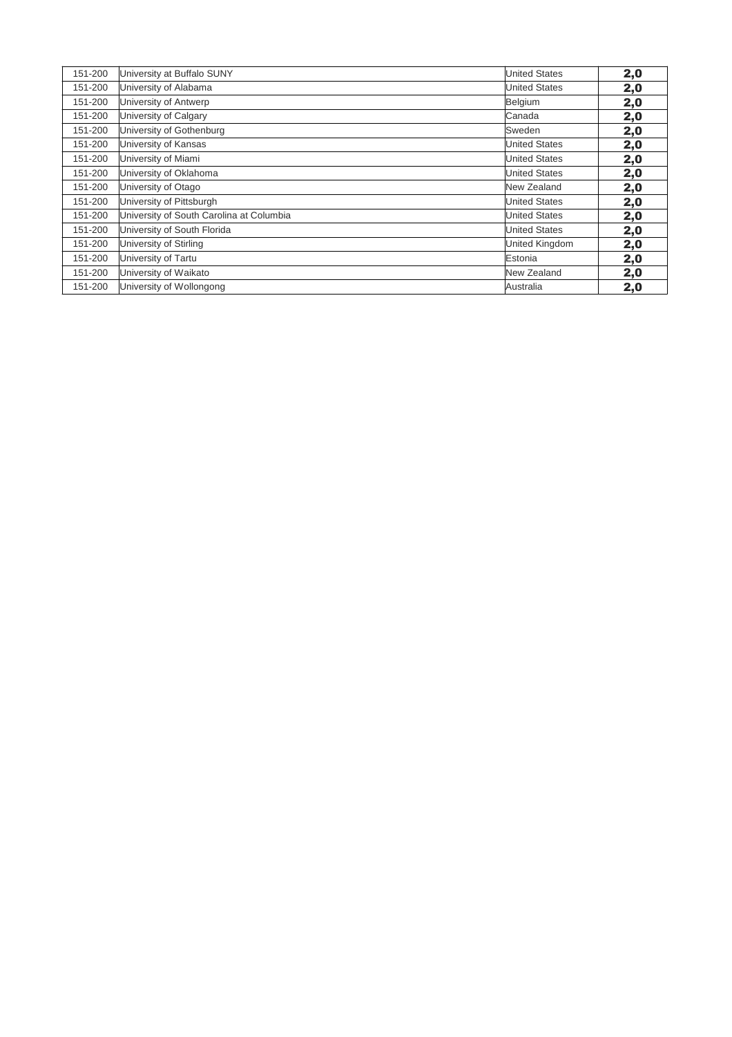| | | | |
|---|---|---|---|
| 151-200 | University at Buffalo SUNY | United States | **2,0** |
| 151-200 | University of Alabama | United States | **2,0** |
| 151-200 | University of Antwerp | Belgium | **2,0** |
| 151-200 | University of Calgary | Canada | **2,0** |
| 151-200 | University of Gothenburg | Sweden | **2,0** |
| 151-200 | University of Kansas | United States | **2,0** |
| 151-200 | University of Miami | United States | **2,0** |
| 151-200 | University of Oklahoma | United States | **2,0** |
| 151-200 | University of Otago | New Zealand | **2,0** |
| 151-200 | University of Pittsburgh | United States | **2,0** |
| 151-200 | University of South Carolina at Columbia | United States | **2,0** |
| 151-200 | University of South Florida | United States | **2,0** |
| 151-200 | University of Stirling | United Kingdom | **2,0** |
| 151-200 | University of Tartu | Estonia | **2,0** |
| 151-200 | University of Waikato | New Zealand | **2,0** |
| 151-200 | University of Wollongong | Australia | **2,0** |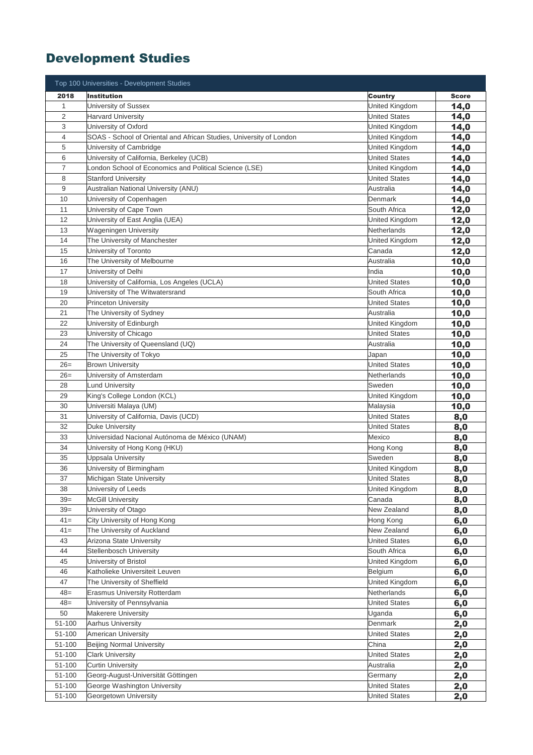# Development Studies

| Top 100 Universities - Development Studies | | | |
|---|---|---|---|
| **2018** | **Institution** | **Country** | **Score** |
| 1 | University of Sussex | United Kingdom | **14,0** |
| 2 | Harvard University | United States | **14,0** |
| 3 | University of Oxford | United Kingdom | **14,0** |
| 4 | SOAS - School of Oriental and African Studies, University of London | United Kingdom | **14,0** |
| 5 | University of Cambridge | United Kingdom | **14,0** |
| 6 | University of California, Berkeley (UCB) | United States | **14,0** |
| 7 | London School of Economics and Political Science (LSE) | United Kingdom | **14,0** |
| 8 | Stanford University | United States | **14,0** |
| 9 | Australian National University (ANU) | Australia | **14,0** |
| 10 | University of Copenhagen | Denmark | **14,0** |
| 11 | University of Cape Town | South Africa | **12,0** |
| 12 | University of East Anglia (UEA) | United Kingdom | **12,0** |
| 13 | Wageningen University | Netherlands | **12,0** |
| 14 | The University of Manchester | United Kingdom | **12,0** |
| 15 | University of Toronto | Canada | **12,0** |
| 16 | The University of Melbourne | Australia | **10,0** |
| 17 | University of Delhi | India | **10,0** |
| 18 | University of California, Los Angeles (UCLA) | United States | **10,0** |
| 19 | University of The Witwatersrand | South Africa | **10,0** |
| 20 | Princeton University | United States | **10,0** |
| 21 | The University of Sydney | Australia | **10,0** |
| 22 | University of Edinburgh | United Kingdom | **10,0** |
| 23 | University of Chicago | United States | **10,0** |
| 24 | The University of Queensland (UQ) | Australia | **10,0** |
| 25 | The University of Tokyo | Japan | **10,0** |
| 26= | Brown University | United States | **10,0** |
| 26= | University of Amsterdam | Netherlands | **10,0** |
| 28 | Lund University | Sweden | **10,0** |
| 29 | King's College London (KCL) | United Kingdom | **10,0** |
| 30 | Universiti Malaya (UM) | Malaysia | **10,0** |
| 31 | University of California, Davis (UCD) | United States | **8,0** |
| 32 | Duke University | United States | **8,0** |
| 33 | Universidad Nacional Autónoma de México (UNAM) | Mexico | **8,0** |
| 34 | University of Hong Kong (HKU) | Hong Kong | **8,0** |
| 35 | Uppsala University | Sweden | **8,0** |
| 36 | University of Birmingham | United Kingdom | **8,0** |
| 37 | Michigan State University | United States | **8,0** |
| 38 | University of Leeds | United Kingdom | **8,0** |
| 39= | McGill University | Canada | **8,0** |
| 39= | University of Otago | New Zealand | **8,0** |
| 41= | City University of Hong Kong | Hong Kong | **6,0** |
| 41= | The University of Auckland | New Zealand | **6,0** |
| 43 | Arizona State University | United States | **6,0** |
| 44 | Stellenbosch University | South Africa | **6,0** |
| 45 | University of Bristol | United Kingdom | **6,0** |
| 46 | Katholieke Universiteit Leuven | Belgium | **6,0** |
| 47 | The University of Sheffield | United Kingdom | **6,0** |
| 48= | Erasmus University Rotterdam | Netherlands | **6,0** |
| 48= | University of Pennsylvania | United States | **6,0** |
| 50 | Makerere University | Uganda | **6,0** |
| 51-100 | Aarhus University | Denmark | **2,0** |
| 51-100 | American University | United States | **2,0** |
| 51-100 | Beijing Normal University | China | **2,0** |
| 51-100 | Clark University | United States | **2,0** |
| 51-100 | Curtin University | Australia | **2,0** |
| 51-100 | Georg-August-Universität Göttingen | Germany | **2,0** |
| 51-100 | George Washington University | United States | **2,0** |
| 51-100 | Georgetown University | United States | **2,0** |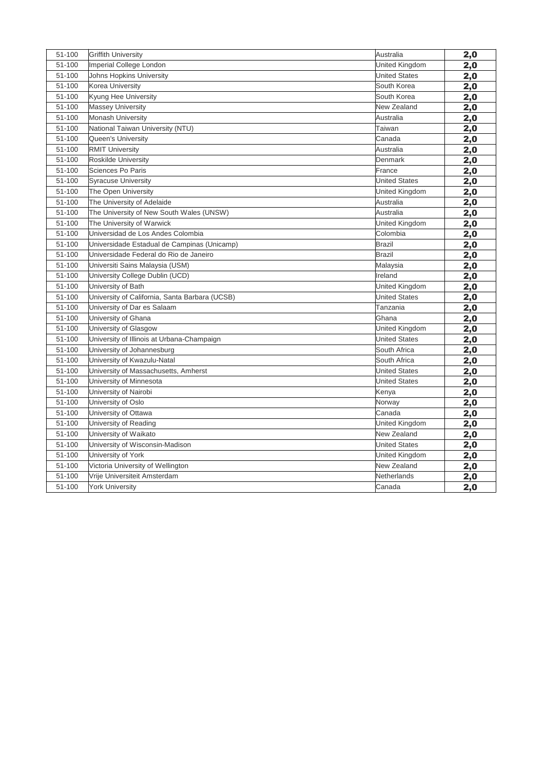| 51-100 | Griffith University | Australia | 2,0 |
|---|---|---|---|
| 51-100 | Imperial College London | United Kingdom | 2,0 |
| 51-100 | Johns Hopkins University | United States | 2,0 |
| 51-100 | Korea University | South Korea | 2,0 |
| 51-100 | Kyung Hee University | South Korea | 2,0 |
| 51-100 | Massey University | New Zealand | 2,0 |
| 51-100 | Monash University | Australia | 2,0 |
| 51-100 | National Taiwan University (NTU) | Taiwan | 2,0 |
| 51-100 | Queen's University | Canada | 2,0 |
| 51-100 | RMIT University | Australia | 2,0 |
| 51-100 | Roskilde University | Denmark | 2,0 |
| 51-100 | Sciences Po Paris | France | 2,0 |
| 51-100 | Syracuse University | United States | 2,0 |
| 51-100 | The Open University | United Kingdom | 2,0 |
| 51-100 | The University of Adelaide | Australia | 2,0 |
| 51-100 | The University of New South Wales (UNSW) | Australia | 2,0 |
| 51-100 | The University of Warwick | United Kingdom | 2,0 |
| 51-100 | Universidad de Los Andes Colombia | Colombia | 2,0 |
| 51-100 | Universidade Estadual de Campinas (Unicamp) | Brazil | 2,0 |
| 51-100 | Universidade Federal do Rio de Janeiro | Brazil | 2,0 |
| 51-100 | Universiti Sains Malaysia (USM) | Malaysia | 2,0 |
| 51-100 | University College Dublin (UCD) | Ireland | 2,0 |
| 51-100 | University of Bath | United Kingdom | 2,0 |
| 51-100 | University of California, Santa Barbara (UCSB) | United States | 2,0 |
| 51-100 | University of Dar es Salaam | Tanzania | 2,0 |
| 51-100 | University of Ghana | Ghana | 2,0 |
| 51-100 | University of Glasgow | United Kingdom | 2,0 |
| 51-100 | University of Illinois at Urbana-Champaign | United States | 2,0 |
| 51-100 | University of Johannesburg | South Africa | 2,0 |
| 51-100 | University of Kwazulu-Natal | South Africa | 2,0 |
| 51-100 | University of Massachusetts, Amherst | United States | 2,0 |
| 51-100 | University of Minnesota | United States | 2,0 |
| 51-100 | University of Nairobi | Kenya | 2,0 |
| 51-100 | University of Oslo | Norway | 2,0 |
| 51-100 | University of Ottawa | Canada | 2,0 |
| 51-100 | University of Reading | United Kingdom | 2,0 |
| 51-100 | University of Waikato | New Zealand | 2,0 |
| 51-100 | University of Wisconsin-Madison | United States | 2,0 |
| 51-100 | University of York | United Kingdom | 2,0 |
| 51-100 | Victoria University of Wellington | New Zealand | 2,0 |
| 51-100 | Vrije Universiteit Amsterdam | Netherlands | 2,0 |
| 51-100 | York University | Canada | 2,0 |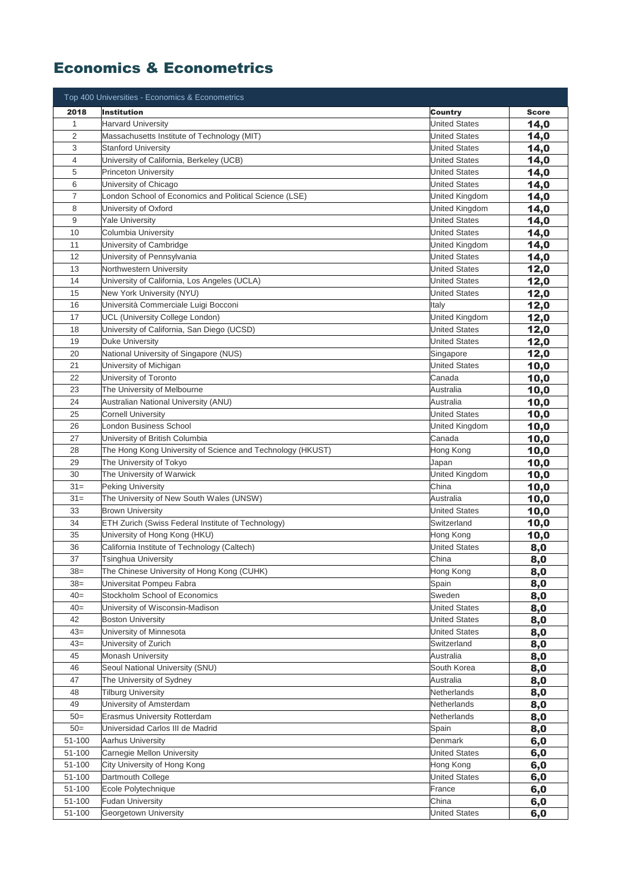# Economics & Econometrics

| Top 400 Universities - Economics & Econometrics | | | |
|---|---|---|---|
| **2018** | **Institution** | **Country** | **Score** |
| 1 | Harvard University | United States | **14,0** |
| 2 | Massachusetts Institute of Technology (MIT) | United States | **14,0** |
| 3 | Stanford University | United States | **14,0** |
| 4 | University of California, Berkeley (UCB) | United States | **14,0** |
| 5 | Princeton University | United States | **14,0** |
| 6 | University of Chicago | United States | **14,0** |
| 7 | London School of Economics and Political Science (LSE) | United Kingdom | **14,0** |
| 8 | University of Oxford | United Kingdom | **14,0** |
| 9 | Yale University | United States | **14,0** |
| 10 | Columbia University | United States | **14,0** |
| 11 | University of Cambridge | United Kingdom | **14,0** |
| 12 | University of Pennsylvania | United States | **14,0** |
| 13 | Northwestern University | United States | **12,0** |
| 14 | University of California, Los Angeles (UCLA) | United States | **12,0** |
| 15 | New York University (NYU) | United States | **12,0** |
| 16 | Università Commerciale Luigi Bocconi | Italy | **12,0** |
| 17 | UCL (University College London) | United Kingdom | **12,0** |
| 18 | University of California, San Diego (UCSD) | United States | **12,0** |
| 19 | Duke University | United States | **12,0** |
| 20 | National University of Singapore (NUS) | Singapore | **12,0** |
| 21 | University of Michigan | United States | **10,0** |
| 22 | University of Toronto | Canada | **10,0** |
| 23 | The University of Melbourne | Australia | **10,0** |
| 24 | Australian National University (ANU) | Australia | **10,0** |
| 25 | Cornell University | United States | **10,0** |
| 26 | London Business School | United Kingdom | **10,0** |
| 27 | University of British Columbia | Canada | **10,0** |
| 28 | The Hong Kong University of Science and Technology (HKUST) | Hong Kong | **10,0** |
| 29 | The University of Tokyo | Japan | **10,0** |
| 30 | The University of Warwick | United Kingdom | **10,0** |
| 31= | Peking University | China | **10,0** |
| 31= | The University of New South Wales (UNSW) | Australia | **10,0** |
| 33 | Brown University | United States | **10,0** |
| 34 | ETH Zurich (Swiss Federal Institute of Technology) | Switzerland | **10,0** |
| 35 | University of Hong Kong (HKU) | Hong Kong | **10,0** |
| 36 | California Institute of Technology (Caltech) | United States | **8,0** |
| 37 | Tsinghua University | China | **8,0** |
| 38= | The Chinese University of Hong Kong (CUHK) | Hong Kong | **8,0** |
| 38= | Universitat Pompeu Fabra | Spain | **8,0** |
| 40= | Stockholm School of Economics | Sweden | **8,0** |
| 40= | University of Wisconsin-Madison | United States | **8,0** |
| 42 | Boston University | United States | **8,0** |
| 43= | University of Minnesota | United States | **8,0** |
| 43= | University of Zurich | Switzerland | **8,0** |
| 45 | Monash University | Australia | **8,0** |
| 46 | Seoul National University (SNU) | South Korea | **8,0** |
| 47 | The University of Sydney | Australia | **8,0** |
| 48 | Tilburg University | Netherlands | **8,0** |
| 49 | University of Amsterdam | Netherlands | **8,0** |
| 50= | Erasmus University Rotterdam | Netherlands | **8,0** |
| 50= | Universidad Carlos III de Madrid | Spain | **8,0** |
| 51-100 | Aarhus University | Denmark | **6,0** |
| 51-100 | Carnegie Mellon University | United States | **6,0** |
| 51-100 | City University of Hong Kong | Hong Kong | **6,0** |
| 51-100 | Dartmouth College | United States | **6,0** |
| 51-100 | Ecole Polytechnique | France | **6,0** |
| 51-100 | Fudan University | China | **6,0** |
| 51-100 | Georgetown University | United States | **6,0** |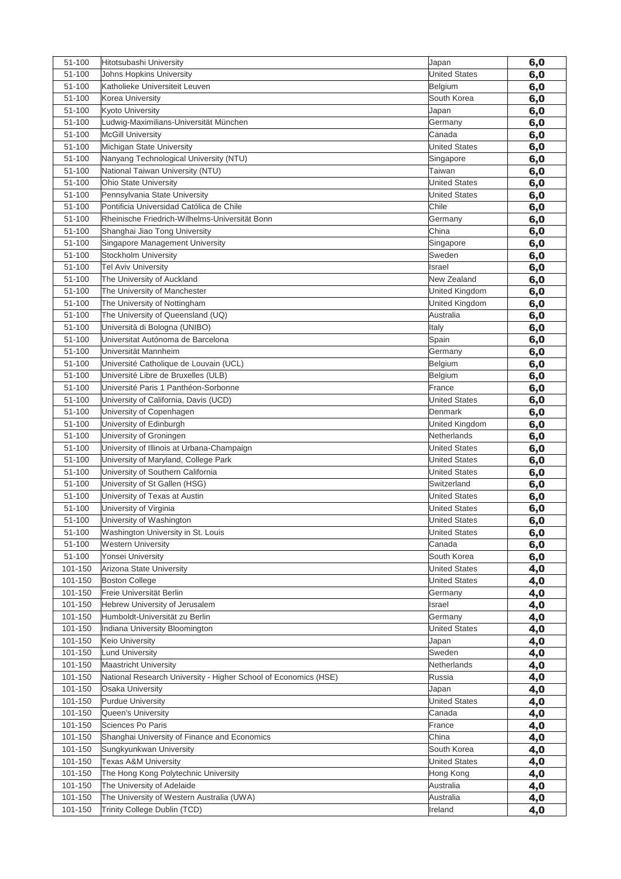| | | | |
|---|---|---|---|
| 51-100 | Hitotsubashi University | Japan | 6,0 |
| 51-100 | Johns Hopkins University | United States | 6,0 |
| 51-100 | Katholieke Universiteit Leuven | Belgium | 6,0 |
| 51-100 | Korea University | South Korea | 6,0 |
| 51-100 | Kyoto University | Japan | 6,0 |
| 51-100 | Ludwig-Maximilians-Universität München | Germany | 6,0 |
| 51-100 | McGill University | Canada | 6,0 |
| 51-100 | Michigan State University | United States | 6,0 |
| 51-100 | Nanyang Technological University (NTU) | Singapore | 6,0 |
| 51-100 | National Taiwan University (NTU) | Taiwan | 6,0 |
| 51-100 | Ohio State University | United States | 6,0 |
| 51-100 | Pennsylvania State University | United States | 6,0 |
| 51-100 | Pontificia Universidad Católica de Chile | Chile | 6,0 |
| 51-100 | Rheinische Friedrich-Wilhelms-Universität Bonn | Germany | 6,0 |
| 51-100 | Shanghai Jiao Tong University | China | 6,0 |
| 51-100 | Singapore Management University | Singapore | 6,0 |
| 51-100 | Stockholm University | Sweden | 6,0 |
| 51-100 | Tel Aviv University | Israel | 6,0 |
| 51-100 | The University of Auckland | New Zealand | 6,0 |
| 51-100 | The University of Manchester | United Kingdom | 6,0 |
| 51-100 | The University of Nottingham | United Kingdom | 6,0 |
| 51-100 | The University of Queensland (UQ) | Australia | 6,0 |
| 51-100 | Università di Bologna (UNIBO) | Italy | 6,0 |
| 51-100 | Universitat Autónoma de Barcelona | Spain | 6,0 |
| 51-100 | Universität Mannheim | Germany | 6,0 |
| 51-100 | Université Catholique de Louvain (UCL) | Belgium | 6,0 |
| 51-100 | Université Libre de Bruxelles (ULB) | Belgium | 6,0 |
| 51-100 | Université Paris 1 Panthéon-Sorbonne | France | 6,0 |
| 51-100 | University of California, Davis (UCD) | United States | 6,0 |
| 51-100 | University of Copenhagen | Denmark | 6,0 |
| 51-100 | University of Edinburgh | United Kingdom | 6,0 |
| 51-100 | University of Groningen | Netherlands | 6,0 |
| 51-100 | University of Illinois at Urbana-Champaign | United States | 6,0 |
| 51-100 | University of Maryland, College Park | United States | 6,0 |
| 51-100 | University of Southern California | United States | 6,0 |
| 51-100 | University of St Gallen (HSG) | Switzerland | 6,0 |
| 51-100 | University of Texas at Austin | United States | 6,0 |
| 51-100 | University of Virginia | United States | 6,0 |
| 51-100 | University of Washington | United States | 6,0 |
| 51-100 | Washington University in St. Louis | United States | 6,0 |
| 51-100 | Western University | Canada | 6,0 |
| 51-100 | Yonsei University | South Korea | 6,0 |
| 101-150 | Arizona State University | United States | 4,0 |
| 101-150 | Boston College | United States | 4,0 |
| 101-150 | Freie Universität Berlin | Germany | 4,0 |
| 101-150 | Hebrew University of Jerusalem | Israel | 4,0 |
| 101-150 | Humboldt-Universität zu Berlin | Germany | 4,0 |
| 101-150 | Indiana University Bloomington | United States | 4,0 |
| 101-150 | Keio University | Japan | 4,0 |
| 101-150 | Lund University | Sweden | 4,0 |
| 101-150 | Maastricht University | Netherlands | 4,0 |
| 101-150 | National Research University - Higher School of Economics (HSE) | Russia | 4,0 |
| 101-150 | Osaka University | Japan | 4,0 |
| 101-150 | Purdue University | United States | 4,0 |
| 101-150 | Queen's University | Canada | 4,0 |
| 101-150 | Sciences Po Paris | France | 4,0 |
| 101-150 | Shanghai University of Finance and Economics | China | 4,0 |
| 101-150 | Sungkyunkwan University | South Korea | 4,0 |
| 101-150 | Texas A&M University | United States | 4,0 |
| 101-150 | The Hong Kong Polytechnic University | Hong Kong | 4,0 |
| 101-150 | The University of Adelaide | Australia | 4,0 |
| 101-150 | The University of Western Australia (UWA) | Australia | 4,0 |
| 101-150 | Trinity College Dublin (TCD) | Ireland | 4,0 |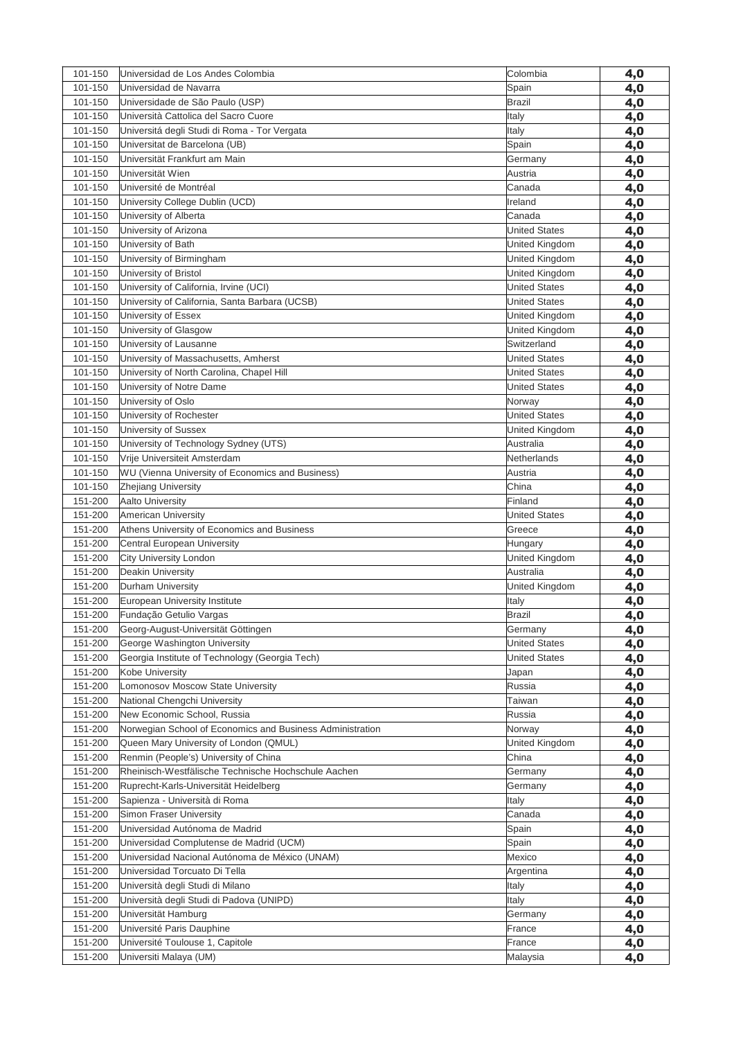| | | | |
|---|---|---|---|
| 101-150 | Universidad de Los Andes Colombia | Colombia | 4,0 |
| 101-150 | Universidad de Navarra | Spain | 4,0 |
| 101-150 | Universidade de São Paulo (USP) | Brazil | 4,0 |
| 101-150 | Università Cattolica del Sacro Cuore | Italy | 4,0 |
| 101-150 | Universitá degli Studi di Roma - Tor Vergata | Italy | 4,0 |
| 101-150 | Universitat de Barcelona (UB) | Spain | 4,0 |
| 101-150 | Universität Frankfurt am Main | Germany | 4,0 |
| 101-150 | Universität Wien | Austria | 4,0 |
| 101-150 | Université de Montréal | Canada | 4,0 |
| 101-150 | University College Dublin (UCD) | Ireland | 4,0 |
| 101-150 | University of Alberta | Canada | 4,0 |
| 101-150 | University of Arizona | United States | 4,0 |
| 101-150 | University of Bath | United Kingdom | 4,0 |
| 101-150 | University of Birmingham | United Kingdom | 4,0 |
| 101-150 | University of Bristol | United Kingdom | 4,0 |
| 101-150 | University of California, Irvine (UCI) | United States | 4,0 |
| 101-150 | University of California, Santa Barbara (UCSB) | United States | 4,0 |
| 101-150 | University of Essex | United Kingdom | 4,0 |
| 101-150 | University of Glasgow | United Kingdom | 4,0 |
| 101-150 | University of Lausanne | Switzerland | 4,0 |
| 101-150 | University of Massachusetts, Amherst | United States | 4,0 |
| 101-150 | University of North Carolina, Chapel Hill | United States | 4,0 |
| 101-150 | University of Notre Dame | United States | 4,0 |
| 101-150 | University of Oslo | Norway | 4,0 |
| 101-150 | University of Rochester | United States | 4,0 |
| 101-150 | University of Sussex | United Kingdom | 4,0 |
| 101-150 | University of Technology Sydney (UTS) | Australia | 4,0 |
| 101-150 | Vrije Universiteit Amsterdam | Netherlands | 4,0 |
| 101-150 | WU (Vienna University of Economics and Business) | Austria | 4,0 |
| 101-150 | Zhejiang University | China | 4,0 |
| 151-200 | Aalto University | Finland | 4,0 |
| 151-200 | American University | United States | 4,0 |
| 151-200 | Athens University of Economics and Business | Greece | 4,0 |
| 151-200 | Central European University | Hungary | 4,0 |
| 151-200 | City University London | United Kingdom | 4,0 |
| 151-200 | Deakin University | Australia | 4,0 |
| 151-200 | Durham University | United Kingdom | 4,0 |
| 151-200 | European University Institute | Italy | 4,0 |
| 151-200 | Fundação Getulio Vargas | Brazil | 4,0 |
| 151-200 | Georg-August-Universität Göttingen | Germany | 4,0 |
| 151-200 | George Washington University | United States | 4,0 |
| 151-200 | Georgia Institute of Technology (Georgia Tech) | United States | 4,0 |
| 151-200 | Kobe University | Japan | 4,0 |
| 151-200 | Lomonosov Moscow State University | Russia | 4,0 |
| 151-200 | National Chengchi University | Taiwan | 4,0 |
| 151-200 | New Economic School, Russia | Russia | 4,0 |
| 151-200 | Norwegian School of Economics and Business Administration | Norway | 4,0 |
| 151-200 | Queen Mary University of London (QMUL) | United Kingdom | 4,0 |
| 151-200 | Renmin (People's) University of China | China | 4,0 |
| 151-200 | Rheinisch-Westfälische Technische Hochschule Aachen | Germany | 4,0 |
| 151-200 | Ruprecht-Karls-Universität Heidelberg | Germany | 4,0 |
| 151-200 | Sapienza - Università di Roma | Italy | 4,0 |
| 151-200 | Simon Fraser University | Canada | 4,0 |
| 151-200 | Universidad Autónoma de Madrid | Spain | 4,0 |
| 151-200 | Universidad Complutense de Madrid (UCM) | Spain | 4,0 |
| 151-200 | Universidad Nacional Autónoma de México (UNAM) | Mexico | 4,0 |
| 151-200 | Universidad Torcuato Di Tella | Argentina | 4,0 |
| 151-200 | Università degli Studi di Milano | Italy | 4,0 |
| 151-200 | Università degli Studi di Padova (UNIPD) | Italy | 4,0 |
| 151-200 | Universität Hamburg | Germany | 4,0 |
| 151-200 | Université Paris Dauphine | France | 4,0 |
| 151-200 | Université Toulouse 1, Capitole | France | 4,0 |
| 151-200 | Universiti Malaya (UM) | Malaysia | 4,0 |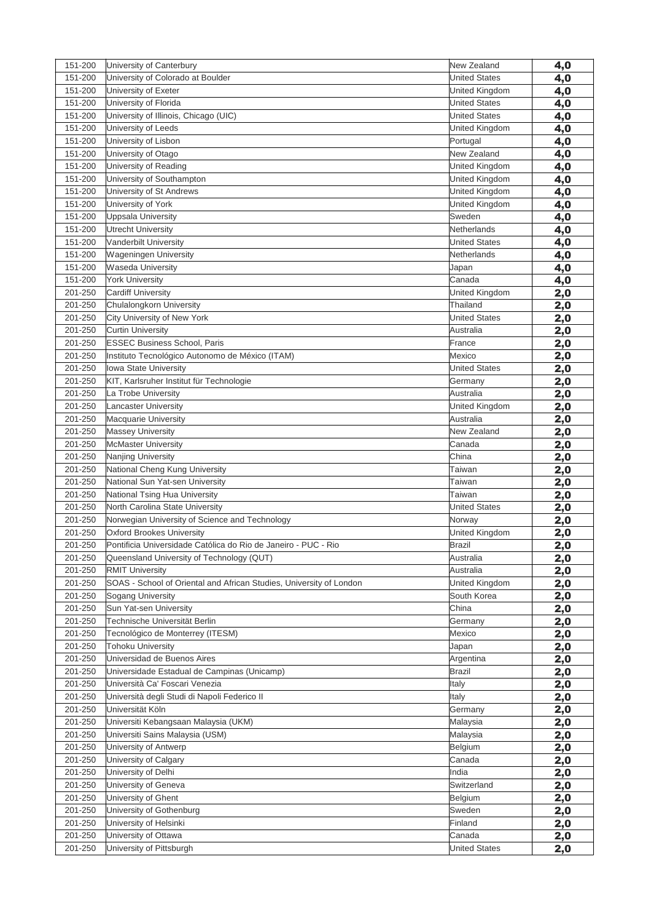| | | | |
|---|---|---|---|
| 151-200 | University of Canterbury | New Zealand | **4,0** |
| 151-200 | University of Colorado at Boulder | United States | **4,0** |
| 151-200 | University of Exeter | United Kingdom | **4,0** |
| 151-200 | University of Florida | United States | **4,0** |
| 151-200 | University of Illinois, Chicago (UIC) | United States | **4,0** |
| 151-200 | University of Leeds | United Kingdom | **4,0** |
| 151-200 | University of Lisbon | Portugal | **4,0** |
| 151-200 | University of Otago | New Zealand | **4,0** |
| 151-200 | University of Reading | United Kingdom | **4,0** |
| 151-200 | University of Southampton | United Kingdom | **4,0** |
| 151-200 | University of St Andrews | United Kingdom | **4,0** |
| 151-200 | University of York | United Kingdom | **4,0** |
| 151-200 | Uppsala University | Sweden | **4,0** |
| 151-200 | Utrecht University | Netherlands | **4,0** |
| 151-200 | Vanderbilt University | United States | **4,0** |
| 151-200 | Wageningen University | Netherlands | **4,0** |
| 151-200 | Waseda University | Japan | **4,0** |
| 151-200 | York University | Canada | **4,0** |
| 201-250 | Cardiff University | United Kingdom | **2,0** |
| 201-250 | Chulalongkorn University | Thailand | **2,0** |
| 201-250 | City University of New York | United States | **2,0** |
| 201-250 | Curtin University | Australia | **2,0** |
| 201-250 | ESSEC Business School, Paris | France | **2,0** |
| 201-250 | Instituto Tecnológico Autonomo de México (ITAM) | Mexico | **2,0** |
| 201-250 | Iowa State University | United States | **2,0** |
| 201-250 | KIT, Karlsruher Institut für Technologie | Germany | **2,0** |
| 201-250 | La Trobe University | Australia | **2,0** |
| 201-250 | Lancaster University | United Kingdom | **2,0** |
| 201-250 | Macquarie University | Australia | **2,0** |
| 201-250 | Massey University | New Zealand | **2,0** |
| 201-250 | McMaster University | Canada | **2,0** |
| 201-250 | Nanjing University | China | **2,0** |
| 201-250 | National Cheng Kung University | Taiwan | **2,0** |
| 201-250 | National Sun Yat-sen University | Taiwan | **2,0** |
| 201-250 | National Tsing Hua University | Taiwan | **2,0** |
| 201-250 | North Carolina State University | United States | **2,0** |
| 201-250 | Norwegian University of Science and Technology | Norway | **2,0** |
| 201-250 | Oxford Brookes University | United Kingdom | **2,0** |
| 201-250 | Pontificia Universidade Católica do Rio de Janeiro - PUC - Rio | Brazil | **2,0** |
| 201-250 | Queensland University of Technology (QUT) | Australia | **2,0** |
| 201-250 | RMIT University | Australia | **2,0** |
| 201-250 | SOAS - School of Oriental and African Studies, University of London | United Kingdom | **2,0** |
| 201-250 | Sogang University | South Korea | **2,0** |
| 201-250 | Sun Yat-sen University | China | **2,0** |
| 201-250 | Technische Universität Berlin | Germany | **2,0** |
| 201-250 | Tecnológico de Monterrey (ITESM) | Mexico | **2,0** |
| 201-250 | Tohoku University | Japan | **2,0** |
| 201-250 | Universidad de Buenos Aires | Argentina | **2,0** |
| 201-250 | Universidade Estadual de Campinas (Unicamp) | Brazil | **2,0** |
| 201-250 | Università Ca' Foscari Venezia | Italy | **2,0** |
| 201-250 | Università degli Studi di Napoli Federico II | Italy | **2,0** |
| 201-250 | Universität Köln | Germany | **2,0** |
| 201-250 | Universiti Kebangsaan Malaysia (UKM) | Malaysia | **2,0** |
| 201-250 | Universiti Sains Malaysia (USM) | Malaysia | **2,0** |
| 201-250 | University of Antwerp | Belgium | **2,0** |
| 201-250 | University of Calgary | Canada | **2,0** |
| 201-250 | University of Delhi | India | **2,0** |
| 201-250 | University of Geneva | Switzerland | **2,0** |
| 201-250 | University of Ghent | Belgium | **2,0** |
| 201-250 | University of Gothenburg | Sweden | **2,0** |
| 201-250 | University of Helsinki | Finland | **2,0** |
| 201-250 | University of Ottawa | Canada | **2,0** |
| 201-250 | University of Pittsburgh | United States | **2,0** |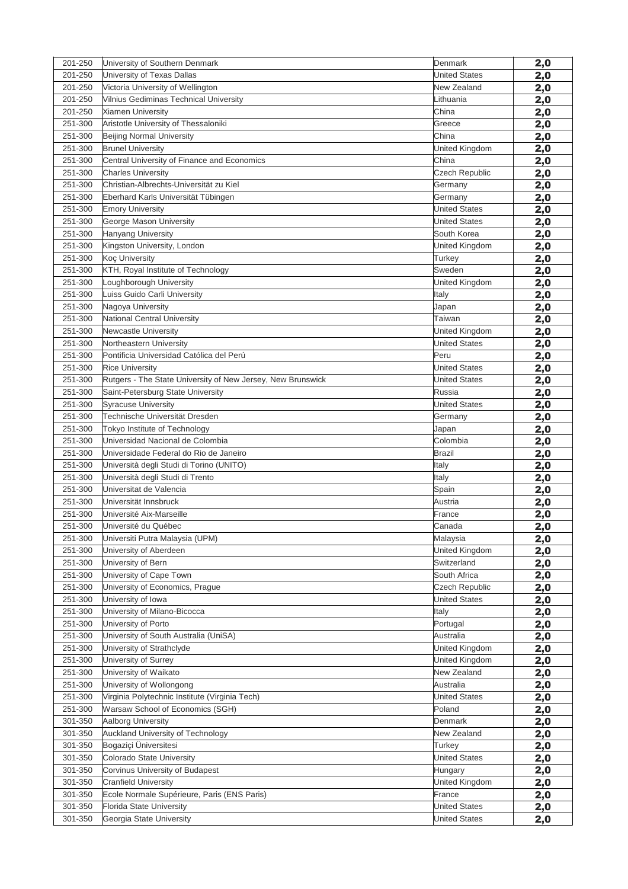| 201-250 | University of Southern Denmark | Denmark | 2,0 |
|---|---|---|---|
| 201-250 | University of Texas Dallas | United States | 2,0 |
| 201-250 | Victoria University of Wellington | New Zealand | 2,0 |
| 201-250 | Vilnius Gediminas Technical University | Lithuania | 2,0 |
| 201-250 | Xiamen University | China | 2,0 |
| 251-300 | Aristotle University of Thessaloniki | Greece | 2,0 |
| 251-300 | Beijing Normal University | China | 2,0 |
| 251-300 | Brunel University | United Kingdom | 2,0 |
| 251-300 | Central University of Finance and Economics | China | 2,0 |
| 251-300 | Charles University | Czech Republic | 2,0 |
| 251-300 | Christian-Albrechts-Universität zu Kiel | Germany | 2,0 |
| 251-300 | Eberhard Karls Universität Tübingen | Germany | 2,0 |
| 251-300 | Emory University | United States | 2,0 |
| 251-300 | George Mason University | United States | 2,0 |
| 251-300 | Hanyang University | South Korea | 2,0 |
| 251-300 | Kingston University, London | United Kingdom | 2,0 |
| 251-300 | Koç University | Turkey | 2,0 |
| 251-300 | KTH, Royal Institute of Technology | Sweden | 2,0 |
| 251-300 | Loughborough University | United Kingdom | 2,0 |
| 251-300 | Luiss Guido Carli University | Italy | 2,0 |
| 251-300 | Nagoya University | Japan | 2,0 |
| 251-300 | National Central University | Taiwan | 2,0 |
| 251-300 | Newcastle University | United Kingdom | 2,0 |
| 251-300 | Northeastern University | United States | 2,0 |
| 251-300 | Pontificia Universidad Católica del Perú | Peru | 2,0 |
| 251-300 | Rice University | United States | 2,0 |
| 251-300 | Rutgers - The State University of New Jersey, New Brunswick | United States | 2,0 |
| 251-300 | Saint-Petersburg State University | Russia | 2,0 |
| 251-300 | Syracuse University | United States | 2,0 |
| 251-300 | Technische Universität Dresden | Germany | 2,0 |
| 251-300 | Tokyo Institute of Technology | Japan | 2,0 |
| 251-300 | Universidad Nacional de Colombia | Colombia | 2,0 |
| 251-300 | Universidade Federal do Rio de Janeiro | Brazil | 2,0 |
| 251-300 | Università degli Studi di Torino (UNITO) | Italy | 2,0 |
| 251-300 | Università degli Studi di Trento | Italy | 2,0 |
| 251-300 | Universitat de Valencia | Spain | 2,0 |
| 251-300 | Universität Innsbruck | Austria | 2,0 |
| 251-300 | Université Aix-Marseille | France | 2,0 |
| 251-300 | Université du Québec | Canada | 2,0 |
| 251-300 | Universiti Putra Malaysia (UPM) | Malaysia | 2,0 |
| 251-300 | University of Aberdeen | United Kingdom | 2,0 |
| 251-300 | University of Bern | Switzerland | 2,0 |
| 251-300 | University of Cape Town | South Africa | 2,0 |
| 251-300 | University of Economics, Prague | Czech Republic | 2,0 |
| 251-300 | University of Iowa | United States | 2,0 |
| 251-300 | University of Milano-Bicocca | Italy | 2,0 |
| 251-300 | University of Porto | Portugal | 2,0 |
| 251-300 | University of South Australia (UniSA) | Australia | 2,0 |
| 251-300 | University of Strathclyde | United Kingdom | 2,0 |
| 251-300 | University of Surrey | United Kingdom | 2,0 |
| 251-300 | University of Waikato | New Zealand | 2,0 |
| 251-300 | University of Wollongong | Australia | 2,0 |
| 251-300 | Virginia Polytechnic Institute (Virginia Tech) | United States | 2,0 |
| 251-300 | Warsaw School of Economics (SGH) | Poland | 2,0 |
| 301-350 | Aalborg University | Denmark | 2,0 |
| 301-350 | Auckland University of Technology | New Zealand | 2,0 |
| 301-350 | Bogaziçi Üniversitesi | Turkey | 2,0 |
| 301-350 | Colorado State University | United States | 2,0 |
| 301-350 | Corvinus University of Budapest | Hungary | 2,0 |
| 301-350 | Cranfield University | United Kingdom | 2,0 |
| 301-350 | Ecole Normale Supérieure, Paris (ENS Paris) | France | 2,0 |
| 301-350 | Florida State University | United States | 2,0 |
| 301-350 | Georgia State University | United States | 2,0 |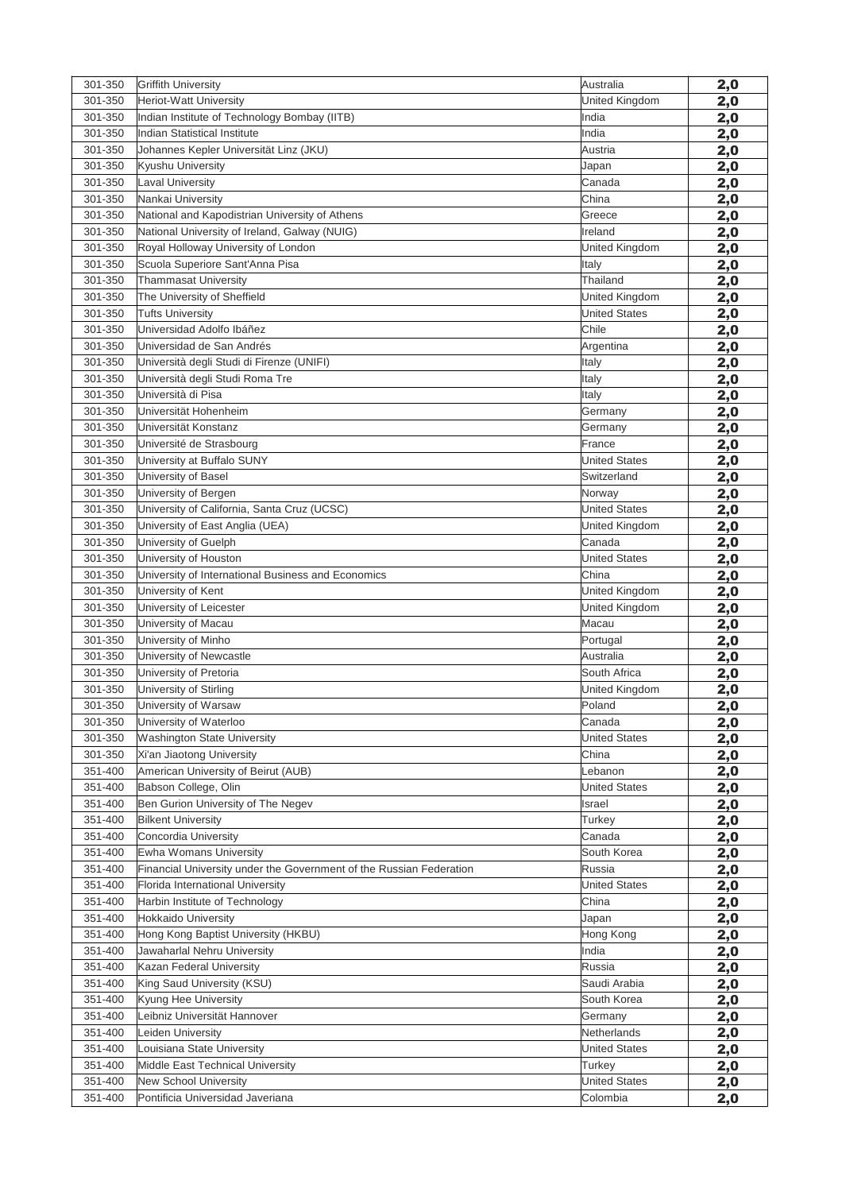| | | | |
|---|---|---|---|
| 301-350 | Griffith University | Australia | 2,0 |
| 301-350 | Heriot-Watt University | United Kingdom | 2,0 |
| 301-350 | Indian Institute of Technology Bombay (IITB) | India | 2,0 |
| 301-350 | Indian Statistical Institute | India | 2,0 |
| 301-350 | Johannes Kepler Universität Linz (JKU) | Austria | 2,0 |
| 301-350 | Kyushu University | Japan | 2,0 |
| 301-350 | Laval University | Canada | 2,0 |
| 301-350 | Nankai University | China | 2,0 |
| 301-350 | National and Kapodistrian University of Athens | Greece | 2,0 |
| 301-350 | National University of Ireland, Galway (NUIG) | Ireland | 2,0 |
| 301-350 | Royal Holloway University of London | United Kingdom | 2,0 |
| 301-350 | Scuola Superiore Sant'Anna Pisa | Italy | 2,0 |
| 301-350 | Thammasat University | Thailand | 2,0 |
| 301-350 | The University of Sheffield | United Kingdom | 2,0 |
| 301-350 | Tufts University | United States | 2,0 |
| 301-350 | Universidad Adolfo Ibáñez | Chile | 2,0 |
| 301-350 | Universidad de San Andrés | Argentina | 2,0 |
| 301-350 | Università degli Studi di Firenze (UNIFI) | Italy | 2,0 |
| 301-350 | Università degli Studi Roma Tre | Italy | 2,0 |
| 301-350 | Università di Pisa | Italy | 2,0 |
| 301-350 | Universität Hohenheim | Germany | 2,0 |
| 301-350 | Universität Konstanz | Germany | 2,0 |
| 301-350 | Université de Strasbourg | France | 2,0 |
| 301-350 | University at Buffalo SUNY | United States | 2,0 |
| 301-350 | University of Basel | Switzerland | 2,0 |
| 301-350 | University of Bergen | Norway | 2,0 |
| 301-350 | University of California, Santa Cruz (UCSC) | United States | 2,0 |
| 301-350 | University of East Anglia (UEA) | United Kingdom | 2,0 |
| 301-350 | University of Guelph | Canada | 2,0 |
| 301-350 | University of Houston | United States | 2,0 |
| 301-350 | University of International Business and Economics | China | 2,0 |
| 301-350 | University of Kent | United Kingdom | 2,0 |
| 301-350 | University of Leicester | United Kingdom | 2,0 |
| 301-350 | University of Macau | Macau | 2,0 |
| 301-350 | University of Minho | Portugal | 2,0 |
| 301-350 | University of Newcastle | Australia | 2,0 |
| 301-350 | University of Pretoria | South Africa | 2,0 |
| 301-350 | University of Stirling | United Kingdom | 2,0 |
| 301-350 | University of Warsaw | Poland | 2,0 |
| 301-350 | University of Waterloo | Canada | 2,0 |
| 301-350 | Washington State University | United States | 2,0 |
| 301-350 | Xi'an Jiaotong University | China | 2,0 |
| 351-400 | American University of Beirut (AUB) | Lebanon | 2,0 |
| 351-400 | Babson College, Olin | United States | 2,0 |
| 351-400 | Ben Gurion University of The Negev | Israel | 2,0 |
| 351-400 | Bilkent University | Turkey | 2,0 |
| 351-400 | Concordia University | Canada | 2,0 |
| 351-400 | Ewha Womans University | South Korea | 2,0 |
| 351-400 | Financial University under the Government of the Russian Federation | Russia | 2,0 |
| 351-400 | Florida International University | United States | 2,0 |
| 351-400 | Harbin Institute of Technology | China | 2,0 |
| 351-400 | Hokkaido University | Japan | 2,0 |
| 351-400 | Hong Kong Baptist University (HKBU) | Hong Kong | 2,0 |
| 351-400 | Jawaharlal Nehru University | India | 2,0 |
| 351-400 | Kazan Federal University | Russia | 2,0 |
| 351-400 | King Saud University (KSU) | Saudi Arabia | 2,0 |
| 351-400 | Kyung Hee University | South Korea | 2,0 |
| 351-400 | Leibniz Universität Hannover | Germany | 2,0 |
| 351-400 | Leiden University | Netherlands | 2,0 |
| 351-400 | Louisiana State University | United States | 2,0 |
| 351-400 | Middle East Technical University | Turkey | 2,0 |
| 351-400 | New School University | United States | 2,0 |
| 351-400 | Pontificia Universidad Javeriana | Colombia | 2,0 |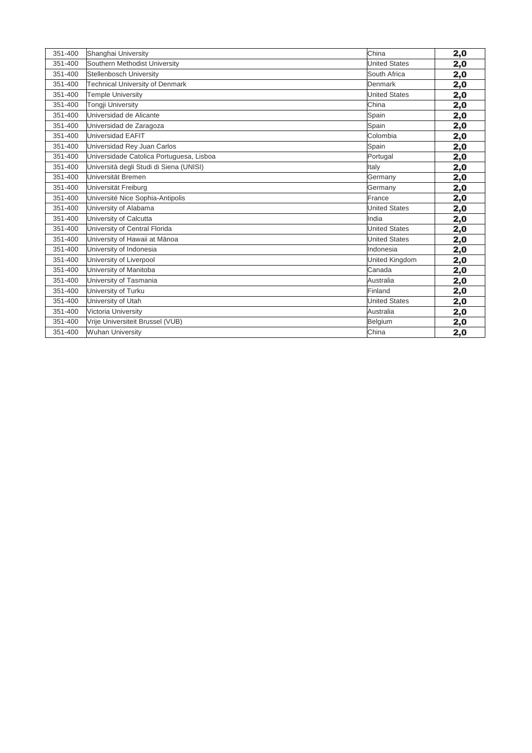| 351-400 | Shanghai University | China | **2,0** |
|---|---|---|---|
| 351-400 | Southern Methodist University | United States | **2,0** |
| 351-400 | Stellenbosch University | South Africa | **2,0** |
| 351-400 | Technical University of Denmark | Denmark | **2,0** |
| 351-400 | Temple University | United States | **2,0** |
| 351-400 | Tongji University | China | **2,0** |
| 351-400 | Universidad de Alicante | Spain | **2,0** |
| 351-400 | Universidad de Zaragoza | Spain | **2,0** |
| 351-400 | Universidad EAFIT | Colombia | **2,0** |
| 351-400 | Universidad Rey Juan Carlos | Spain | **2,0** |
| 351-400 | Universidade Catolica Portuguesa, Lisboa | Portugal | **2,0** |
| 351-400 | Università degli Studi di Siena (UNISI) | Italy | **2,0** |
| 351-400 | Universität Bremen | Germany | **2,0** |
| 351-400 | Universität Freiburg | Germany | **2,0** |
| 351-400 | Université Nice Sophia-Antipolis | France | **2,0** |
| 351-400 | University of Alabama | United States | **2,0** |
| 351-400 | University of Calcutta | India | **2,0** |
| 351-400 | University of Central Florida | United States | **2,0** |
| 351-400 | University of Hawaii at Mānoa | United States | **2,0** |
| 351-400 | University of Indonesia | Indonesia | **2,0** |
| 351-400 | University of Liverpool | United Kingdom | **2,0** |
| 351-400 | University of Manitoba | Canada | **2,0** |
| 351-400 | University of Tasmania | Australia | **2,0** |
| 351-400 | University of Turku | Finland | **2,0** |
| 351-400 | University of Utah | United States | **2,0** |
| 351-400 | Victoria University | Australia | **2,0** |
| 351-400 | Vrije Universiteit Brussel (VUB) | Belgium | **2,0** |
| 351-400 | Wuhan University | China | **2,0** |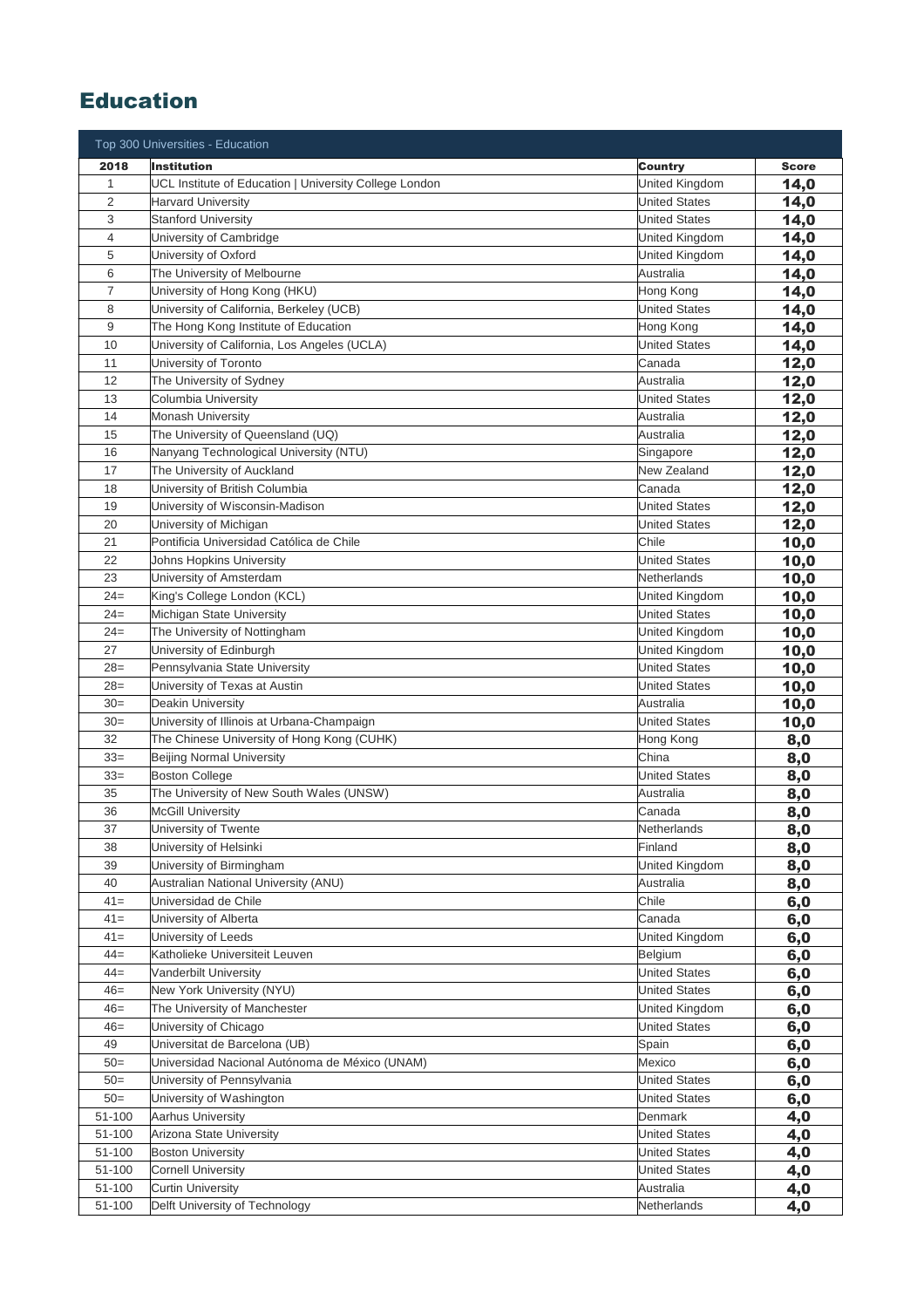# Education

| Top 300 Universities - Education | | | |
|---|---|---|---|
| **2018** | **Institution** | **Country** | **Score** |
| 1 | UCL Institute of Education \| University College London | United Kingdom | **14,0** |
| 2 | Harvard University | United States | **14,0** |
| 3 | Stanford University | United States | **14,0** |
| 4 | University of Cambridge | United Kingdom | **14,0** |
| 5 | University of Oxford | United Kingdom | **14,0** |
| 6 | The University of Melbourne | Australia | **14,0** |
| 7 | University of Hong Kong (HKU) | Hong Kong | **14,0** |
| 8 | University of California, Berkeley (UCB) | United States | **14,0** |
| 9 | The Hong Kong Institute of Education | Hong Kong | **14,0** |
| 10 | University of California, Los Angeles (UCLA) | United States | **14,0** |
| 11 | University of Toronto | Canada | **12,0** |
| 12 | The University of Sydney | Australia | **12,0** |
| 13 | Columbia University | United States | **12,0** |
| 14 | Monash University | Australia | **12,0** |
| 15 | The University of Queensland (UQ) | Australia | **12,0** |
| 16 | Nanyang Technological University (NTU) | Singapore | **12,0** |
| 17 | The University of Auckland | New Zealand | **12,0** |
| 18 | University of British Columbia | Canada | **12,0** |
| 19 | University of Wisconsin-Madison | United States | **12,0** |
| 20 | University of Michigan | United States | **12,0** |
| 21 | Pontificia Universidad Católica de Chile | Chile | **10,0** |
| 22 | Johns Hopkins University | United States | **10,0** |
| 23 | University of Amsterdam | Netherlands | **10,0** |
| 24= | King's College London (KCL) | United Kingdom | **10,0** |
| 24= | Michigan State University | United States | **10,0** |
| 24= | The University of Nottingham | United Kingdom | **10,0** |
| 27 | University of Edinburgh | United Kingdom | **10,0** |
| 28= | Pennsylvania State University | United States | **10,0** |
| 28= | University of Texas at Austin | United States | **10,0** |
| 30= | Deakin University | Australia | **10,0** |
| 30= | University of Illinois at Urbana-Champaign | United States | **10,0** |
| 32 | The Chinese University of Hong Kong (CUHK) | Hong Kong | **8,0** |
| 33= | Beijing Normal University | China | **8,0** |
| 33= | Boston College | United States | **8,0** |
| 35 | The University of New South Wales (UNSW) | Australia | **8,0** |
| 36 | McGill University | Canada | **8,0** |
| 37 | University of Twente | Netherlands | **8,0** |
| 38 | University of Helsinki | Finland | **8,0** |
| 39 | University of Birmingham | United Kingdom | **8,0** |
| 40 | Australian National University (ANU) | Australia | **8,0** |
| 41= | Universidad de Chile | Chile | **6,0** |
| 41= | University of Alberta | Canada | **6,0** |
| 41= | University of Leeds | United Kingdom | **6,0** |
| 44= | Katholieke Universiteit Leuven | Belgium | **6,0** |
| 44= | Vanderbilt University | United States | **6,0** |
| 46= | New York University (NYU) | United States | **6,0** |
| 46= | The University of Manchester | United Kingdom | **6,0** |
| 46= | University of Chicago | United States | **6,0** |
| 49 | Universitat de Barcelona (UB) | Spain | **6,0** |
| 50= | Universidad Nacional Autónoma de México (UNAM) | Mexico | **6,0** |
| 50= | University of Pennsylvania | United States | **6,0** |
| 50= | University of Washington | United States | **6,0** |
| 51-100 | Aarhus University | Denmark | **4,0** |
| 51-100 | Arizona State University | United States | **4,0** |
| 51-100 | Boston University | United States | **4,0** |
| 51-100 | Cornell University | United States | **4,0** |
| 51-100 | Curtin University | Australia | **4,0** |
| 51-100 | Delft University of Technology | Netherlands | **4,0** |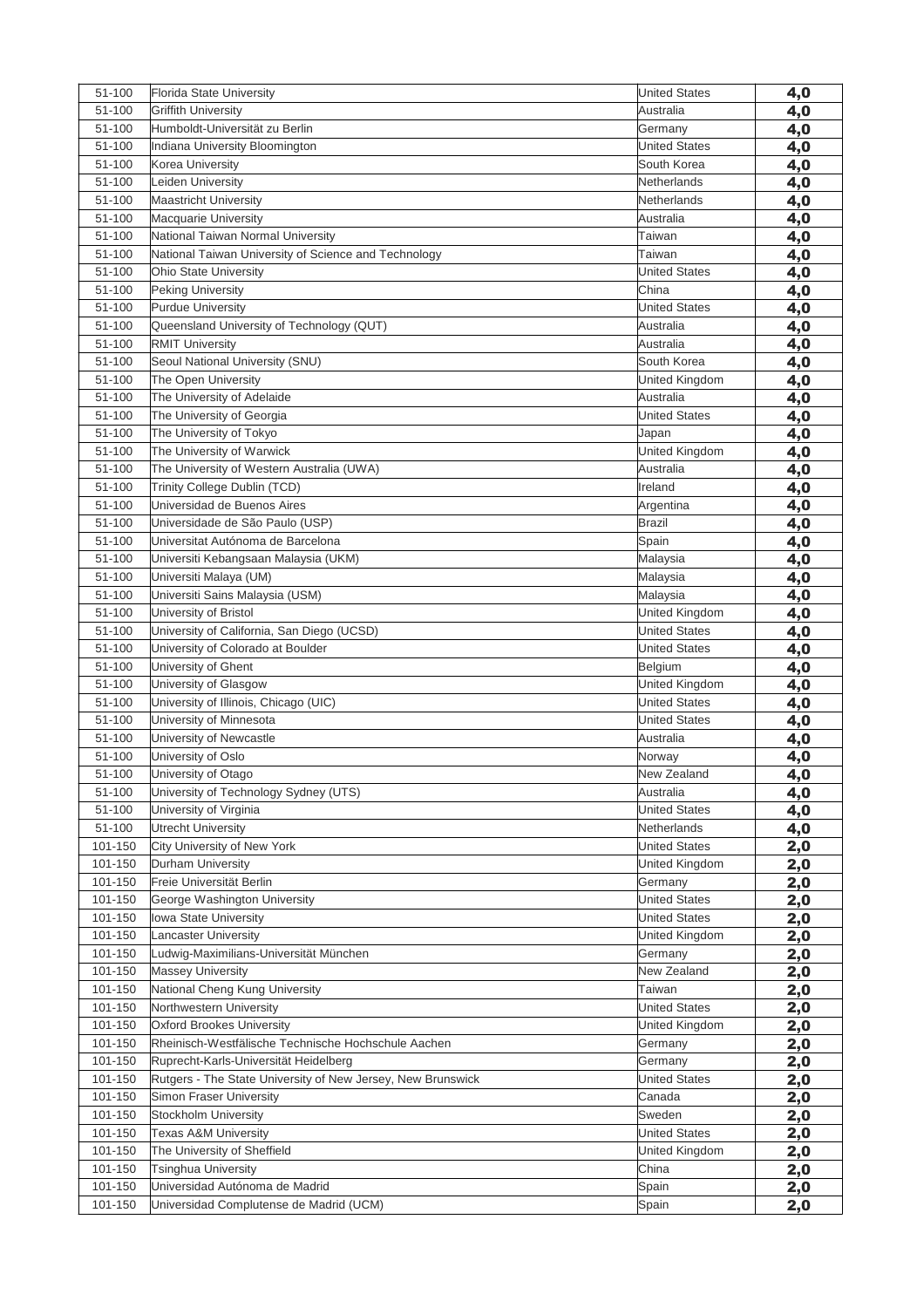| 51-100 | Florida State University | United States | 4,0 |
|---|---|---|---|
| 51-100 | Griffith University | Australia | 4,0 |
| 51-100 | Humboldt-Universität zu Berlin | Germany | 4,0 |
| 51-100 | Indiana University Bloomington | United States | 4,0 |
| 51-100 | Korea University | South Korea | 4,0 |
| 51-100 | Leiden University | Netherlands | 4,0 |
| 51-100 | Maastricht University | Netherlands | 4,0 |
| 51-100 | Macquarie University | Australia | 4,0 |
| 51-100 | National Taiwan Normal University | Taiwan | 4,0 |
| 51-100 | National Taiwan University of Science and Technology | Taiwan | 4,0 |
| 51-100 | Ohio State University | United States | 4,0 |
| 51-100 | Peking University | China | 4,0 |
| 51-100 | Purdue University | United States | 4,0 |
| 51-100 | Queensland University of Technology (QUT) | Australia | 4,0 |
| 51-100 | RMIT University | Australia | 4,0 |
| 51-100 | Seoul National University (SNU) | South Korea | 4,0 |
| 51-100 | The Open University | United Kingdom | 4,0 |
| 51-100 | The University of Adelaide | Australia | 4,0 |
| 51-100 | The University of Georgia | United States | 4,0 |
| 51-100 | The University of Tokyo | Japan | 4,0 |
| 51-100 | The University of Warwick | United Kingdom | 4,0 |
| 51-100 | The University of Western Australia (UWA) | Australia | 4,0 |
| 51-100 | Trinity College Dublin (TCD) | Ireland | 4,0 |
| 51-100 | Universidad de Buenos Aires | Argentina | 4,0 |
| 51-100 | Universidade de São Paulo (USP) | Brazil | 4,0 |
| 51-100 | Universitat Autónoma de Barcelona | Spain | 4,0 |
| 51-100 | Universiti Kebangsaan Malaysia (UKM) | Malaysia | 4,0 |
| 51-100 | Universiti Malaya (UM) | Malaysia | 4,0 |
| 51-100 | Universiti Sains Malaysia (USM) | Malaysia | 4,0 |
| 51-100 | University of Bristol | United Kingdom | 4,0 |
| 51-100 | University of California, San Diego (UCSD) | United States | 4,0 |
| 51-100 | University of Colorado at Boulder | United States | 4,0 |
| 51-100 | University of Ghent | Belgium | 4,0 |
| 51-100 | University of Glasgow | United Kingdom | 4,0 |
| 51-100 | University of Illinois, Chicago (UIC) | United States | 4,0 |
| 51-100 | University of Minnesota | United States | 4,0 |
| 51-100 | University of Newcastle | Australia | 4,0 |
| 51-100 | University of Oslo | Norway | 4,0 |
| 51-100 | University of Otago | New Zealand | 4,0 |
| 51-100 | University of Technology Sydney (UTS) | Australia | 4,0 |
| 51-100 | University of Virginia | United States | 4,0 |
| 51-100 | Utrecht University | Netherlands | 4,0 |
| 101-150 | City University of New York | United States | 2,0 |
| 101-150 | Durham University | United Kingdom | 2,0 |
| 101-150 | Freie Universität Berlin | Germany | 2,0 |
| 101-150 | George Washington University | United States | 2,0 |
| 101-150 | Iowa State University | United States | 2,0 |
| 101-150 | Lancaster University | United Kingdom | 2,0 |
| 101-150 | Ludwig-Maximilians-Universität München | Germany | 2,0 |
| 101-150 | Massey University | New Zealand | 2,0 |
| 101-150 | National Cheng Kung University | Taiwan | 2,0 |
| 101-150 | Northwestern University | United States | 2,0 |
| 101-150 | Oxford Brookes University | United Kingdom | 2,0 |
| 101-150 | Rheinisch-Westfälische Technische Hochschule Aachen | Germany | 2,0 |
| 101-150 | Ruprecht-Karls-Universität Heidelberg | Germany | 2,0 |
| 101-150 | Rutgers - The State University of New Jersey, New Brunswick | United States | 2,0 |
| 101-150 | Simon Fraser University | Canada | 2,0 |
| 101-150 | Stockholm University | Sweden | 2,0 |
| 101-150 | Texas A&M University | United States | 2,0 |
| 101-150 | The University of Sheffield | United Kingdom | 2,0 |
| 101-150 | Tsinghua University | China | 2,0 |
| 101-150 | Universidad Autónoma de Madrid | Spain | 2,0 |
| 101-150 | Universidad Complutense de Madrid (UCM) | Spain | 2,0 |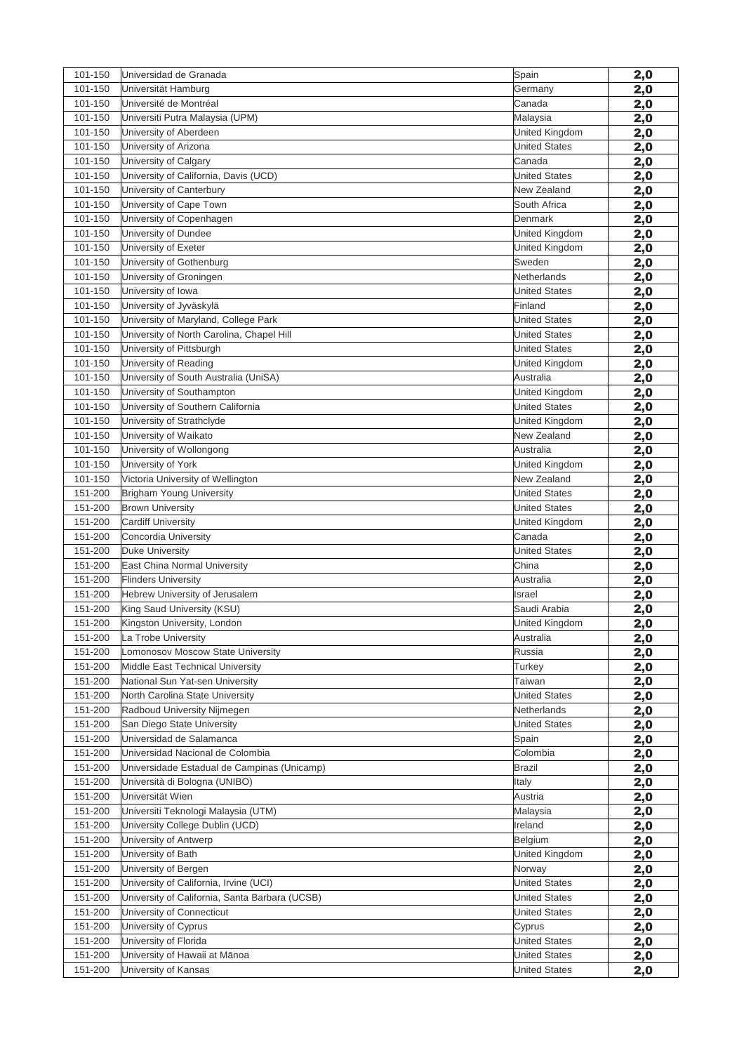| | | | |
|---|---|---|---|
| 101-150 | Universidad de Granada | Spain | 2,0 |
| 101-150 | Universität Hamburg | Germany | 2,0 |
| 101-150 | Université de Montréal | Canada | 2,0 |
| 101-150 | Universiti Putra Malaysia (UPM) | Malaysia | 2,0 |
| 101-150 | University of Aberdeen | United Kingdom | 2,0 |
| 101-150 | University of Arizona | United States | 2,0 |
| 101-150 | University of Calgary | Canada | 2,0 |
| 101-150 | University of California, Davis (UCD) | United States | 2,0 |
| 101-150 | University of Canterbury | New Zealand | 2,0 |
| 101-150 | University of Cape Town | South Africa | 2,0 |
| 101-150 | University of Copenhagen | Denmark | 2,0 |
| 101-150 | University of Dundee | United Kingdom | 2,0 |
| 101-150 | University of Exeter | United Kingdom | 2,0 |
| 101-150 | University of Gothenburg | Sweden | 2,0 |
| 101-150 | University of Groningen | Netherlands | 2,0 |
| 101-150 | University of Iowa | United States | 2,0 |
| 101-150 | University of Jyväskylä | Finland | 2,0 |
| 101-150 | University of Maryland, College Park | United States | 2,0 |
| 101-150 | University of North Carolina, Chapel Hill | United States | 2,0 |
| 101-150 | University of Pittsburgh | United States | 2,0 |
| 101-150 | University of Reading | United Kingdom | 2,0 |
| 101-150 | University of South Australia (UniSA) | Australia | 2,0 |
| 101-150 | University of Southampton | United Kingdom | 2,0 |
| 101-150 | University of Southern California | United States | 2,0 |
| 101-150 | University of Strathclyde | United Kingdom | 2,0 |
| 101-150 | University of Waikato | New Zealand | 2,0 |
| 101-150 | University of Wollongong | Australia | 2,0 |
| 101-150 | University of York | United Kingdom | 2,0 |
| 101-150 | Victoria University of Wellington | New Zealand | 2,0 |
| 151-200 | Brigham Young University | United States | 2,0 |
| 151-200 | Brown University | United States | 2,0 |
| 151-200 | Cardiff University | United Kingdom | 2,0 |
| 151-200 | Concordia University | Canada | 2,0 |
| 151-200 | Duke University | United States | 2,0 |
| 151-200 | East China Normal University | China | 2,0 |
| 151-200 | Flinders University | Australia | 2,0 |
| 151-200 | Hebrew University of Jerusalem | Israel | 2,0 |
| 151-200 | King Saud University (KSU) | Saudi Arabia | 2,0 |
| 151-200 | Kingston University, London | United Kingdom | 2,0 |
| 151-200 | La Trobe University | Australia | 2,0 |
| 151-200 | Lomonosov Moscow State University | Russia | 2,0 |
| 151-200 | Middle East Technical University | Turkey | 2,0 |
| 151-200 | National Sun Yat-sen University | Taiwan | 2,0 |
| 151-200 | North Carolina State University | United States | 2,0 |
| 151-200 | Radboud University Nijmegen | Netherlands | 2,0 |
| 151-200 | San Diego State University | United States | 2,0 |
| 151-200 | Universidad de Salamanca | Spain | 2,0 |
| 151-200 | Universidad Nacional de Colombia | Colombia | 2,0 |
| 151-200 | Universidade Estadual de Campinas (Unicamp) | Brazil | 2,0 |
| 151-200 | Università di Bologna (UNIBO) | Italy | 2,0 |
| 151-200 | Universität Wien | Austria | 2,0 |
| 151-200 | Universiti Teknologi Malaysia (UTM) | Malaysia | 2,0 |
| 151-200 | University College Dublin (UCD) | Ireland | 2,0 |
| 151-200 | University of Antwerp | Belgium | 2,0 |
| 151-200 | University of Bath | United Kingdom | 2,0 |
| 151-200 | University of Bergen | Norway | 2,0 |
| 151-200 | University of California, Irvine (UCI) | United States | 2,0 |
| 151-200 | University of California, Santa Barbara (UCSB) | United States | 2,0 |
| 151-200 | University of Connecticut | United States | 2,0 |
| 151-200 | University of Cyprus | Cyprus | 2,0 |
| 151-200 | University of Florida | United States | 2,0 |
| 151-200 | University of Hawaii at Mānoa | United States | 2,0 |
| 151-200 | University of Kansas | United States | 2,0 |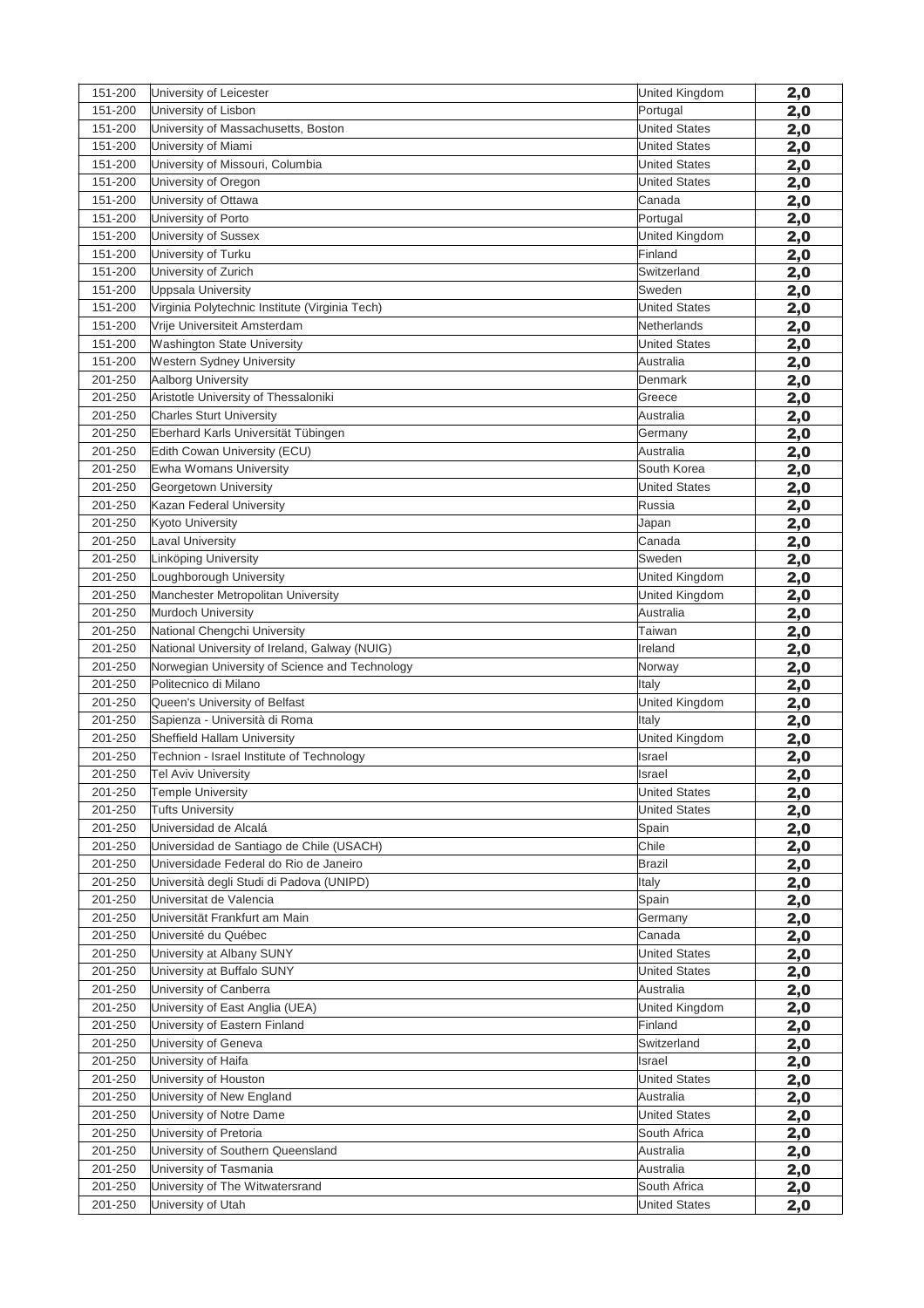| | | | |
|---|---|---|---|
| 151-200 | University of Leicester | United Kingdom | 2,0 |
| 151-200 | University of Lisbon | Portugal | 2,0 |
| 151-200 | University of Massachusetts, Boston | United States | 2,0 |
| 151-200 | University of Miami | United States | 2,0 |
| 151-200 | University of Missouri, Columbia | United States | 2,0 |
| 151-200 | University of Oregon | United States | 2,0 |
| 151-200 | University of Ottawa | Canada | 2,0 |
| 151-200 | University of Porto | Portugal | 2,0 |
| 151-200 | University of Sussex | United Kingdom | 2,0 |
| 151-200 | University of Turku | Finland | 2,0 |
| 151-200 | University of Zurich | Switzerland | 2,0 |
| 151-200 | Uppsala University | Sweden | 2,0 |
| 151-200 | Virginia Polytechnic Institute (Virginia Tech) | United States | 2,0 |
| 151-200 | Vrije Universiteit Amsterdam | Netherlands | 2,0 |
| 151-200 | Washington State University | United States | 2,0 |
| 151-200 | Western Sydney University | Australia | 2,0 |
| 201-250 | Aalborg University | Denmark | 2,0 |
| 201-250 | Aristotle University of Thessaloniki | Greece | 2,0 |
| 201-250 | Charles Sturt University | Australia | 2,0 |
| 201-250 | Eberhard Karls Universität Tübingen | Germany | 2,0 |
| 201-250 | Edith Cowan University (ECU) | Australia | 2,0 |
| 201-250 | Ewha Womans University | South Korea | 2,0 |
| 201-250 | Georgetown University | United States | 2,0 |
| 201-250 | Kazan Federal University | Russia | 2,0 |
| 201-250 | Kyoto University | Japan | 2,0 |
| 201-250 | Laval University | Canada | 2,0 |
| 201-250 | Linköping University | Sweden | 2,0 |
| 201-250 | Loughborough University | United Kingdom | 2,0 |
| 201-250 | Manchester Metropolitan University | United Kingdom | 2,0 |
| 201-250 | Murdoch University | Australia | 2,0 |
| 201-250 | National Chengchi University | Taiwan | 2,0 |
| 201-250 | National University of Ireland, Galway (NUIG) | Ireland | 2,0 |
| 201-250 | Norwegian University of Science and Technology | Norway | 2,0 |
| 201-250 | Politecnico di Milano | Italy | 2,0 |
| 201-250 | Queen's University of Belfast | United Kingdom | 2,0 |
| 201-250 | Sapienza - Università di Roma | Italy | 2,0 |
| 201-250 | Sheffield Hallam University | United Kingdom | 2,0 |
| 201-250 | Technion - Israel Institute of Technology | Israel | 2,0 |
| 201-250 | Tel Aviv University | Israel | 2,0 |
| 201-250 | Temple University | United States | 2,0 |
| 201-250 | Tufts University | United States | 2,0 |
| 201-250 | Universidad de Alcalá | Spain | 2,0 |
| 201-250 | Universidad de Santiago de Chile (USACH) | Chile | 2,0 |
| 201-250 | Universidade Federal do Rio de Janeiro | Brazil | 2,0 |
| 201-250 | Università degli Studi di Padova (UNIPD) | Italy | 2,0 |
| 201-250 | Universitat de Valencia | Spain | 2,0 |
| 201-250 | Universität Frankfurt am Main | Germany | 2,0 |
| 201-250 | Université du Québec | Canada | 2,0 |
| 201-250 | University at Albany SUNY | United States | 2,0 |
| 201-250 | University at Buffalo SUNY | United States | 2,0 |
| 201-250 | University of Canberra | Australia | 2,0 |
| 201-250 | University of East Anglia (UEA) | United Kingdom | 2,0 |
| 201-250 | University of Eastern Finland | Finland | 2,0 |
| 201-250 | University of Geneva | Switzerland | 2,0 |
| 201-250 | University of Haifa | Israel | 2,0 |
| 201-250 | University of Houston | United States | 2,0 |
| 201-250 | University of New England | Australia | 2,0 |
| 201-250 | University of Notre Dame | United States | 2,0 |
| 201-250 | University of Pretoria | South Africa | 2,0 |
| 201-250 | University of Southern Queensland | Australia | 2,0 |
| 201-250 | University of Tasmania | Australia | 2,0 |
| 201-250 | University of The Witwatersrand | South Africa | 2,0 |
| 201-250 | University of Utah | United States | 2,0 |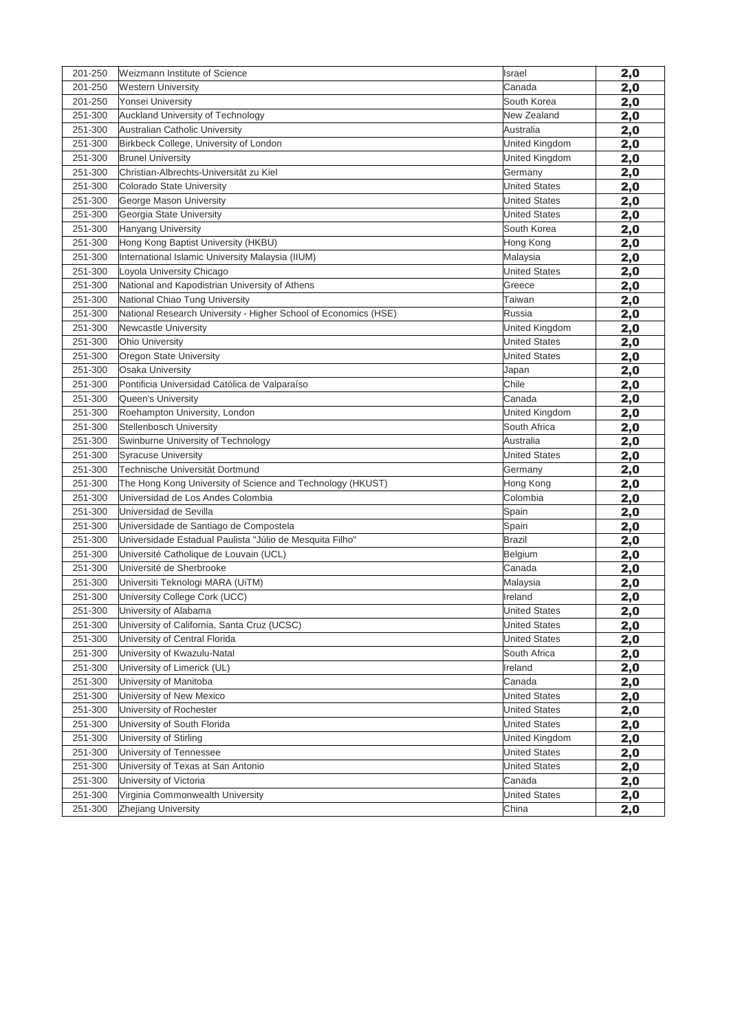| | | | |
|---|---|---|---|
| 201-250 | Weizmann Institute of Science | Israel | **2,0** |
| 201-250 | Western University | Canada | **2,0** |
| 201-250 | Yonsei University | South Korea | **2,0** |
| 251-300 | Auckland University of Technology | New Zealand | **2,0** |
| 251-300 | Australian Catholic University | Australia | **2,0** |
| 251-300 | Birkbeck College, University of London | United Kingdom | **2,0** |
| 251-300 | Brunel University | United Kingdom | **2,0** |
| 251-300 | Christian-Albrechts-Universität zu Kiel | Germany | **2,0** |
| 251-300 | Colorado State University | United States | **2,0** |
| 251-300 | George Mason University | United States | **2,0** |
| 251-300 | Georgia State University | United States | **2,0** |
| 251-300 | Hanyang University | South Korea | **2,0** |
| 251-300 | Hong Kong Baptist University (HKBU) | Hong Kong | **2,0** |
| 251-300 | International Islamic University Malaysia (IIUM) | Malaysia | **2,0** |
| 251-300 | Loyola University Chicago | United States | **2,0** |
| 251-300 | National and Kapodistrian University of Athens | Greece | **2,0** |
| 251-300 | National Chiao Tung University | Taiwan | **2,0** |
| 251-300 | National Research University - Higher School of Economics (HSE) | Russia | **2,0** |
| 251-300 | Newcastle University | United Kingdom | **2,0** |
| 251-300 | Ohio University | United States | **2,0** |
| 251-300 | Oregon State University | United States | **2,0** |
| 251-300 | Osaka University | Japan | **2,0** |
| 251-300 | Pontificia Universidad Católica de Valparaíso | Chile | **2,0** |
| 251-300 | Queen's University | Canada | **2,0** |
| 251-300 | Roehampton University, London | United Kingdom | **2,0** |
| 251-300 | Stellenbosch University | South Africa | **2,0** |
| 251-300 | Swinburne University of Technology | Australia | **2,0** |
| 251-300 | Syracuse University | United States | **2,0** |
| 251-300 | Technische Universität Dortmund | Germany | **2,0** |
| 251-300 | The Hong Kong University of Science and Technology (HKUST) | Hong Kong | **2,0** |
| 251-300 | Universidad de Los Andes Colombia | Colombia | **2,0** |
| 251-300 | Universidad de Sevilla | Spain | **2,0** |
| 251-300 | Universidade de Santiago de Compostela | Spain | **2,0** |
| 251-300 | Universidade Estadual Paulista "Júlio de Mesquita Filho" | Brazil | **2,0** |
| 251-300 | Université Catholique de Louvain (UCL) | Belgium | **2,0** |
| 251-300 | Université de Sherbrooke | Canada | **2,0** |
| 251-300 | Universiti Teknologi MARA (UiTM) | Malaysia | **2,0** |
| 251-300 | University College Cork (UCC) | Ireland | **2,0** |
| 251-300 | University of Alabama | United States | **2,0** |
| 251-300 | University of California, Santa Cruz (UCSC) | United States | **2,0** |
| 251-300 | University of Central Florida | United States | **2,0** |
| 251-300 | University of Kwazulu-Natal | South Africa | **2,0** |
| 251-300 | University of Limerick (UL) | Ireland | **2,0** |
| 251-300 | University of Manitoba | Canada | **2,0** |
| 251-300 | University of New Mexico | United States | **2,0** |
| 251-300 | University of Rochester | United States | **2,0** |
| 251-300 | University of South Florida | United States | **2,0** |
| 251-300 | University of Stirling | United Kingdom | **2,0** |
| 251-300 | University of Tennessee | United States | **2,0** |
| 251-300 | University of Texas at San Antonio | United States | **2,0** |
| 251-300 | University of Victoria | Canada | **2,0** |
| 251-300 | Virginia Commonwealth University | United States | **2,0** |
| 251-300 | Zhejiang University | China | **2,0** |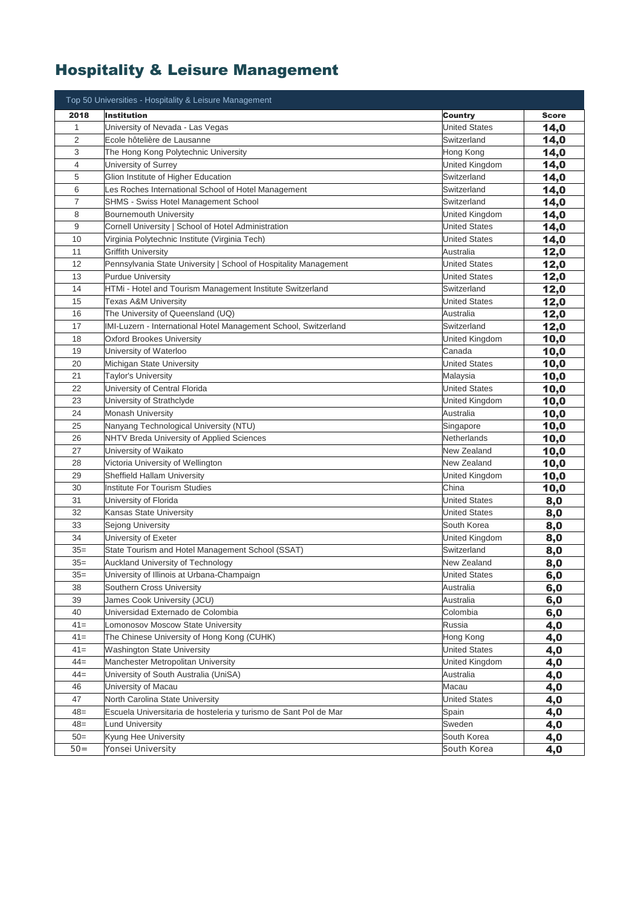# Hospitality & Leisure Management

| Top 50 Universities - Hospitality & Leisure Management | | | |
|---|---|---|---|
| **2018** | **Institution** | **Country** | **Score** |
| 1 | University of Nevada - Las Vegas | United States | **14,0** |
| 2 | Ecole hôtelière de Lausanne | Switzerland | **14,0** |
| 3 | The Hong Kong Polytechnic University | Hong Kong | **14,0** |
| 4 | University of Surrey | United Kingdom | **14,0** |
| 5 | Glion Institute of Higher Education | Switzerland | **14,0** |
| 6 | Les Roches International School of Hotel Management | Switzerland | **14,0** |
| 7 | SHMS - Swiss Hotel Management School | Switzerland | **14,0** |
| 8 | Bournemouth University | United Kingdom | **14,0** |
| 9 | Cornell University \| School of Hotel Administration | United States | **14,0** |
| 10 | Virginia Polytechnic Institute (Virginia Tech) | United States | **14,0** |
| 11 | Griffith University | Australia | **12,0** |
| 12 | Pennsylvania State University \| School of Hospitality Management | United States | **12,0** |
| 13 | Purdue University | United States | **12,0** |
| 14 | HTMi - Hotel and Tourism Management Institute Switzerland | Switzerland | **12,0** |
| 15 | Texas A&M University | United States | **12,0** |
| 16 | The University of Queensland (UQ) | Australia | **12,0** |
| 17 | IMI-Luzern - International Hotel Management School, Switzerland | Switzerland | **12,0** |
| 18 | Oxford Brookes University | United Kingdom | **10,0** |
| 19 | University of Waterloo | Canada | **10,0** |
| 20 | Michigan State University | United States | **10,0** |
| 21 | Taylor's University | Malaysia | **10,0** |
| 22 | University of Central Florida | United States | **10,0** |
| 23 | University of Strathclyde | United Kingdom | **10,0** |
| 24 | Monash University | Australia | **10,0** |
| 25 | Nanyang Technological University (NTU) | Singapore | **10,0** |
| 26 | NHTV Breda University of Applied Sciences | Netherlands | **10,0** |
| 27 | University of Waikato | New Zealand | **10,0** |
| 28 | Victoria University of Wellington | New Zealand | **10,0** |
| 29 | Sheffield Hallam University | United Kingdom | **10,0** |
| 30 | Institute For Tourism Studies | China | **10,0** |
| 31 | University of Florida | United States | **8,0** |
| 32 | Kansas State University | United States | **8,0** |
| 33 | Sejong University | South Korea | **8,0** |
| 34 | University of Exeter | United Kingdom | **8,0** |
| 35= | State Tourism and Hotel Management School (SSAT) | Switzerland | **8,0** |
| 35= | Auckland University of Technology | New Zealand | **8,0** |
| 35= | University of Illinois at Urbana-Champaign | United States | **6,0** |
| 38 | Southern Cross University | Australia | **6,0** |
| 39 | James Cook University (JCU) | Australia | **6,0** |
| 40 | Universidad Externado de Colombia | Colombia | **6,0** |
| 41= | Lomonosov Moscow State University | Russia | **4,0** |
| 41= | The Chinese University of Hong Kong (CUHK) | Hong Kong | **4,0** |
| 41= | Washington State University | United States | **4,0** |
| 44= | Manchester Metropolitan University | United Kingdom | **4,0** |
| 44= | University of South Australia (UniSA) | Australia | **4,0** |
| 46 | University of Macau | Macau | **4,0** |
| 47 | North Carolina State University | United States | **4,0** |
| 48= | Escuela Universitaria de hosteleria y turismo de Sant Pol de Mar | Spain | **4,0** |
| 48= | Lund University | Sweden | **4,0** |
| 50= | Kyung Hee University | South Korea | **4,0** |
| 50= | Yonsei University | South Korea | **4,0** |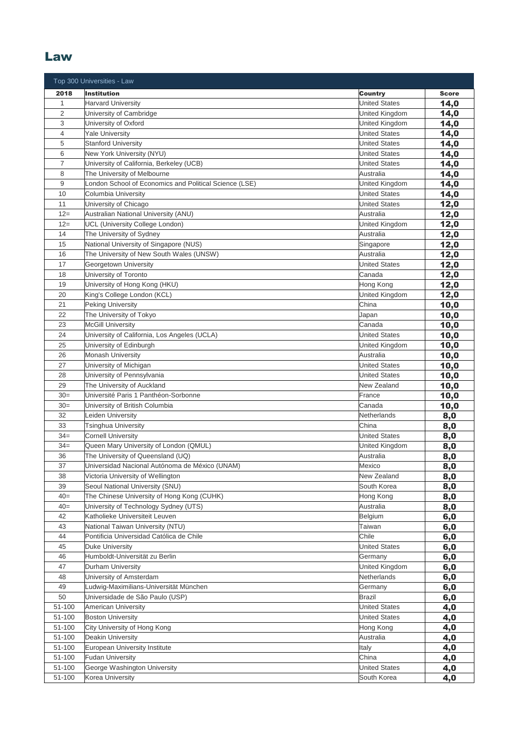# Law

| Top 300 Universities - Law | | | |
|---|---|---|---|
| **2018** | **Institution** | **Country** | **Score** |
| 1 | Harvard University | United States | **14,0** |
| 2 | University of Cambridge | United Kingdom | **14,0** |
| 3 | University of Oxford | United Kingdom | **14,0** |
| 4 | Yale University | United States | **14,0** |
| 5 | Stanford University | United States | **14,0** |
| 6 | New York University (NYU) | United States | **14,0** |
| 7 | University of California, Berkeley (UCB) | United States | **14,0** |
| 8 | The University of Melbourne | Australia | **14,0** |
| 9 | London School of Economics and Political Science (LSE) | United Kingdom | **14,0** |
| 10 | Columbia University | United States | **14,0** |
| 11 | University of Chicago | United States | **12,0** |
| 12= | Australian National University (ANU) | Australia | **12,0** |
| 12= | UCL (University College London) | United Kingdom | **12,0** |
| 14 | The University of Sydney | Australia | **12,0** |
| 15 | National University of Singapore (NUS) | Singapore | **12,0** |
| 16 | The University of New South Wales (UNSW) | Australia | **12,0** |
| 17 | Georgetown University | United States | **12,0** |
| 18 | University of Toronto | Canada | **12,0** |
| 19 | University of Hong Kong (HKU) | Hong Kong | **12,0** |
| 20 | King's College London (KCL) | United Kingdom | **12,0** |
| 21 | Peking University | China | **10,0** |
| 22 | The University of Tokyo | Japan | **10,0** |
| 23 | McGill University | Canada | **10,0** |
| 24 | University of California, Los Angeles (UCLA) | United States | **10,0** |
| 25 | University of Edinburgh | United Kingdom | **10,0** |
| 26 | Monash University | Australia | **10,0** |
| 27 | University of Michigan | United States | **10,0** |
| 28 | University of Pennsylvania | United States | **10,0** |
| 29 | The University of Auckland | New Zealand | **10,0** |
| 30= | Université Paris 1 Panthéon-Sorbonne | France | **10,0** |
| 30= | University of British Columbia | Canada | **10,0** |
| 32 | Leiden University | Netherlands | **8,0** |
| 33 | Tsinghua University | China | **8,0** |
| 34= | Cornell University | United States | **8,0** |
| 34= | Queen Mary University of London (QMUL) | United Kingdom | **8,0** |
| 36 | The University of Queensland (UQ) | Australia | **8,0** |
| 37 | Universidad Nacional Autónoma de México (UNAM) | Mexico | **8,0** |
| 38 | Victoria University of Wellington | New Zealand | **8,0** |
| 39 | Seoul National University (SNU) | South Korea | **8,0** |
| 40= | The Chinese University of Hong Kong (CUHK) | Hong Kong | **8,0** |
| 40= | University of Technology Sydney (UTS) | Australia | **8,0** |
| 42 | Katholieke Universiteit Leuven | Belgium | **6,0** |
| 43 | National Taiwan University (NTU) | Taiwan | **6,0** |
| 44 | Pontificia Universidad Católica de Chile | Chile | **6,0** |
| 45 | Duke University | United States | **6,0** |
| 46 | Humboldt-Universität zu Berlin | Germany | **6,0** |
| 47 | Durham University | United Kingdom | **6,0** |
| 48 | University of Amsterdam | Netherlands | **6,0** |
| 49 | Ludwig-Maximilians-Universität München | Germany | **6,0** |
| 50 | Universidade de São Paulo (USP) | Brazil | **6,0** |
| 51-100 | American University | United States | **4,0** |
| 51-100 | Boston University | United States | **4,0** |
| 51-100 | City University of Hong Kong | Hong Kong | **4,0** |
| 51-100 | Deakin University | Australia | **4,0** |
| 51-100 | European University Institute | Italy | **4,0** |
| 51-100 | Fudan University | China | **4,0** |
| 51-100 | George Washington University | United States | **4,0** |
| 51-100 | Korea University | South Korea | **4,0** |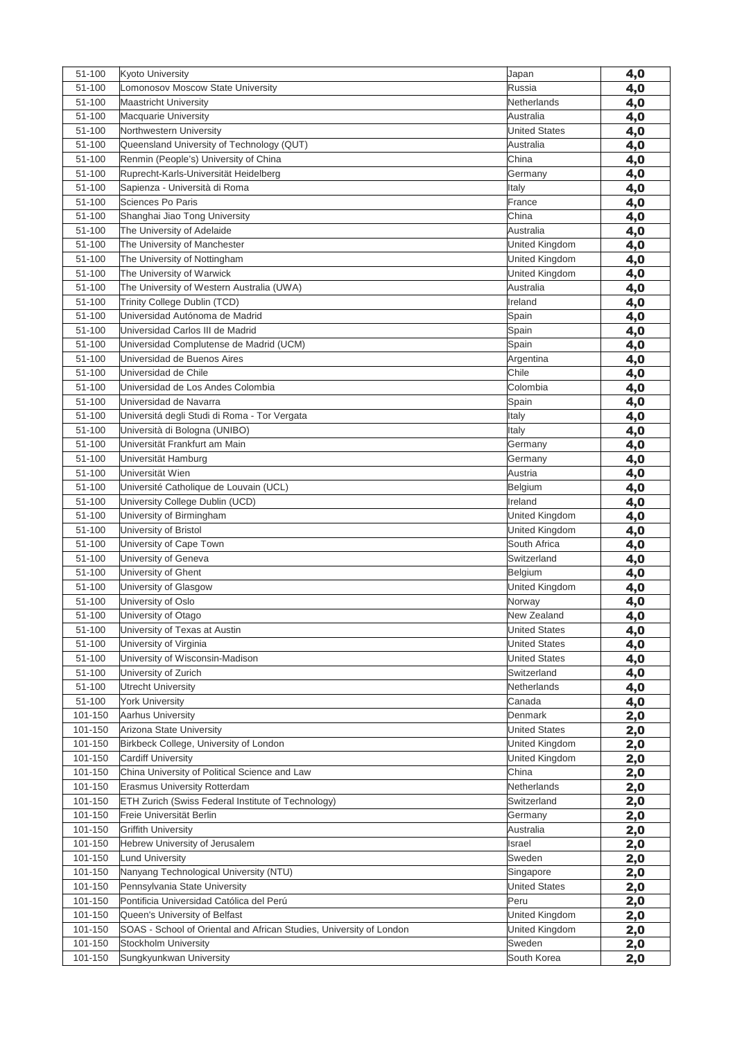| | | | |
|---|---|---|---|
| 51-100 | Kyoto University | Japan | 4,0 |
| 51-100 | Lomonosov Moscow State University | Russia | 4,0 |
| 51-100 | Maastricht University | Netherlands | 4,0 |
| 51-100 | Macquarie University | Australia | 4,0 |
| 51-100 | Northwestern University | United States | 4,0 |
| 51-100 | Queensland University of Technology (QUT) | Australia | 4,0 |
| 51-100 | Renmin (People's) University of China | China | 4,0 |
| 51-100 | Ruprecht-Karls-Universität Heidelberg | Germany | 4,0 |
| 51-100 | Sapienza - Università di Roma | Italy | 4,0 |
| 51-100 | Sciences Po Paris | France | 4,0 |
| 51-100 | Shanghai Jiao Tong University | China | 4,0 |
| 51-100 | The University of Adelaide | Australia | 4,0 |
| 51-100 | The University of Manchester | United Kingdom | 4,0 |
| 51-100 | The University of Nottingham | United Kingdom | 4,0 |
| 51-100 | The University of Warwick | United Kingdom | 4,0 |
| 51-100 | The University of Western Australia (UWA) | Australia | 4,0 |
| 51-100 | Trinity College Dublin (TCD) | Ireland | 4,0 |
| 51-100 | Universidad Autónoma de Madrid | Spain | 4,0 |
| 51-100 | Universidad Carlos III de Madrid | Spain | 4,0 |
| 51-100 | Universidad Complutense de Madrid (UCM) | Spain | 4,0 |
| 51-100 | Universidad de Buenos Aires | Argentina | 4,0 |
| 51-100 | Universidad de Chile | Chile | 4,0 |
| 51-100 | Universidad de Los Andes Colombia | Colombia | 4,0 |
| 51-100 | Universidad de Navarra | Spain | 4,0 |
| 51-100 | Universitá degli Studi di Roma - Tor Vergata | Italy | 4,0 |
| 51-100 | Università di Bologna (UNIBO) | Italy | 4,0 |
| 51-100 | Universität Frankfurt am Main | Germany | 4,0 |
| 51-100 | Universität Hamburg | Germany | 4,0 |
| 51-100 | Universität Wien | Austria | 4,0 |
| 51-100 | Université Catholique de Louvain (UCL) | Belgium | 4,0 |
| 51-100 | University College Dublin (UCD) | Ireland | 4,0 |
| 51-100 | University of Birmingham | United Kingdom | 4,0 |
| 51-100 | University of Bristol | United Kingdom | 4,0 |
| 51-100 | University of Cape Town | South Africa | 4,0 |
| 51-100 | University of Geneva | Switzerland | 4,0 |
| 51-100 | University of Ghent | Belgium | 4,0 |
| 51-100 | University of Glasgow | United Kingdom | 4,0 |
| 51-100 | University of Oslo | Norway | 4,0 |
| 51-100 | University of Otago | New Zealand | 4,0 |
| 51-100 | University of Texas at Austin | United States | 4,0 |
| 51-100 | University of Virginia | United States | 4,0 |
| 51-100 | University of Wisconsin-Madison | United States | 4,0 |
| 51-100 | University of Zurich | Switzerland | 4,0 |
| 51-100 | Utrecht University | Netherlands | 4,0 |
| 51-100 | York University | Canada | 4,0 |
| 101-150 | Aarhus University | Denmark | 2,0 |
| 101-150 | Arizona State University | United States | 2,0 |
| 101-150 | Birkbeck College, University of London | United Kingdom | 2,0 |
| 101-150 | Cardiff University | United Kingdom | 2,0 |
| 101-150 | China University of Political Science and Law | China | 2,0 |
| 101-150 | Erasmus University Rotterdam | Netherlands | 2,0 |
| 101-150 | ETH Zurich (Swiss Federal Institute of Technology) | Switzerland | 2,0 |
| 101-150 | Freie Universität Berlin | Germany | 2,0 |
| 101-150 | Griffith University | Australia | 2,0 |
| 101-150 | Hebrew University of Jerusalem | Israel | 2,0 |
| 101-150 | Lund University | Sweden | 2,0 |
| 101-150 | Nanyang Technological University (NTU) | Singapore | 2,0 |
| 101-150 | Pennsylvania State University | United States | 2,0 |
| 101-150 | Pontificia Universidad Católica del Perú | Peru | 2,0 |
| 101-150 | Queen's University of Belfast | United Kingdom | 2,0 |
| 101-150 | SOAS - School of Oriental and African Studies, University of London | United Kingdom | 2,0 |
| 101-150 | Stockholm University | Sweden | 2,0 |
| 101-150 | Sungkyunkwan University | South Korea | 2,0 |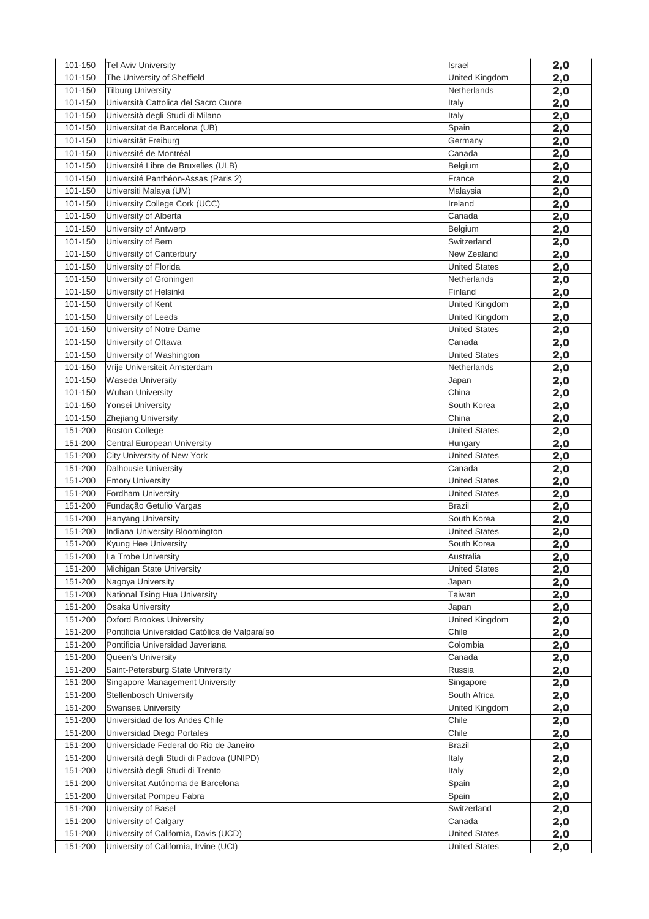| | | | |
|---|---|---|---|
| 101-150 | Tel Aviv University | Israel | 2,0 |
| 101-150 | The University of Sheffield | United Kingdom | 2,0 |
| 101-150 | Tilburg University | Netherlands | 2,0 |
| 101-150 | Università Cattolica del Sacro Cuore | Italy | 2,0 |
| 101-150 | Università degli Studi di Milano | Italy | 2,0 |
| 101-150 | Universitat de Barcelona (UB) | Spain | 2,0 |
| 101-150 | Universität Freiburg | Germany | 2,0 |
| 101-150 | Université de Montréal | Canada | 2,0 |
| 101-150 | Université Libre de Bruxelles (ULB) | Belgium | 2,0 |
| 101-150 | Université Panthéon-Assas (Paris 2) | France | 2,0 |
| 101-150 | Universiti Malaya (UM) | Malaysia | 2,0 |
| 101-150 | University College Cork (UCC) | Ireland | 2,0 |
| 101-150 | University of Alberta | Canada | 2,0 |
| 101-150 | University of Antwerp | Belgium | 2,0 |
| 101-150 | University of Bern | Switzerland | 2,0 |
| 101-150 | University of Canterbury | New Zealand | 2,0 |
| 101-150 | University of Florida | United States | 2,0 |
| 101-150 | University of Groningen | Netherlands | 2,0 |
| 101-150 | University of Helsinki | Finland | 2,0 |
| 101-150 | University of Kent | United Kingdom | 2,0 |
| 101-150 | University of Leeds | United Kingdom | 2,0 |
| 101-150 | University of Notre Dame | United States | 2,0 |
| 101-150 | University of Ottawa | Canada | 2,0 |
| 101-150 | University of Washington | United States | 2,0 |
| 101-150 | Vrije Universiteit Amsterdam | Netherlands | 2,0 |
| 101-150 | Waseda University | Japan | 2,0 |
| 101-150 | Wuhan University | China | 2,0 |
| 101-150 | Yonsei University | South Korea | 2,0 |
| 101-150 | Zhejiang University | China | 2,0 |
| 151-200 | Boston College | United States | 2,0 |
| 151-200 | Central European University | Hungary | 2,0 |
| 151-200 | City University of New York | United States | 2,0 |
| 151-200 | Dalhousie University | Canada | 2,0 |
| 151-200 | Emory University | United States | 2,0 |
| 151-200 | Fordham University | United States | 2,0 |
| 151-200 | Fundação Getulio Vargas | Brazil | 2,0 |
| 151-200 | Hanyang University | South Korea | 2,0 |
| 151-200 | Indiana University Bloomington | United States | 2,0 |
| 151-200 | Kyung Hee University | South Korea | 2,0 |
| 151-200 | La Trobe University | Australia | 2,0 |
| 151-200 | Michigan State University | United States | 2,0 |
| 151-200 | Nagoya University | Japan | 2,0 |
| 151-200 | National Tsing Hua University | Taiwan | 2,0 |
| 151-200 | Osaka University | Japan | 2,0 |
| 151-200 | Oxford Brookes University | United Kingdom | 2,0 |
| 151-200 | Pontificia Universidad Católica de Valparaíso | Chile | 2,0 |
| 151-200 | Pontificia Universidad Javeriana | Colombia | 2,0 |
| 151-200 | Queen's University | Canada | 2,0 |
| 151-200 | Saint-Petersburg State University | Russia | 2,0 |
| 151-200 | Singapore Management University | Singapore | 2,0 |
| 151-200 | Stellenbosch University | South Africa | 2,0 |
| 151-200 | Swansea University | United Kingdom | 2,0 |
| 151-200 | Universidad de los Andes Chile | Chile | 2,0 |
| 151-200 | Universidad Diego Portales | Chile | 2,0 |
| 151-200 | Universidade Federal do Rio de Janeiro | Brazil | 2,0 |
| 151-200 | Università degli Studi di Padova (UNIPD) | Italy | 2,0 |
| 151-200 | Università degli Studi di Trento | Italy | 2,0 |
| 151-200 | Universitat Autónoma de Barcelona | Spain | 2,0 |
| 151-200 | Universitat Pompeu Fabra | Spain | 2,0 |
| 151-200 | University of Basel | Switzerland | 2,0 |
| 151-200 | University of Calgary | Canada | 2,0 |
| 151-200 | University of California, Davis (UCD) | United States | 2,0 |
| 151-200 | University of California, Irvine (UCI) | United States | 2,0 |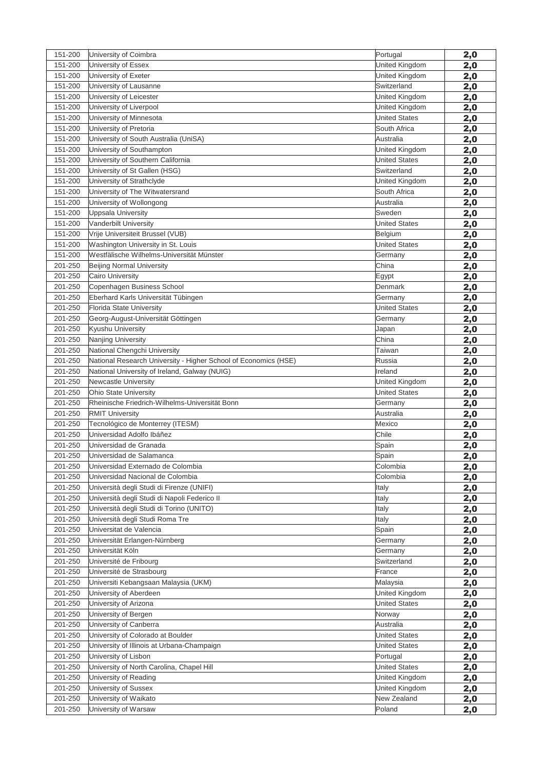| | | | |
|---|---|---|---|
| 151-200 | University of Coimbra | Portugal | 2,0 |
| 151-200 | University of Essex | United Kingdom | 2,0 |
| 151-200 | University of Exeter | United Kingdom | 2,0 |
| 151-200 | University of Lausanne | Switzerland | 2,0 |
| 151-200 | University of Leicester | United Kingdom | 2,0 |
| 151-200 | University of Liverpool | United Kingdom | 2,0 |
| 151-200 | University of Minnesota | United States | 2,0 |
| 151-200 | University of Pretoria | South Africa | 2,0 |
| 151-200 | University of South Australia (UniSA) | Australia | 2,0 |
| 151-200 | University of Southampton | United Kingdom | 2,0 |
| 151-200 | University of Southern California | United States | 2,0 |
| 151-200 | University of St Gallen (HSG) | Switzerland | 2,0 |
| 151-200 | University of Strathclyde | United Kingdom | 2,0 |
| 151-200 | University of The Witwatersrand | South Africa | 2,0 |
| 151-200 | University of Wollongong | Australia | 2,0 |
| 151-200 | Uppsala University | Sweden | 2,0 |
| 151-200 | Vanderbilt University | United States | 2,0 |
| 151-200 | Vrije Universiteit Brussel (VUB) | Belgium | 2,0 |
| 151-200 | Washington University in St. Louis | United States | 2,0 |
| 151-200 | Westfälische Wilhelms-Universität Münster | Germany | 2,0 |
| 201-250 | Beijing Normal University | China | 2,0 |
| 201-250 | Cairo University | Egypt | 2,0 |
| 201-250 | Copenhagen Business School | Denmark | 2,0 |
| 201-250 | Eberhard Karls Universität Tübingen | Germany | 2,0 |
| 201-250 | Florida State University | United States | 2,0 |
| 201-250 | Georg-August-Universität Göttingen | Germany | 2,0 |
| 201-250 | Kyushu University | Japan | 2,0 |
| 201-250 | Nanjing University | China | 2,0 |
| 201-250 | National Chengchi University | Taiwan | 2,0 |
| 201-250 | National Research University - Higher School of Economics (HSE) | Russia | 2,0 |
| 201-250 | National University of Ireland, Galway (NUIG) | Ireland | 2,0 |
| 201-250 | Newcastle University | United Kingdom | 2,0 |
| 201-250 | Ohio State University | United States | 2,0 |
| 201-250 | Rheinische Friedrich-Wilhelms-Universität Bonn | Germany | 2,0 |
| 201-250 | RMIT University | Australia | 2,0 |
| 201-250 | Tecnológico de Monterrey (ITESM) | Mexico | 2,0 |
| 201-250 | Universidad Adolfo Ibáñez | Chile | 2,0 |
| 201-250 | Universidad de Granada | Spain | 2,0 |
| 201-250 | Universidad de Salamanca | Spain | 2,0 |
| 201-250 | Universidad Externado de Colombia | Colombia | 2,0 |
| 201-250 | Universidad Nacional de Colombia | Colombia | 2,0 |
| 201-250 | Università degli Studi di Firenze (UNIFI) | Italy | 2,0 |
| 201-250 | Università degli Studi di Napoli Federico II | Italy | 2,0 |
| 201-250 | Università degli Studi di Torino (UNITO) | Italy | 2,0 |
| 201-250 | Università degli Studi Roma Tre | Italy | 2,0 |
| 201-250 | Universitat de Valencia | Spain | 2,0 |
| 201-250 | Universität Erlangen-Nürnberg | Germany | 2,0 |
| 201-250 | Universität Köln | Germany | 2,0 |
| 201-250 | Université de Fribourg | Switzerland | 2,0 |
| 201-250 | Université de Strasbourg | France | 2,0 |
| 201-250 | Universiti Kebangsaan Malaysia (UKM) | Malaysia | 2,0 |
| 201-250 | University of Aberdeen | United Kingdom | 2,0 |
| 201-250 | University of Arizona | United States | 2,0 |
| 201-250 | University of Bergen | Norway | 2,0 |
| 201-250 | University of Canberra | Australia | 2,0 |
| 201-250 | University of Colorado at Boulder | United States | 2,0 |
| 201-250 | University of Illinois at Urbana-Champaign | United States | 2,0 |
| 201-250 | University of Lisbon | Portugal | 2,0 |
| 201-250 | University of North Carolina, Chapel Hill | United States | 2,0 |
| 201-250 | University of Reading | United Kingdom | 2,0 |
| 201-250 | University of Sussex | United Kingdom | 2,0 |
| 201-250 | University of Waikato | New Zealand | 2,0 |
| 201-250 | University of Warsaw | Poland | 2,0 |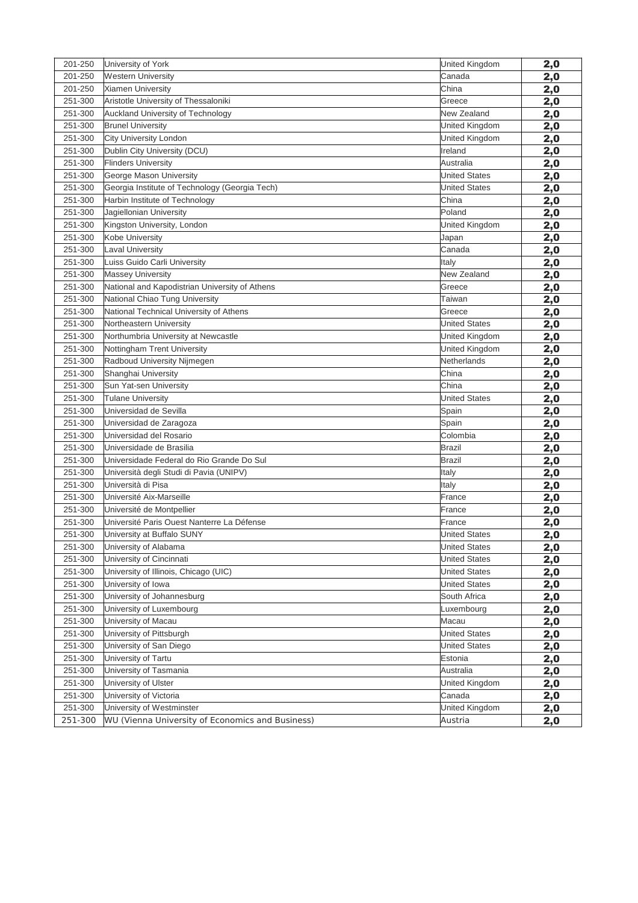| 201-250 | University of York | United Kingdom | 2,0 |
|---|---|---|---|
| 201-250 | Western University | Canada | 2,0 |
| 201-250 | Xiamen University | China | 2,0 |
| 251-300 | Aristotle University of Thessaloniki | Greece | 2,0 |
| 251-300 | Auckland University of Technology | New Zealand | 2,0 |
| 251-300 | Brunel University | United Kingdom | 2,0 |
| 251-300 | City University London | United Kingdom | 2,0 |
| 251-300 | Dublin City University (DCU) | Ireland | 2,0 |
| 251-300 | Flinders University | Australia | 2,0 |
| 251-300 | George Mason University | United States | 2,0 |
| 251-300 | Georgia Institute of Technology (Georgia Tech) | United States | 2,0 |
| 251-300 | Harbin Institute of Technology | China | 2,0 |
| 251-300 | Jagiellonian University | Poland | 2,0 |
| 251-300 | Kingston University, London | United Kingdom | 2,0 |
| 251-300 | Kobe University | Japan | 2,0 |
| 251-300 | Laval University | Canada | 2,0 |
| 251-300 | Luiss Guido Carli University | Italy | 2,0 |
| 251-300 | Massey University | New Zealand | 2,0 |
| 251-300 | National and Kapodistrian University of Athens | Greece | 2,0 |
| 251-300 | National Chiao Tung University | Taiwan | 2,0 |
| 251-300 | National Technical University of Athens | Greece | 2,0 |
| 251-300 | Northeastern University | United States | 2,0 |
| 251-300 | Northumbria University at Newcastle | United Kingdom | 2,0 |
| 251-300 | Nottingham Trent University | United Kingdom | 2,0 |
| 251-300 | Radboud University Nijmegen | Netherlands | 2,0 |
| 251-300 | Shanghai University | China | 2,0 |
| 251-300 | Sun Yat-sen University | China | 2,0 |
| 251-300 | Tulane University | United States | 2,0 |
| 251-300 | Universidad de Sevilla | Spain | 2,0 |
| 251-300 | Universidad de Zaragoza | Spain | 2,0 |
| 251-300 | Universidad del Rosario | Colombia | 2,0 |
| 251-300 | Universidade de Brasilia | Brazil | 2,0 |
| 251-300 | Universidade Federal do Rio Grande Do Sul | Brazil | 2,0 |
| 251-300 | Università degli Studi di Pavia (UNIPV) | Italy | 2,0 |
| 251-300 | Università di Pisa | Italy | 2,0 |
| 251-300 | Université Aix-Marseille | France | 2,0 |
| 251-300 | Université de Montpellier | France | 2,0 |
| 251-300 | Université Paris Ouest Nanterre La Défense | France | 2,0 |
| 251-300 | University at Buffalo SUNY | United States | 2,0 |
| 251-300 | University of Alabama | United States | 2,0 |
| 251-300 | University of Cincinnati | United States | 2,0 |
| 251-300 | University of Illinois, Chicago (UIC) | United States | 2,0 |
| 251-300 | University of Iowa | United States | 2,0 |
| 251-300 | University of Johannesburg | South Africa | 2,0 |
| 251-300 | University of Luxembourg | Luxembourg | 2,0 |
| 251-300 | University of Macau | Macau | 2,0 |
| 251-300 | University of Pittsburgh | United States | 2,0 |
| 251-300 | University of San Diego | United States | 2,0 |
| 251-300 | University of Tartu | Estonia | 2,0 |
| 251-300 | University of Tasmania | Australia | 2,0 |
| 251-300 | University of Ulster | United Kingdom | 2,0 |
| 251-300 | University of Victoria | Canada | 2,0 |
| 251-300 | University of Westminster | United Kingdom | 2,0 |
| 251-300 | WU (Vienna University of Economics and Business) | Austria | 2,0 |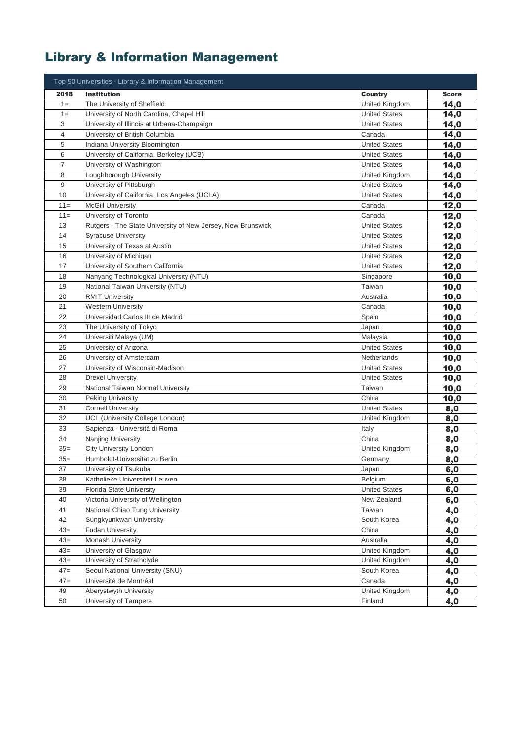# Library & Information Management

| Top 50 Universities - Library & Information Management | | | |
|---|---|---|---|
| **2018** | **Institution** | **Country** | **Score** |
| 1= | The University of Sheffield | United Kingdom | **14,0** |
| 1= | University of North Carolina, Chapel Hill | United States | **14,0** |
| 3 | University of Illinois at Urbana-Champaign | United States | **14,0** |
| 4 | University of British Columbia | Canada | **14,0** |
| 5 | Indiana University Bloomington | United States | **14,0** |
| 6 | University of California, Berkeley (UCB) | United States | **14,0** |
| 7 | University of Washington | United States | **14,0** |
| 8 | Loughborough University | United Kingdom | **14,0** |
| 9 | University of Pittsburgh | United States | **14,0** |
| 10 | University of California, Los Angeles (UCLA) | United States | **14,0** |
| 11= | McGill University | Canada | **12,0** |
| 11= | University of Toronto | Canada | **12,0** |
| 13 | Rutgers - The State University of New Jersey, New Brunswick | United States | **12,0** |
| 14 | Syracuse University | United States | **12,0** |
| 15 | University of Texas at Austin | United States | **12,0** |
| 16 | University of Michigan | United States | **12,0** |
| 17 | University of Southern California | United States | **12,0** |
| 18 | Nanyang Technological University (NTU) | Singapore | **10,0** |
| 19 | National Taiwan University (NTU) | Taiwan | **10,0** |
| 20 | RMIT University | Australia | **10,0** |
| 21 | Western University | Canada | **10,0** |
| 22 | Universidad Carlos III de Madrid | Spain | **10,0** |
| 23 | The University of Tokyo | Japan | **10,0** |
| 24 | Universiti Malaya (UM) | Malaysia | **10,0** |
| 25 | University of Arizona | United States | **10,0** |
| 26 | University of Amsterdam | Netherlands | **10,0** |
| 27 | University of Wisconsin-Madison | United States | **10,0** |
| 28 | Drexel University | United States | **10,0** |
| 29 | National Taiwan Normal University | Taiwan | **10,0** |
| 30 | Peking University | China | **10,0** |
| 31 | Cornell University | United States | **8,0** |
| 32 | UCL (University College London) | United Kingdom | **8,0** |
| 33 | Sapienza - Università di Roma | Italy | **8,0** |
| 34 | Nanjing University | China | **8,0** |
| 35= | City University London | United Kingdom | **8,0** |
| 35= | Humboldt-Universität zu Berlin | Germany | **8,0** |
| 37 | University of Tsukuba | Japan | **6,0** |
| 38 | Katholieke Universiteit Leuven | Belgium | **6,0** |
| 39 | Florida State University | United States | **6,0** |
| 40 | Victoria University of Wellington | New Zealand | **6,0** |
| 41 | National Chiao Tung University | Taiwan | **4,0** |
| 42 | Sungkyunkwan University | South Korea | **4,0** |
| 43= | Fudan University | China | **4,0** |
| 43= | Monash University | Australia | **4,0** |
| 43= | University of Glasgow | United Kingdom | **4,0** |
| 43= | University of Strathclyde | United Kingdom | **4,0** |
| 47= | Seoul National University (SNU) | South Korea | **4,0** |
| 47= | Université de Montréal | Canada | **4,0** |
| 49 | Aberystwyth University | United Kingdom | **4,0** |
| 50 | University of Tampere | Finland | **4,0** |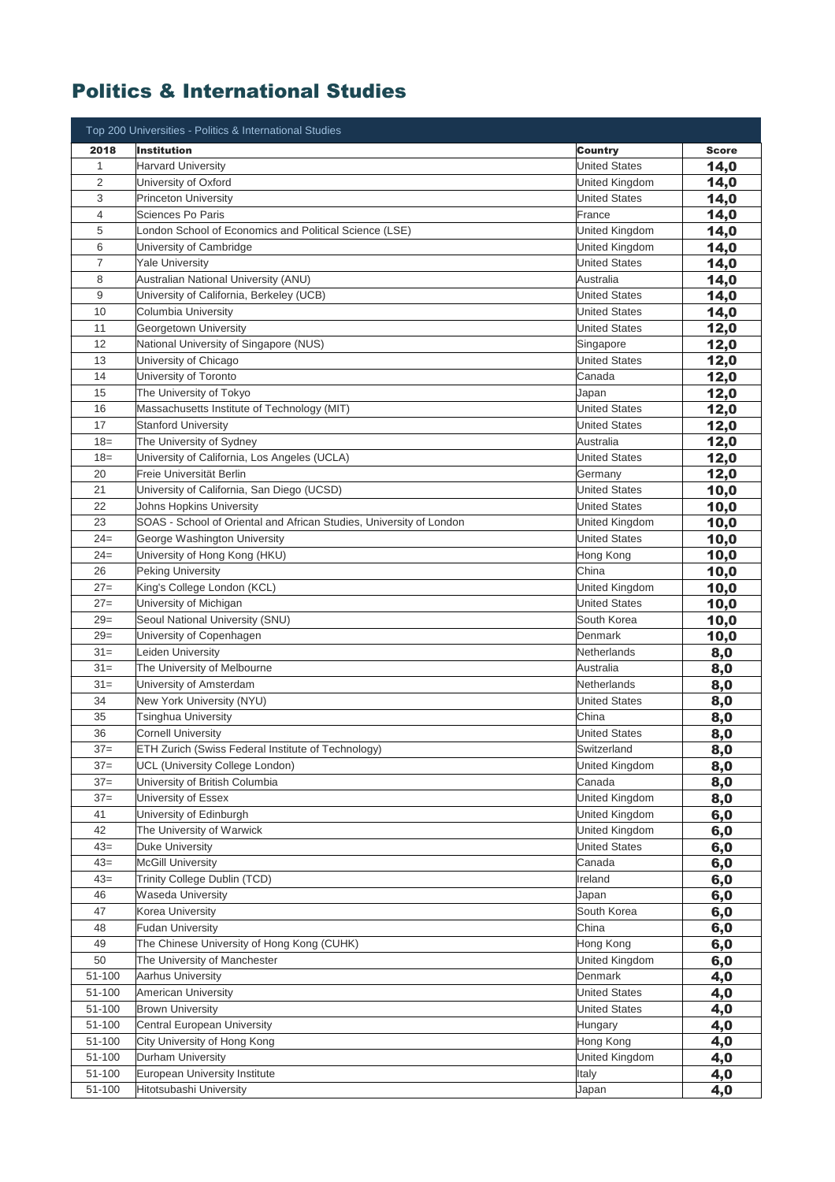# Politics & International Studies

| Top 200 Universities - Politics & International Studies | | | |
|---|---|---|---|
| **2018** | **Institution** | **Country** | **Score** |
| 1 | Harvard University | United States | **14,0** |
| 2 | University of Oxford | United Kingdom | **14,0** |
| 3 | Princeton University | United States | **14,0** |
| 4 | Sciences Po Paris | France | **14,0** |
| 5 | London School of Economics and Political Science (LSE) | United Kingdom | **14,0** |
| 6 | University of Cambridge | United Kingdom | **14,0** |
| 7 | Yale University | United States | **14,0** |
| 8 | Australian National University (ANU) | Australia | **14,0** |
| 9 | University of California, Berkeley (UCB) | United States | **14,0** |
| 10 | Columbia University | United States | **14,0** |
| 11 | Georgetown University | United States | **12,0** |
| 12 | National University of Singapore (NUS) | Singapore | **12,0** |
| 13 | University of Chicago | United States | **12,0** |
| 14 | University of Toronto | Canada | **12,0** |
| 15 | The University of Tokyo | Japan | **12,0** |
| 16 | Massachusetts Institute of Technology (MIT) | United States | **12,0** |
| 17 | Stanford University | United States | **12,0** |
| 18= | The University of Sydney | Australia | **12,0** |
| 18= | University of California, Los Angeles (UCLA) | United States | **12,0** |
| 20 | Freie Universität Berlin | Germany | **12,0** |
| 21 | University of California, San Diego (UCSD) | United States | **10,0** |
| 22 | Johns Hopkins University | United States | **10,0** |
| 23 | SOAS - School of Oriental and African Studies, University of London | United Kingdom | **10,0** |
| 24= | George Washington University | United States | **10,0** |
| 24= | University of Hong Kong (HKU) | Hong Kong | **10,0** |
| 26 | Peking University | China | **10,0** |
| 27= | King's College London (KCL) | United Kingdom | **10,0** |
| 27= | University of Michigan | United States | **10,0** |
| 29= | Seoul National University (SNU) | South Korea | **10,0** |
| 29= | University of Copenhagen | Denmark | **10,0** |
| 31= | Leiden University | Netherlands | **8,0** |
| 31= | The University of Melbourne | Australia | **8,0** |
| 31= | University of Amsterdam | Netherlands | **8,0** |
| 34 | New York University (NYU) | United States | **8,0** |
| 35 | Tsinghua University | China | **8,0** |
| 36 | Cornell University | United States | **8,0** |
| 37= | ETH Zurich (Swiss Federal Institute of Technology) | Switzerland | **8,0** |
| 37= | UCL (University College London) | United Kingdom | **8,0** |
| 37= | University of British Columbia | Canada | **8,0** |
| 37= | University of Essex | United Kingdom | **8,0** |
| 41 | University of Edinburgh | United Kingdom | **6,0** |
| 42 | The University of Warwick | United Kingdom | **6,0** |
| 43= | Duke University | United States | **6,0** |
| 43= | McGill University | Canada | **6,0** |
| 43= | Trinity College Dublin (TCD) | Ireland | **6,0** |
| 46 | Waseda University | Japan | **6,0** |
| 47 | Korea University | South Korea | **6,0** |
| 48 | Fudan University | China | **6,0** |
| 49 | The Chinese University of Hong Kong (CUHK) | Hong Kong | **6,0** |
| 50 | The University of Manchester | United Kingdom | **6,0** |
| 51-100 | Aarhus University | Denmark | **4,0** |
| 51-100 | American University | United States | **4,0** |
| 51-100 | Brown University | United States | **4,0** |
| 51-100 | Central European University | Hungary | **4,0** |
| 51-100 | City University of Hong Kong | Hong Kong | **4,0** |
| 51-100 | Durham University | United Kingdom | **4,0** |
| 51-100 | European University Institute | Italy | **4,0** |
| 51-100 | Hitotsubashi University | Japan | **4,0** |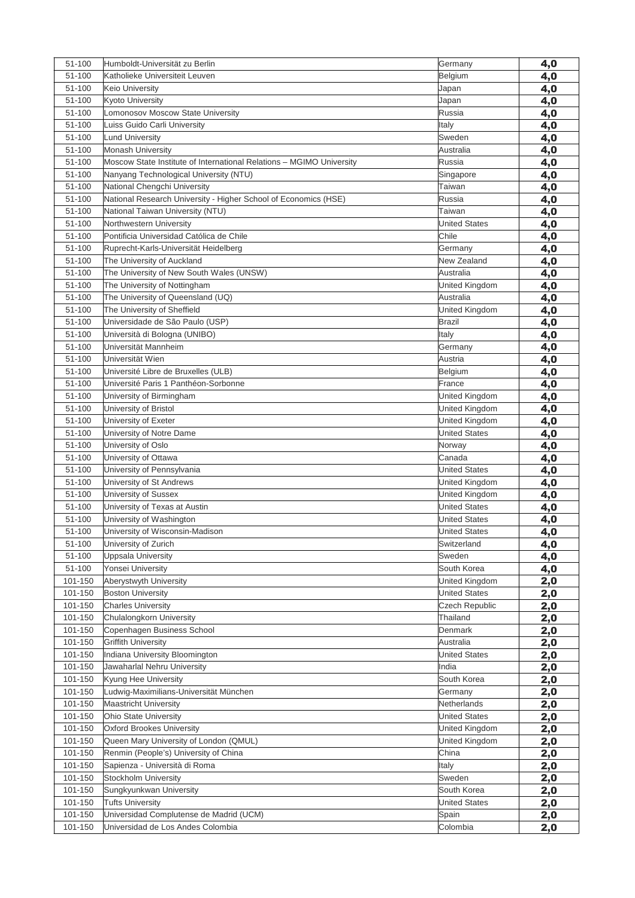| | | | |
|---|---|---|---|
| 51-100 | Humboldt-Universität zu Berlin | Germany | 4,0 |
| 51-100 | Katholieke Universiteit Leuven | Belgium | 4,0 |
| 51-100 | Keio University | Japan | 4,0 |
| 51-100 | Kyoto University | Japan | 4,0 |
| 51-100 | Lomonosov Moscow State University | Russia | 4,0 |
| 51-100 | Luiss Guido Carli University | Italy | 4,0 |
| 51-100 | Lund University | Sweden | 4,0 |
| 51-100 | Monash University | Australia | 4,0 |
| 51-100 | Moscow State Institute of International Relations – MGIMO University | Russia | 4,0 |
| 51-100 | Nanyang Technological University (NTU) | Singapore | 4,0 |
| 51-100 | National Chengchi University | Taiwan | 4,0 |
| 51-100 | National Research University - Higher School of Economics (HSE) | Russia | 4,0 |
| 51-100 | National Taiwan University (NTU) | Taiwan | 4,0 |
| 51-100 | Northwestern University | United States | 4,0 |
| 51-100 | Pontificia Universidad Católica de Chile | Chile | 4,0 |
| 51-100 | Ruprecht-Karls-Universität Heidelberg | Germany | 4,0 |
| 51-100 | The University of Auckland | New Zealand | 4,0 |
| 51-100 | The University of New South Wales (UNSW) | Australia | 4,0 |
| 51-100 | The University of Nottingham | United Kingdom | 4,0 |
| 51-100 | The University of Queensland (UQ) | Australia | 4,0 |
| 51-100 | The University of Sheffield | United Kingdom | 4,0 |
| 51-100 | Universidade de São Paulo (USP) | Brazil | 4,0 |
| 51-100 | Università di Bologna (UNIBO) | Italy | 4,0 |
| 51-100 | Universität Mannheim | Germany | 4,0 |
| 51-100 | Universität Wien | Austria | 4,0 |
| 51-100 | Université Libre de Bruxelles (ULB) | Belgium | 4,0 |
| 51-100 | Université Paris 1 Panthéon-Sorbonne | France | 4,0 |
| 51-100 | University of Birmingham | United Kingdom | 4,0 |
| 51-100 | University of Bristol | United Kingdom | 4,0 |
| 51-100 | University of Exeter | United Kingdom | 4,0 |
| 51-100 | University of Notre Dame | United States | 4,0 |
| 51-100 | University of Oslo | Norway | 4,0 |
| 51-100 | University of Ottawa | Canada | 4,0 |
| 51-100 | University of Pennsylvania | United States | 4,0 |
| 51-100 | University of St Andrews | United Kingdom | 4,0 |
| 51-100 | University of Sussex | United Kingdom | 4,0 |
| 51-100 | University of Texas at Austin | United States | 4,0 |
| 51-100 | University of Washington | United States | 4,0 |
| 51-100 | University of Wisconsin-Madison | United States | 4,0 |
| 51-100 | University of Zurich | Switzerland | 4,0 |
| 51-100 | Uppsala University | Sweden | 4,0 |
| 51-100 | Yonsei University | South Korea | 4,0 |
| 101-150 | Aberystwyth University | United Kingdom | 2,0 |
| 101-150 | Boston University | United States | 2,0 |
| 101-150 | Charles University | Czech Republic | 2,0 |
| 101-150 | Chulalongkorn University | Thailand | 2,0 |
| 101-150 | Copenhagen Business School | Denmark | 2,0 |
| 101-150 | Griffith University | Australia | 2,0 |
| 101-150 | Indiana University Bloomington | United States | 2,0 |
| 101-150 | Jawaharlal Nehru University | India | 2,0 |
| 101-150 | Kyung Hee University | South Korea | 2,0 |
| 101-150 | Ludwig-Maximilians-Universität München | Germany | 2,0 |
| 101-150 | Maastricht University | Netherlands | 2,0 |
| 101-150 | Ohio State University | United States | 2,0 |
| 101-150 | Oxford Brookes University | United Kingdom | 2,0 |
| 101-150 | Queen Mary University of London (QMUL) | United Kingdom | 2,0 |
| 101-150 | Renmin (People's) University of China | China | 2,0 |
| 101-150 | Sapienza - Università di Roma | Italy | 2,0 |
| 101-150 | Stockholm University | Sweden | 2,0 |
| 101-150 | Sungkyunkwan University | South Korea | 2,0 |
| 101-150 | Tufts University | United States | 2,0 |
| 101-150 | Universidad Complutense de Madrid (UCM) | Spain | 2,0 |
| 101-150 | Universidad de Los Andes Colombia | Colombia | 2,0 |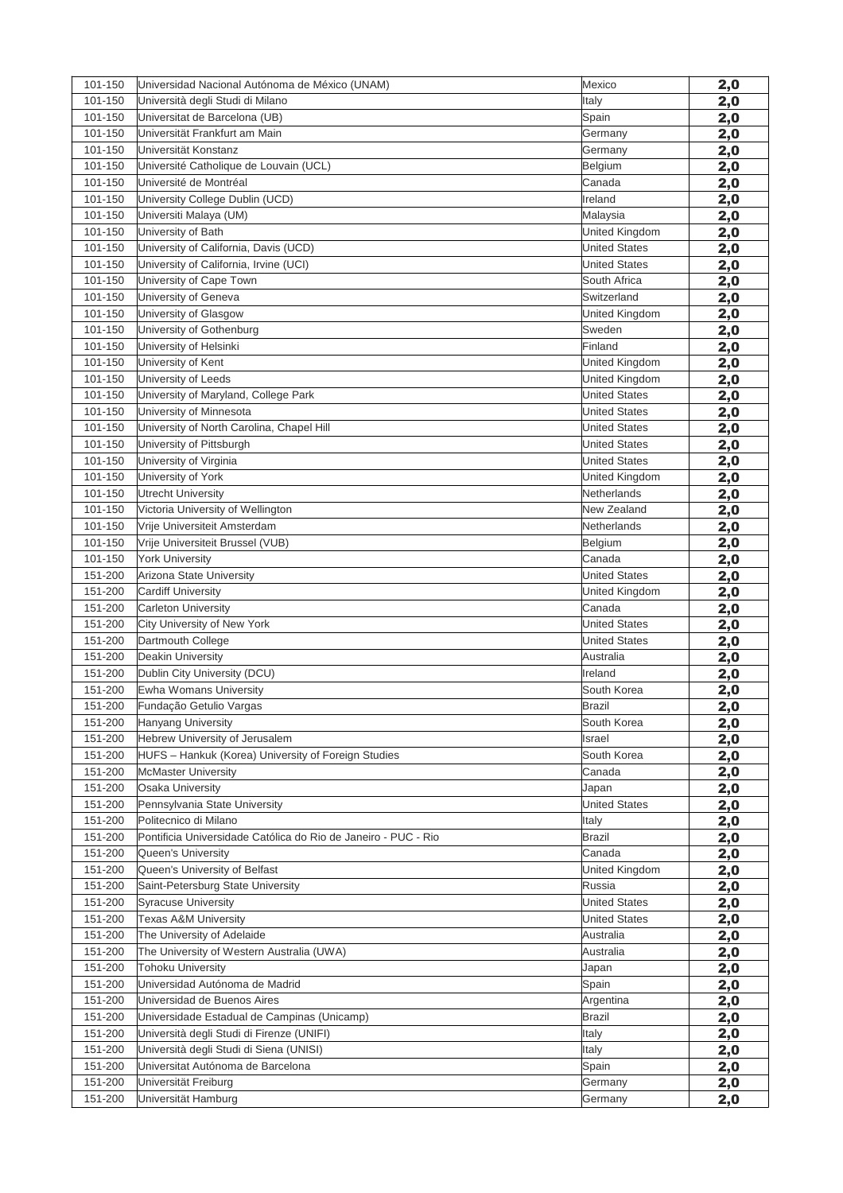| 101-150 | Universidad Nacional Autónoma de México (UNAM) | Mexico | 2,0 |
|---|---|---|---|
| 101-150 | Università degli Studi di Milano | Italy | 2,0 |
| 101-150 | Universitat de Barcelona (UB) | Spain | 2,0 |
| 101-150 | Universität Frankfurt am Main | Germany | 2,0 |
| 101-150 | Universität Konstanz | Germany | 2,0 |
| 101-150 | Université Catholique de Louvain (UCL) | Belgium | 2,0 |
| 101-150 | Université de Montréal | Canada | 2,0 |
| 101-150 | University College Dublin (UCD) | Ireland | 2,0 |
| 101-150 | Universiti Malaya (UM) | Malaysia | 2,0 |
| 101-150 | University of Bath | United Kingdom | 2,0 |
| 101-150 | University of California, Davis (UCD) | United States | 2,0 |
| 101-150 | University of California, Irvine (UCI) | United States | 2,0 |
| 101-150 | University of Cape Town | South Africa | 2,0 |
| 101-150 | University of Geneva | Switzerland | 2,0 |
| 101-150 | University of Glasgow | United Kingdom | 2,0 |
| 101-150 | University of Gothenburg | Sweden | 2,0 |
| 101-150 | University of Helsinki | Finland | 2,0 |
| 101-150 | University of Kent | United Kingdom | 2,0 |
| 101-150 | University of Leeds | United Kingdom | 2,0 |
| 101-150 | University of Maryland, College Park | United States | 2,0 |
| 101-150 | University of Minnesota | United States | 2,0 |
| 101-150 | University of North Carolina, Chapel Hill | United States | 2,0 |
| 101-150 | University of Pittsburgh | United States | 2,0 |
| 101-150 | University of Virginia | United States | 2,0 |
| 101-150 | University of York | United Kingdom | 2,0 |
| 101-150 | Utrecht University | Netherlands | 2,0 |
| 101-150 | Victoria University of Wellington | New Zealand | 2,0 |
| 101-150 | Vrije Universiteit Amsterdam | Netherlands | 2,0 |
| 101-150 | Vrije Universiteit Brussel (VUB) | Belgium | 2,0 |
| 101-150 | York University | Canada | 2,0 |
| 151-200 | Arizona State University | United States | 2,0 |
| 151-200 | Cardiff University | United Kingdom | 2,0 |
| 151-200 | Carleton University | Canada | 2,0 |
| 151-200 | City University of New York | United States | 2,0 |
| 151-200 | Dartmouth College | United States | 2,0 |
| 151-200 | Deakin University | Australia | 2,0 |
| 151-200 | Dublin City University (DCU) | Ireland | 2,0 |
| 151-200 | Ewha Womans University | South Korea | 2,0 |
| 151-200 | Fundação Getulio Vargas | Brazil | 2,0 |
| 151-200 | Hanyang University | South Korea | 2,0 |
| 151-200 | Hebrew University of Jerusalem | Israel | 2,0 |
| 151-200 | HUFS – Hankuk (Korea) University of Foreign Studies | South Korea | 2,0 |
| 151-200 | McMaster University | Canada | 2,0 |
| 151-200 | Osaka University | Japan | 2,0 |
| 151-200 | Pennsylvania State University | United States | 2,0 |
| 151-200 | Politecnico di Milano | Italy | 2,0 |
| 151-200 | Pontificia Universidade Católica do Rio de Janeiro - PUC - Rio | Brazil | 2,0 |
| 151-200 | Queen's University | Canada | 2,0 |
| 151-200 | Queen's University of Belfast | United Kingdom | 2,0 |
| 151-200 | Saint-Petersburg State University | Russia | 2,0 |
| 151-200 | Syracuse University | United States | 2,0 |
| 151-200 | Texas A&M University | United States | 2,0 |
| 151-200 | The University of Adelaide | Australia | 2,0 |
| 151-200 | The University of Western Australia (UWA) | Australia | 2,0 |
| 151-200 | Tohoku University | Japan | 2,0 |
| 151-200 | Universidad Autónoma de Madrid | Spain | 2,0 |
| 151-200 | Universidad de Buenos Aires | Argentina | 2,0 |
| 151-200 | Universidade Estadual de Campinas (Unicamp) | Brazil | 2,0 |
| 151-200 | Università degli Studi di Firenze (UNIFI) | Italy | 2,0 |
| 151-200 | Università degli Studi di Siena (UNISI) | Italy | 2,0 |
| 151-200 | Universitat Autónoma de Barcelona | Spain | 2,0 |
| 151-200 | Universität Freiburg | Germany | 2,0 |
| 151-200 | Universität Hamburg | Germany | 2,0 |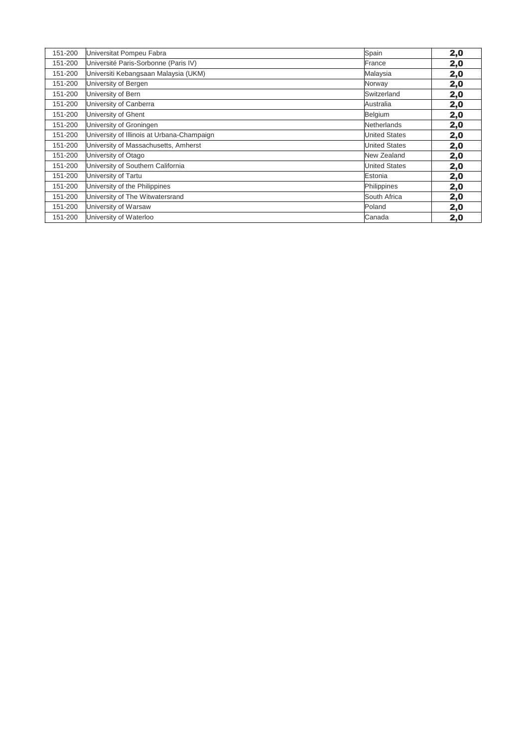| 151-200 | Universitat Pompeu Fabra | Spain | **2,0** |
|---|---|---|---|
| 151-200 | Université Paris-Sorbonne (Paris IV) | France | **2,0** |
| 151-200 | Universiti Kebangsaan Malaysia (UKM) | Malaysia | **2,0** |
| 151-200 | University of Bergen | Norway | **2,0** |
| 151-200 | University of Bern | Switzerland | **2,0** |
| 151-200 | University of Canberra | Australia | **2,0** |
| 151-200 | University of Ghent | Belgium | **2,0** |
| 151-200 | University of Groningen | Netherlands | **2,0** |
| 151-200 | University of Illinois at Urbana-Champaign | United States | **2,0** |
| 151-200 | University of Massachusetts, Amherst | United States | **2,0** |
| 151-200 | University of Otago | New Zealand | **2,0** |
| 151-200 | University of Southern California | United States | **2,0** |
| 151-200 | University of Tartu | Estonia | **2,0** |
| 151-200 | University of the Philippines | Philippines | **2,0** |
| 151-200 | University of The Witwatersrand | South Africa | **2,0** |
| 151-200 | University of Warsaw | Poland | **2,0** |
| 151-200 | University of Waterloo | Canada | **2,0** |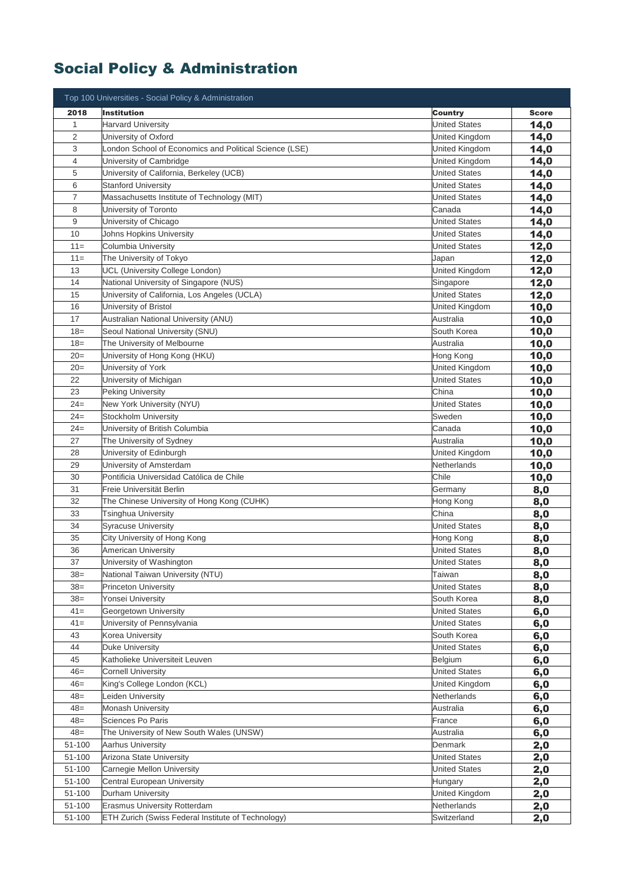# Social Policy & Administration

| Top 100 Universities - Social Policy & Administration | | | |
|---|---|---|---|
| **2018** | **Institution** | **Country** | **Score** |
| 1 | Harvard University | United States | **14,0** |
| 2 | University of Oxford | United Kingdom | **14,0** |
| 3 | London School of Economics and Political Science (LSE) | United Kingdom | **14,0** |
| 4 | University of Cambridge | United Kingdom | **14,0** |
| 5 | University of California, Berkeley (UCB) | United States | **14,0** |
| 6 | Stanford University | United States | **14,0** |
| 7 | Massachusetts Institute of Technology (MIT) | United States | **14,0** |
| 8 | University of Toronto | Canada | **14,0** |
| 9 | University of Chicago | United States | **14,0** |
| 10 | Johns Hopkins University | United States | **14,0** |
| 11= | Columbia University | United States | **12,0** |
| 11= | The University of Tokyo | Japan | **12,0** |
| 13 | UCL (University College London) | United Kingdom | **12,0** |
| 14 | National University of Singapore (NUS) | Singapore | **12,0** |
| 15 | University of California, Los Angeles (UCLA) | United States | **12,0** |
| 16 | University of Bristol | United Kingdom | **10,0** |
| 17 | Australian National University (ANU) | Australia | **10,0** |
| 18= | Seoul National University (SNU) | South Korea | **10,0** |
| 18= | The University of Melbourne | Australia | **10,0** |
| 20= | University of Hong Kong (HKU) | Hong Kong | **10,0** |
| 20= | University of York | United Kingdom | **10,0** |
| 22 | University of Michigan | United States | **10,0** |
| 23 | Peking University | China | **10,0** |
| 24= | New York University (NYU) | United States | **10,0** |
| 24= | Stockholm University | Sweden | **10,0** |
| 24= | University of British Columbia | Canada | **10,0** |
| 27 | The University of Sydney | Australia | **10,0** |
| 28 | University of Edinburgh | United Kingdom | **10,0** |
| 29 | University of Amsterdam | Netherlands | **10,0** |
| 30 | Pontificia Universidad Católica de Chile | Chile | **10,0** |
| 31 | Freie Universität Berlin | Germany | **8,0** |
| 32 | The Chinese University of Hong Kong (CUHK) | Hong Kong | **8,0** |
| 33 | Tsinghua University | China | **8,0** |
| 34 | Syracuse University | United States | **8,0** |
| 35 | City University of Hong Kong | Hong Kong | **8,0** |
| 36 | American University | United States | **8,0** |
| 37 | University of Washington | United States | **8,0** |
| 38= | National Taiwan University (NTU) | Taiwan | **8,0** |
| 38= | Princeton University | United States | **8,0** |
| 38= | Yonsei University | South Korea | **8,0** |
| 41= | Georgetown University | United States | **6,0** |
| 41= | University of Pennsylvania | United States | **6,0** |
| 43 | Korea University | South Korea | **6,0** |
| 44 | Duke University | United States | **6,0** |
| 45 | Katholieke Universiteit Leuven | Belgium | **6,0** |
| 46= | Cornell University | United States | **6,0** |
| 46= | King's College London (KCL) | United Kingdom | **6,0** |
| 48= | Leiden University | Netherlands | **6,0** |
| 48= | Monash University | Australia | **6,0** |
| 48= | Sciences Po Paris | France | **6,0** |
| 48= | The University of New South Wales (UNSW) | Australia | **6,0** |
| 51-100 | Aarhus University | Denmark | **2,0** |
| 51-100 | Arizona State University | United States | **2,0** |
| 51-100 | Carnegie Mellon University | United States | **2,0** |
| 51-100 | Central European University | Hungary | **2,0** |
| 51-100 | Durham University | United Kingdom | **2,0** |
| 51-100 | Erasmus University Rotterdam | Netherlands | **2,0** |
| 51-100 | ETH Zurich (Swiss Federal Institute of Technology) | Switzerland | **2,0** |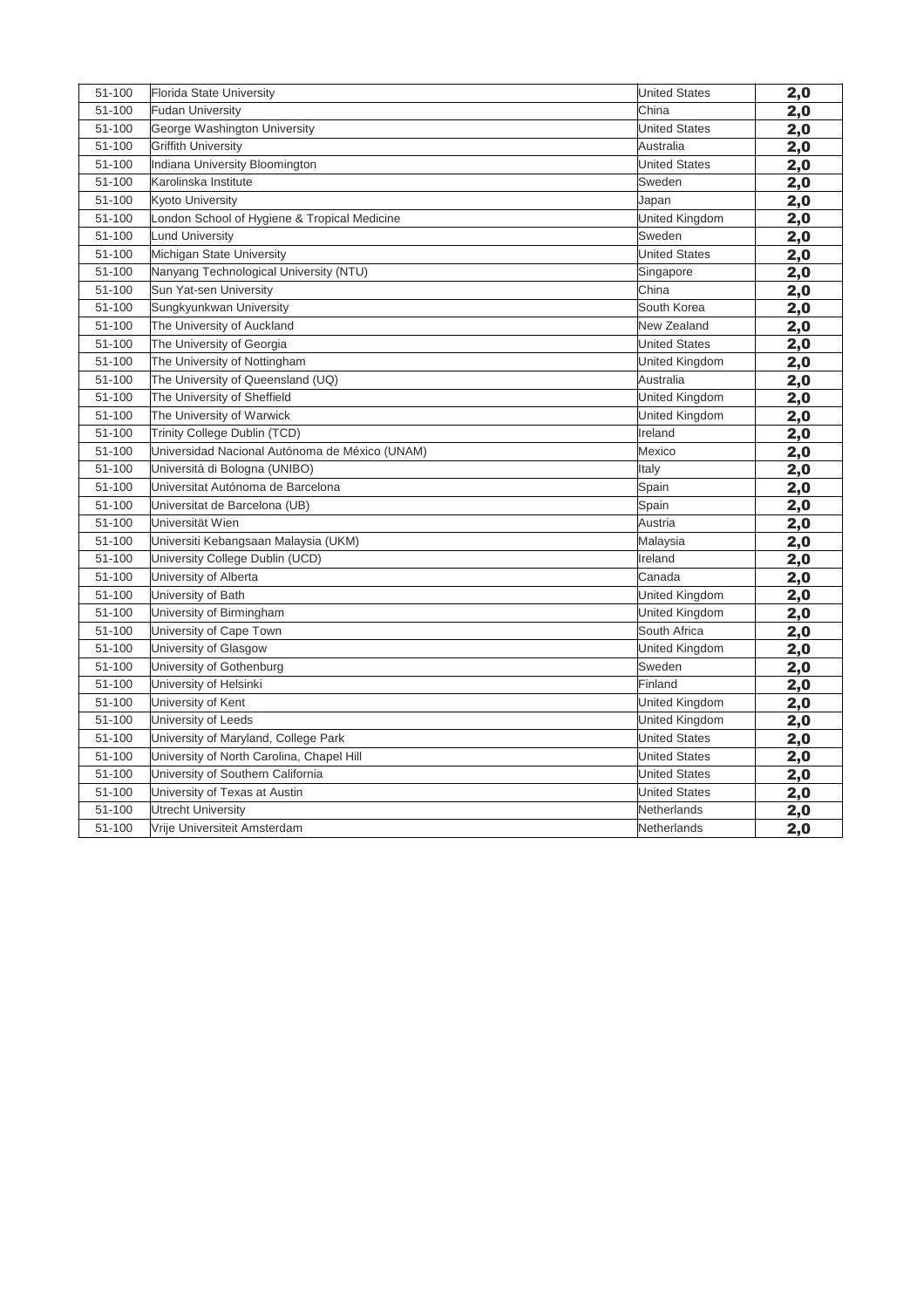| | | | |
|---|---|---|---|
| 51-100 | Florida State University | United States | **2,0** |
| 51-100 | Fudan University | China | **2,0** |
| 51-100 | George Washington University | United States | **2,0** |
| 51-100 | Griffith University | Australia | **2,0** |
| 51-100 | Indiana University Bloomington | United States | **2,0** |
| 51-100 | Karolinska Institute | Sweden | **2,0** |
| 51-100 | Kyoto University | Japan | **2,0** |
| 51-100 | London School of Hygiene & Tropical Medicine | United Kingdom | **2,0** |
| 51-100 | Lund University | Sweden | **2,0** |
| 51-100 | Michigan State University | United States | **2,0** |
| 51-100 | Nanyang Technological University (NTU) | Singapore | **2,0** |
| 51-100 | Sun Yat-sen University | China | **2,0** |
| 51-100 | Sungkyunkwan University | South Korea | **2,0** |
| 51-100 | The University of Auckland | New Zealand | **2,0** |
| 51-100 | The University of Georgia | United States | **2,0** |
| 51-100 | The University of Nottingham | United Kingdom | **2,0** |
| 51-100 | The University of Queensland (UQ) | Australia | **2,0** |
| 51-100 | The University of Sheffield | United Kingdom | **2,0** |
| 51-100 | The University of Warwick | United Kingdom | **2,0** |
| 51-100 | Trinity College Dublin (TCD) | Ireland | **2,0** |
| 51-100 | Universidad Nacional Autónoma de México (UNAM) | Mexico | **2,0** |
| 51-100 | Università di Bologna (UNIBO) | Italy | **2,0** |
| 51-100 | Universitat Autónoma de Barcelona | Spain | **2,0** |
| 51-100 | Universitat de Barcelona (UB) | Spain | **2,0** |
| 51-100 | Universität Wien | Austria | **2,0** |
| 51-100 | Universiti Kebangsaan Malaysia (UKM) | Malaysia | **2,0** |
| 51-100 | University College Dublin (UCD) | Ireland | **2,0** |
| 51-100 | University of Alberta | Canada | **2,0** |
| 51-100 | University of Bath | United Kingdom | **2,0** |
| 51-100 | University of Birmingham | United Kingdom | **2,0** |
| 51-100 | University of Cape Town | South Africa | **2,0** |
| 51-100 | University of Glasgow | United Kingdom | **2,0** |
| 51-100 | University of Gothenburg | Sweden | **2,0** |
| 51-100 | University of Helsinki | Finland | **2,0** |
| 51-100 | University of Kent | United Kingdom | **2,0** |
| 51-100 | University of Leeds | United Kingdom | **2,0** |
| 51-100 | University of Maryland, College Park | United States | **2,0** |
| 51-100 | University of North Carolina, Chapel Hill | United States | **2,0** |
| 51-100 | University of Southern California | United States | **2,0** |
| 51-100 | University of Texas at Austin | United States | **2,0** |
| 51-100 | Utrecht University | Netherlands | **2,0** |
| 51-100 | Vrije Universiteit Amsterdam | Netherlands | **2,0** |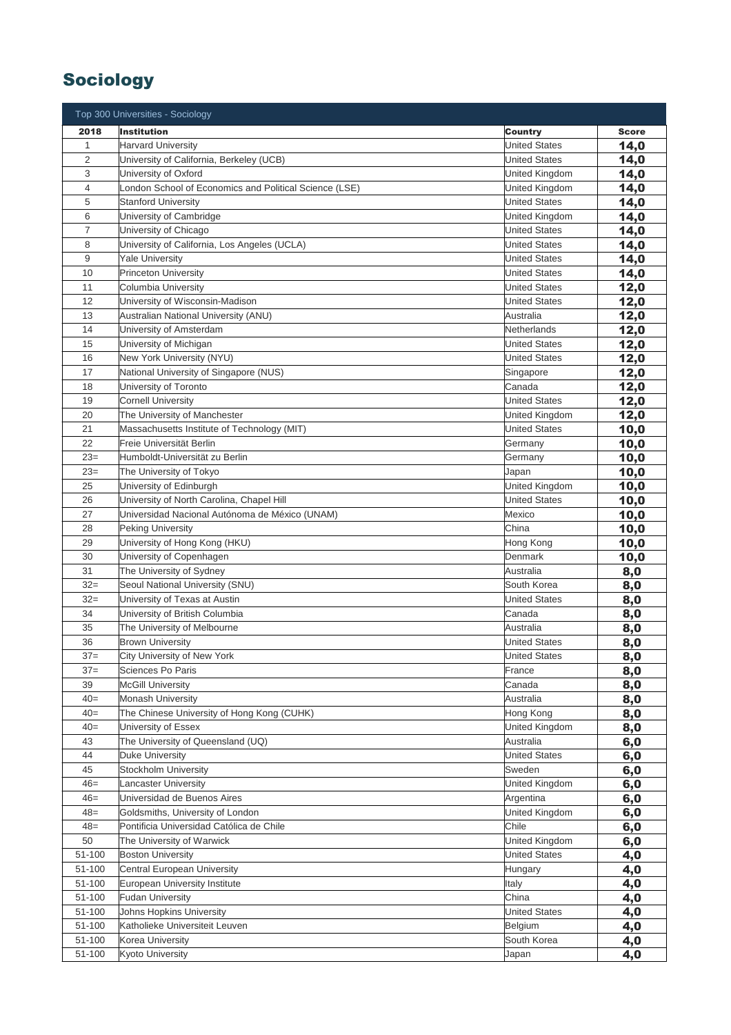# Sociology

| Top 300 Universities - Sociology | | | |
|---|---|---|---|
| **2018** | **Institution** | **Country** | **Score** |
| 1 | Harvard University | United States | **14,0** |
| 2 | University of California, Berkeley (UCB) | United States | **14,0** |
| 3 | University of Oxford | United Kingdom | **14,0** |
| 4 | London School of Economics and Political Science (LSE) | United Kingdom | **14,0** |
| 5 | Stanford University | United States | **14,0** |
| 6 | University of Cambridge | United Kingdom | **14,0** |
| 7 | University of Chicago | United States | **14,0** |
| 8 | University of California, Los Angeles (UCLA) | United States | **14,0** |
| 9 | Yale University | United States | **14,0** |
| 10 | Princeton University | United States | **14,0** |
| 11 | Columbia University | United States | **12,0** |
| 12 | University of Wisconsin-Madison | United States | **12,0** |
| 13 | Australian National University (ANU) | Australia | **12,0** |
| 14 | University of Amsterdam | Netherlands | **12,0** |
| 15 | University of Michigan | United States | **12,0** |
| 16 | New York University (NYU) | United States | **12,0** |
| 17 | National University of Singapore (NUS) | Singapore | **12,0** |
| 18 | University of Toronto | Canada | **12,0** |
| 19 | Cornell University | United States | **12,0** |
| 20 | The University of Manchester | United Kingdom | **12,0** |
| 21 | Massachusetts Institute of Technology (MIT) | United States | **10,0** |
| 22 | Freie Universität Berlin | Germany | **10,0** |
| 23= | Humboldt-Universität zu Berlin | Germany | **10,0** |
| 23= | The University of Tokyo | Japan | **10,0** |
| 25 | University of Edinburgh | United Kingdom | **10,0** |
| 26 | University of North Carolina, Chapel Hill | United States | **10,0** |
| 27 | Universidad Nacional Autónoma de México (UNAM) | Mexico | **10,0** |
| 28 | Peking University | China | **10,0** |
| 29 | University of Hong Kong (HKU) | Hong Kong | **10,0** |
| 30 | University of Copenhagen | Denmark | **10,0** |
| 31 | The University of Sydney | Australia | **8,0** |
| 32= | Seoul National University (SNU) | South Korea | **8,0** |
| 32= | University of Texas at Austin | United States | **8,0** |
| 34 | University of British Columbia | Canada | **8,0** |
| 35 | The University of Melbourne | Australia | **8,0** |
| 36 | Brown University | United States | **8,0** |
| 37= | City University of New York | United States | **8,0** |
| 37= | Sciences Po Paris | France | **8,0** |
| 39 | McGill University | Canada | **8,0** |
| 40= | Monash University | Australia | **8,0** |
| 40= | The Chinese University of Hong Kong (CUHK) | Hong Kong | **8,0** |
| 40= | University of Essex | United Kingdom | **8,0** |
| 43 | The University of Queensland (UQ) | Australia | **6,0** |
| 44 | Duke University | United States | **6,0** |
| 45 | Stockholm University | Sweden | **6,0** |
| 46= | Lancaster University | United Kingdom | **6,0** |
| 46= | Universidad de Buenos Aires | Argentina | **6,0** |
| 48= | Goldsmiths, University of London | United Kingdom | **6,0** |
| 48= | Pontificia Universidad Católica de Chile | Chile | **6,0** |
| 50 | The University of Warwick | United Kingdom | **6,0** |
| 51-100 | Boston University | United States | **4,0** |
| 51-100 | Central European University | Hungary | **4,0** |
| 51-100 | European University Institute | Italy | **4,0** |
| 51-100 | Fudan University | China | **4,0** |
| 51-100 | Johns Hopkins University | United States | **4,0** |
| 51-100 | Katholieke Universiteit Leuven | Belgium | **4,0** |
| 51-100 | Korea University | South Korea | **4,0** |
| 51-100 | Kyoto University | Japan | **4,0** |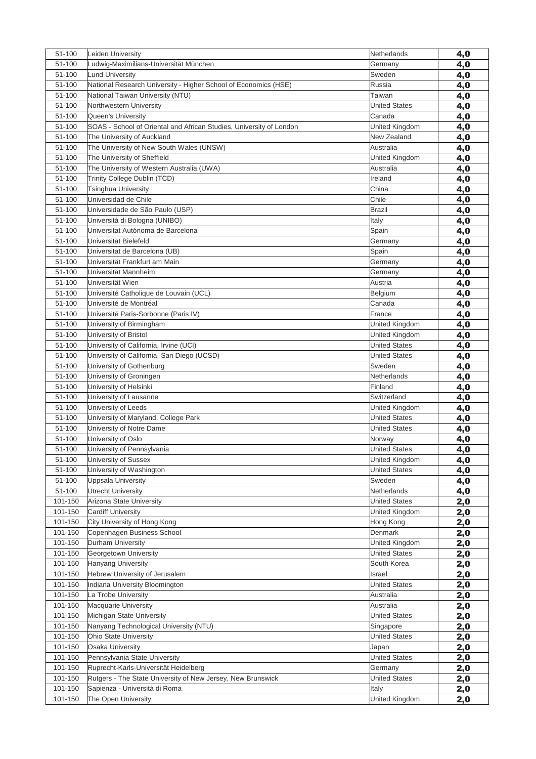| 51-100 | Leiden University | Netherlands | 4,0 |
|---|---|---|---|
| 51-100 | Ludwig-Maximilians-Universität München | Germany | 4,0 |
| 51-100 | Lund University | Sweden | 4,0 |
| 51-100 | National Research University - Higher School of Economics (HSE) | Russia | 4,0 |
| 51-100 | National Taiwan University (NTU) | Taiwan | 4,0 |
| 51-100 | Northwestern University | United States | 4,0 |
| 51-100 | Queen's University | Canada | 4,0 |
| 51-100 | SOAS - School of Oriental and African Studies, University of London | United Kingdom | 4,0 |
| 51-100 | The University of Auckland | New Zealand | 4,0 |
| 51-100 | The University of New South Wales (UNSW) | Australia | 4,0 |
| 51-100 | The University of Sheffield | United Kingdom | 4,0 |
| 51-100 | The University of Western Australia (UWA) | Australia | 4,0 |
| 51-100 | Trinity College Dublin (TCD) | Ireland | 4,0 |
| 51-100 | Tsinghua University | China | 4,0 |
| 51-100 | Universidad de Chile | Chile | 4,0 |
| 51-100 | Universidade de São Paulo (USP) | Brazil | 4,0 |
| 51-100 | Università di Bologna (UNIBO) | Italy | 4,0 |
| 51-100 | Universitat Autónoma de Barcelona | Spain | 4,0 |
| 51-100 | Universität Bielefeld | Germany | 4,0 |
| 51-100 | Universitat de Barcelona (UB) | Spain | 4,0 |
| 51-100 | Universität Frankfurt am Main | Germany | 4,0 |
| 51-100 | Universität Mannheim | Germany | 4,0 |
| 51-100 | Universität Wien | Austria | 4,0 |
| 51-100 | Université Catholique de Louvain (UCL) | Belgium | 4,0 |
| 51-100 | Université de Montréal | Canada | 4,0 |
| 51-100 | Université Paris-Sorbonne (Paris IV) | France | 4,0 |
| 51-100 | University of Birmingham | United Kingdom | 4,0 |
| 51-100 | University of Bristol | United Kingdom | 4,0 |
| 51-100 | University of California, Irvine (UCI) | United States | 4,0 |
| 51-100 | University of California, San Diego (UCSD) | United States | 4,0 |
| 51-100 | University of Gothenburg | Sweden | 4,0 |
| 51-100 | University of Groningen | Netherlands | 4,0 |
| 51-100 | University of Helsinki | Finland | 4,0 |
| 51-100 | University of Lausanne | Switzerland | 4,0 |
| 51-100 | University of Leeds | United Kingdom | 4,0 |
| 51-100 | University of Maryland, College Park | United States | 4,0 |
| 51-100 | University of Notre Dame | United States | 4,0 |
| 51-100 | University of Oslo | Norway | 4,0 |
| 51-100 | University of Pennsylvania | United States | 4,0 |
| 51-100 | University of Sussex | United Kingdom | 4,0 |
| 51-100 | University of Washington | United States | 4,0 |
| 51-100 | Uppsala University | Sweden | 4,0 |
| 51-100 | Utrecht University | Netherlands | 4,0 |
| 101-150 | Arizona State University | United States | 2,0 |
| 101-150 | Cardiff University | United Kingdom | 2,0 |
| 101-150 | City University of Hong Kong | Hong Kong | 2,0 |
| 101-150 | Copenhagen Business School | Denmark | 2,0 |
| 101-150 | Durham University | United Kingdom | 2,0 |
| 101-150 | Georgetown University | United States | 2,0 |
| 101-150 | Hanyang University | South Korea | 2,0 |
| 101-150 | Hebrew University of Jerusalem | Israel | 2,0 |
| 101-150 | Indiana University Bloomington | United States | 2,0 |
| 101-150 | La Trobe University | Australia | 2,0 |
| 101-150 | Macquarie University | Australia | 2,0 |
| 101-150 | Michigan State University | United States | 2,0 |
| 101-150 | Nanyang Technological University (NTU) | Singapore | 2,0 |
| 101-150 | Ohio State University | United States | 2,0 |
| 101-150 | Osaka University | Japan | 2,0 |
| 101-150 | Pennsylvania State University | United States | 2,0 |
| 101-150 | Ruprecht-Karls-Universität Heidelberg | Germany | 2,0 |
| 101-150 | Rutgers - The State University of New Jersey, New Brunswick | United States | 2,0 |
| 101-150 | Sapienza - Università di Roma | Italy | 2,0 |
| 101-150 | The Open University | United Kingdom | 2,0 |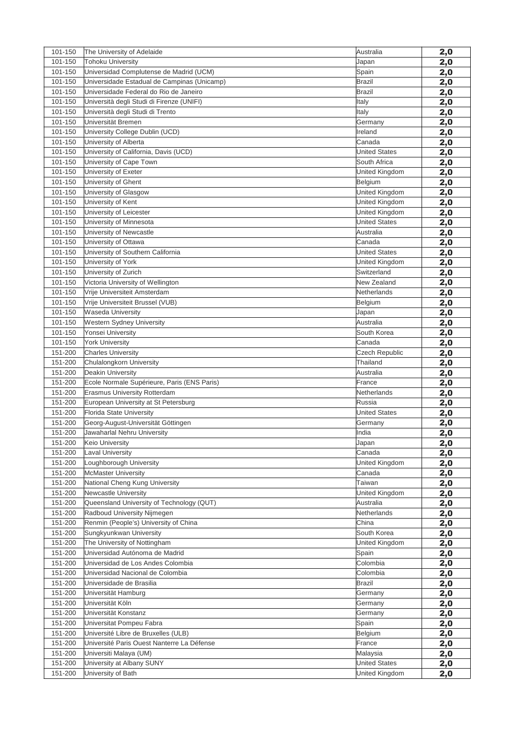| 101-150 | The University of Adelaide | Australia | **2,0** |
|---|---|---|---|
| 101-150 | Tohoku University | Japan | **2,0** |
| 101-150 | Universidad Complutense de Madrid (UCM) | Spain | **2,0** |
| 101-150 | Universidade Estadual de Campinas (Unicamp) | Brazil | **2,0** |
| 101-150 | Universidade Federal do Rio de Janeiro | Brazil | **2,0** |
| 101-150 | Università degli Studi di Firenze (UNIFI) | Italy | **2,0** |
| 101-150 | Università degli Studi di Trento | Italy | **2,0** |
| 101-150 | Universität Bremen | Germany | **2,0** |
| 101-150 | University College Dublin (UCD) | Ireland | **2,0** |
| 101-150 | University of Alberta | Canada | **2,0** |
| 101-150 | University of California, Davis (UCD) | United States | **2,0** |
| 101-150 | University of Cape Town | South Africa | **2,0** |
| 101-150 | University of Exeter | United Kingdom | **2,0** |
| 101-150 | University of Ghent | Belgium | **2,0** |
| 101-150 | University of Glasgow | United Kingdom | **2,0** |
| 101-150 | University of Kent | United Kingdom | **2,0** |
| 101-150 | University of Leicester | United Kingdom | **2,0** |
| 101-150 | University of Minnesota | United States | **2,0** |
| 101-150 | University of Newcastle | Australia | **2,0** |
| 101-150 | University of Ottawa | Canada | **2,0** |
| 101-150 | University of Southern California | United States | **2,0** |
| 101-150 | University of York | United Kingdom | **2,0** |
| 101-150 | University of Zurich | Switzerland | **2,0** |
| 101-150 | Victoria University of Wellington | New Zealand | **2,0** |
| 101-150 | Vrije Universiteit Amsterdam | Netherlands | **2,0** |
| 101-150 | Vrije Universiteit Brussel (VUB) | Belgium | **2,0** |
| 101-150 | Waseda University | Japan | **2,0** |
| 101-150 | Western Sydney University | Australia | **2,0** |
| 101-150 | Yonsei University | South Korea | **2,0** |
| 101-150 | York University | Canada | **2,0** |
| 151-200 | Charles University | Czech Republic | **2,0** |
| 151-200 | Chulalongkorn University | Thailand | **2,0** |
| 151-200 | Deakin University | Australia | **2,0** |
| 151-200 | Ecole Normale Supérieure, Paris (ENS Paris) | France | **2,0** |
| 151-200 | Erasmus University Rotterdam | Netherlands | **2,0** |
| 151-200 | European University at St Petersburg | Russia | **2,0** |
| 151-200 | Florida State University | United States | **2,0** |
| 151-200 | Georg-August-Universität Göttingen | Germany | **2,0** |
| 151-200 | Jawaharlal Nehru University | India | **2,0** |
| 151-200 | Keio University | Japan | **2,0** |
| 151-200 | Laval University | Canada | **2,0** |
| 151-200 | Loughborough University | United Kingdom | **2,0** |
| 151-200 | McMaster University | Canada | **2,0** |
| 151-200 | National Cheng Kung University | Taiwan | **2,0** |
| 151-200 | Newcastle University | United Kingdom | **2,0** |
| 151-200 | Queensland University of Technology (QUT) | Australia | **2,0** |
| 151-200 | Radboud University Nijmegen | Netherlands | **2,0** |
| 151-200 | Renmin (People's) University of China | China | **2,0** |
| 151-200 | Sungkyunkwan University | South Korea | **2,0** |
| 151-200 | The University of Nottingham | United Kingdom | **2,0** |
| 151-200 | Universidad Autónoma de Madrid | Spain | **2,0** |
| 151-200 | Universidad de Los Andes Colombia | Colombia | **2,0** |
| 151-200 | Universidad Nacional de Colombia | Colombia | **2,0** |
| 151-200 | Universidade de Brasilia | Brazil | **2,0** |
| 151-200 | Universität Hamburg | Germany | **2,0** |
| 151-200 | Universität Köln | Germany | **2,0** |
| 151-200 | Universität Konstanz | Germany | **2,0** |
| 151-200 | Universitat Pompeu Fabra | Spain | **2,0** |
| 151-200 | Université Libre de Bruxelles (ULB) | Belgium | **2,0** |
| 151-200 | Université Paris Ouest Nanterre La Défense | France | **2,0** |
| 151-200 | Universiti Malaya (UM) | Malaysia | **2,0** |
| 151-200 | University at Albany SUNY | United States | **2,0** |
| 151-200 | University of Bath | United Kingdom | **2,0** |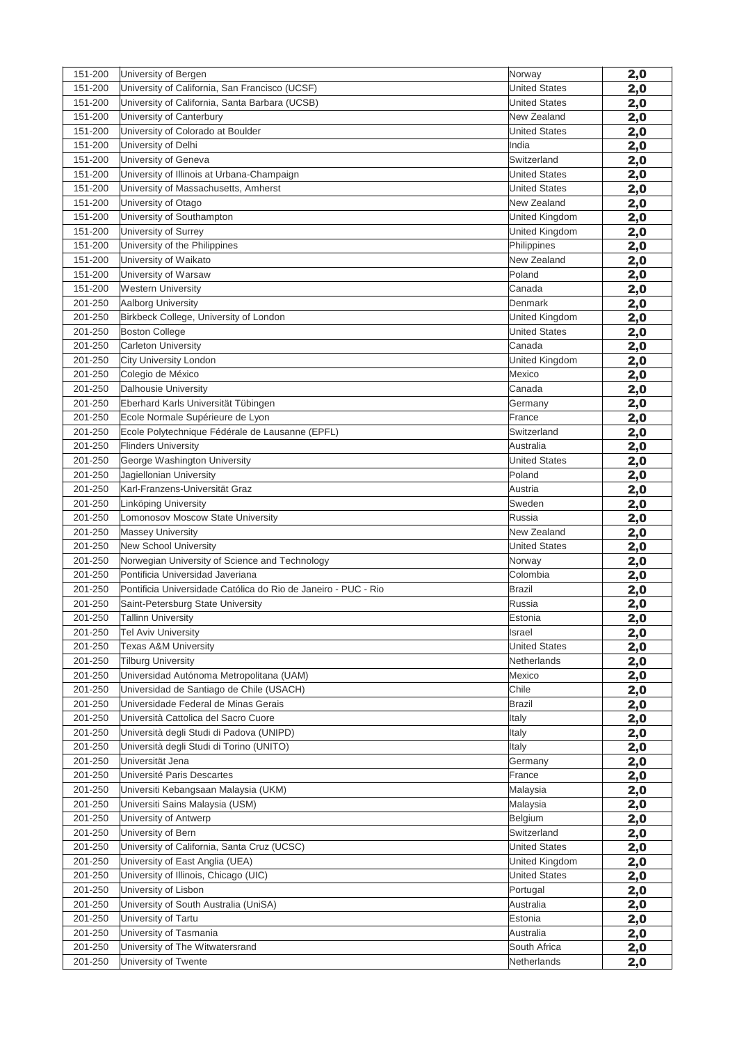| | | | |
|---|---|---|---|
| 151-200 | University of Bergen | Norway | **2,0** |
| 151-200 | University of California, San Francisco (UCSF) | United States | **2,0** |
| 151-200 | University of California, Santa Barbara (UCSB) | United States | **2,0** |
| 151-200 | University of Canterbury | New Zealand | **2,0** |
| 151-200 | University of Colorado at Boulder | United States | **2,0** |
| 151-200 | University of Delhi | India | **2,0** |
| 151-200 | University of Geneva | Switzerland | **2,0** |
| 151-200 | University of Illinois at Urbana-Champaign | United States | **2,0** |
| 151-200 | University of Massachusetts, Amherst | United States | **2,0** |
| 151-200 | University of Otago | New Zealand | **2,0** |
| 151-200 | University of Southampton | United Kingdom | **2,0** |
| 151-200 | University of Surrey | United Kingdom | **2,0** |
| 151-200 | University of the Philippines | Philippines | **2,0** |
| 151-200 | University of Waikato | New Zealand | **2,0** |
| 151-200 | University of Warsaw | Poland | **2,0** |
| 151-200 | Western University | Canada | **2,0** |
| 201-250 | Aalborg University | Denmark | **2,0** |
| 201-250 | Birkbeck College, University of London | United Kingdom | **2,0** |
| 201-250 | Boston College | United States | **2,0** |
| 201-250 | Carleton University | Canada | **2,0** |
| 201-250 | City University London | United Kingdom | **2,0** |
| 201-250 | Colegio de México | Mexico | **2,0** |
| 201-250 | Dalhousie University | Canada | **2,0** |
| 201-250 | Eberhard Karls Universität Tübingen | Germany | **2,0** |
| 201-250 | Ecole Normale Supérieure de Lyon | France | **2,0** |
| 201-250 | Ecole Polytechnique Fédérale de Lausanne (EPFL) | Switzerland | **2,0** |
| 201-250 | Flinders University | Australia | **2,0** |
| 201-250 | George Washington University | United States | **2,0** |
| 201-250 | Jagiellonian University | Poland | **2,0** |
| 201-250 | Karl-Franzens-Universität Graz | Austria | **2,0** |
| 201-250 | Linköping University | Sweden | **2,0** |
| 201-250 | Lomonosov Moscow State University | Russia | **2,0** |
| 201-250 | Massey University | New Zealand | **2,0** |
| 201-250 | New School University | United States | **2,0** |
| 201-250 | Norwegian University of Science and Technology | Norway | **2,0** |
| 201-250 | Pontificia Universidad Javeriana | Colombia | **2,0** |
| 201-250 | Pontifícia Universidade Católica do Rio de Janeiro - PUC - Rio | Brazil | **2,0** |
| 201-250 | Saint-Petersburg State University | Russia | **2,0** |
| 201-250 | Tallinn University | Estonia | **2,0** |
| 201-250 | Tel Aviv University | Israel | **2,0** |
| 201-250 | Texas A&M University | United States | **2,0** |
| 201-250 | Tilburg University | Netherlands | **2,0** |
| 201-250 | Universidad Autónoma Metropolitana (UAM) | Mexico | **2,0** |
| 201-250 | Universidad de Santiago de Chile (USACH) | Chile | **2,0** |
| 201-250 | Universidade Federal de Minas Gerais | Brazil | **2,0** |
| 201-250 | Università Cattolica del Sacro Cuore | Italy | **2,0** |
| 201-250 | Università degli Studi di Padova (UNIPD) | Italy | **2,0** |
| 201-250 | Università degli Studi di Torino (UNITO) | Italy | **2,0** |
| 201-250 | Universität Jena | Germany | **2,0** |
| 201-250 | Université Paris Descartes | France | **2,0** |
| 201-250 | Universiti Kebangsaan Malaysia (UKM) | Malaysia | **2,0** |
| 201-250 | Universiti Sains Malaysia (USM) | Malaysia | **2,0** |
| 201-250 | University of Antwerp | Belgium | **2,0** |
| 201-250 | University of Bern | Switzerland | **2,0** |
| 201-250 | University of California, Santa Cruz (UCSC) | United States | **2,0** |
| 201-250 | University of East Anglia (UEA) | United Kingdom | **2,0** |
| 201-250 | University of Illinois, Chicago (UIC) | United States | **2,0** |
| 201-250 | University of Lisbon | Portugal | **2,0** |
| 201-250 | University of South Australia (UniSA) | Australia | **2,0** |
| 201-250 | University of Tartu | Estonia | **2,0** |
| 201-250 | University of Tasmania | Australia | **2,0** |
| 201-250 | University of The Witwatersrand | South Africa | **2,0** |
| 201-250 | University of Twente | Netherlands | **2,0** |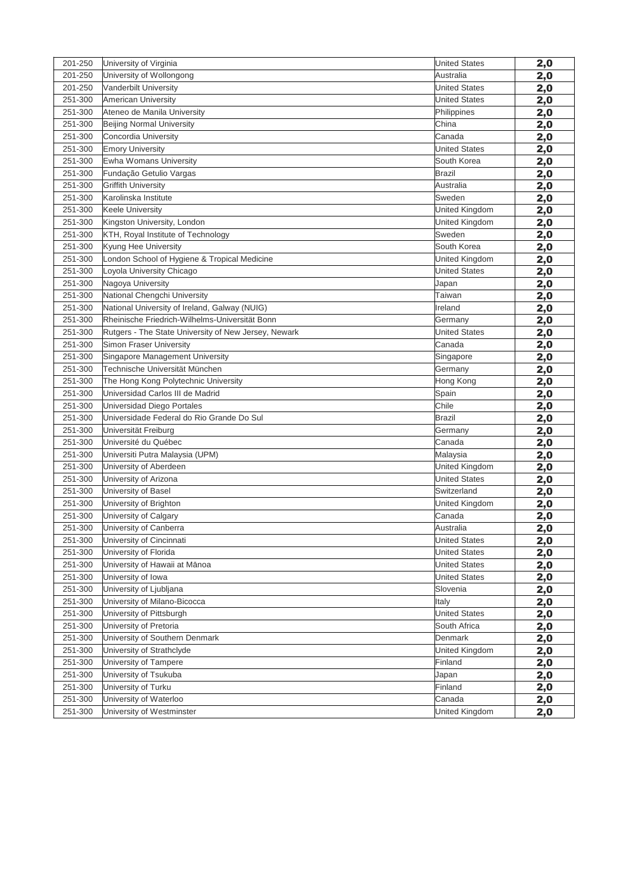| | | | |
|---|---|---|---|
| 201-250 | University of Virginia | United States | **2,0** |
| 201-250 | University of Wollongong | Australia | **2,0** |
| 201-250 | Vanderbilt University | United States | **2,0** |
| 251-300 | American University | United States | **2,0** |
| 251-300 | Ateneo de Manila University | Philippines | **2,0** |
| 251-300 | Beijing Normal University | China | **2,0** |
| 251-300 | Concordia University | Canada | **2,0** |
| 251-300 | Emory University | United States | **2,0** |
| 251-300 | Ewha Womans University | South Korea | **2,0** |
| 251-300 | Fundação Getulio Vargas | Brazil | **2,0** |
| 251-300 | Griffith University | Australia | **2,0** |
| 251-300 | Karolinska Institute | Sweden | **2,0** |
| 251-300 | Keele University | United Kingdom | **2,0** |
| 251-300 | Kingston University, London | United Kingdom | **2,0** |
| 251-300 | KTH, Royal Institute of Technology | Sweden | **2,0** |
| 251-300 | Kyung Hee University | South Korea | **2,0** |
| 251-300 | London School of Hygiene & Tropical Medicine | United Kingdom | **2,0** |
| 251-300 | Loyola University Chicago | United States | **2,0** |
| 251-300 | Nagoya University | Japan | **2,0** |
| 251-300 | National Chengchi University | Taiwan | **2,0** |
| 251-300 | National University of Ireland, Galway (NUIG) | Ireland | **2,0** |
| 251-300 | Rheinische Friedrich-Wilhelms-Universität Bonn | Germany | **2,0** |
| 251-300 | Rutgers - The State University of New Jersey, Newark | United States | **2,0** |
| 251-300 | Simon Fraser University | Canada | **2,0** |
| 251-300 | Singapore Management University | Singapore | **2,0** |
| 251-300 | Technische Universität München | Germany | **2,0** |
| 251-300 | The Hong Kong Polytechnic University | Hong Kong | **2,0** |
| 251-300 | Universidad Carlos III de Madrid | Spain | **2,0** |
| 251-300 | Universidad Diego Portales | Chile | **2,0** |
| 251-300 | Universidade Federal do Rio Grande Do Sul | Brazil | **2,0** |
| 251-300 | Universität Freiburg | Germany | **2,0** |
| 251-300 | Université du Québec | Canada | **2,0** |
| 251-300 | Universiti Putra Malaysia (UPM) | Malaysia | **2,0** |
| 251-300 | University of Aberdeen | United Kingdom | **2,0** |
| 251-300 | University of Arizona | United States | **2,0** |
| 251-300 | University of Basel | Switzerland | **2,0** |
| 251-300 | University of Brighton | United Kingdom | **2,0** |
| 251-300 | University of Calgary | Canada | **2,0** |
| 251-300 | University of Canberra | Australia | **2,0** |
| 251-300 | University of Cincinnati | United States | **2,0** |
| 251-300 | University of Florida | United States | **2,0** |
| 251-300 | University of Hawaii at Mānoa | United States | **2,0** |
| 251-300 | University of Iowa | United States | **2,0** |
| 251-300 | University of Ljubljana | Slovenia | **2,0** |
| 251-300 | University of Milano-Bicocca | Italy | **2,0** |
| 251-300 | University of Pittsburgh | United States | **2,0** |
| 251-300 | University of Pretoria | South Africa | **2,0** |
| 251-300 | University of Southern Denmark | Denmark | **2,0** |
| 251-300 | University of Strathclyde | United Kingdom | **2,0** |
| 251-300 | University of Tampere | Finland | **2,0** |
| 251-300 | University of Tsukuba | Japan | **2,0** |
| 251-300 | University of Turku | Finland | **2,0** |
| 251-300 | University of Waterloo | Canada | **2,0** |
| 251-300 | University of Westminster | United Kingdom | **2,0** |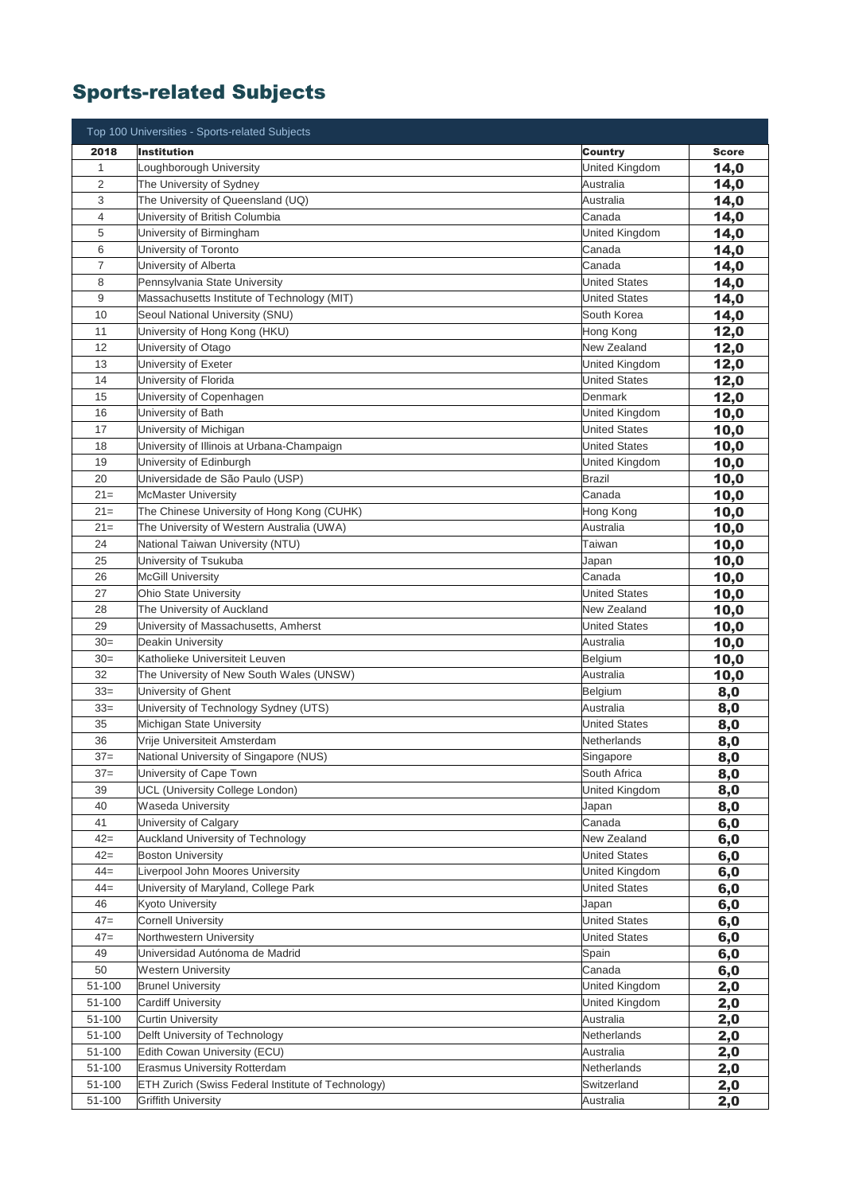# Sports-related Subjects

| Top 100 Universities - Sports-related Subjects | | | |
|---|---|---|---|
| **2018** | **Institution** | **Country** | **Score** |
| 1 | Loughborough University | United Kingdom | **14,0** |
| 2 | The University of Sydney | Australia | **14,0** |
| 3 | The University of Queensland (UQ) | Australia | **14,0** |
| 4 | University of British Columbia | Canada | **14,0** |
| 5 | University of Birmingham | United Kingdom | **14,0** |
| 6 | University of Toronto | Canada | **14,0** |
| 7 | University of Alberta | Canada | **14,0** |
| 8 | Pennsylvania State University | United States | **14,0** |
| 9 | Massachusetts Institute of Technology (MIT) | United States | **14,0** |
| 10 | Seoul National University (SNU) | South Korea | **14,0** |
| 11 | University of Hong Kong (HKU) | Hong Kong | **12,0** |
| 12 | University of Otago | New Zealand | **12,0** |
| 13 | University of Exeter | United Kingdom | **12,0** |
| 14 | University of Florida | United States | **12,0** |
| 15 | University of Copenhagen | Denmark | **12,0** |
| 16 | University of Bath | United Kingdom | **10,0** |
| 17 | University of Michigan | United States | **10,0** |
| 18 | University of Illinois at Urbana-Champaign | United States | **10,0** |
| 19 | University of Edinburgh | United Kingdom | **10,0** |
| 20 | Universidade de São Paulo (USP) | Brazil | **10,0** |
| 21= | McMaster University | Canada | **10,0** |
| 21= | The Chinese University of Hong Kong (CUHK) | Hong Kong | **10,0** |
| 21= | The University of Western Australia (UWA) | Australia | **10,0** |
| 24 | National Taiwan University (NTU) | Taiwan | **10,0** |
| 25 | University of Tsukuba | Japan | **10,0** |
| 26 | McGill University | Canada | **10,0** |
| 27 | Ohio State University | United States | **10,0** |
| 28 | The University of Auckland | New Zealand | **10,0** |
| 29 | University of Massachusetts, Amherst | United States | **10,0** |
| 30= | Deakin University | Australia | **10,0** |
| 30= | Katholieke Universiteit Leuven | Belgium | **10,0** |
| 32 | The University of New South Wales (UNSW) | Australia | **10,0** |
| 33= | University of Ghent | Belgium | **8,0** |
| 33= | University of Technology Sydney (UTS) | Australia | **8,0** |
| 35 | Michigan State University | United States | **8,0** |
| 36 | Vrije Universiteit Amsterdam | Netherlands | **8,0** |
| 37= | National University of Singapore (NUS) | Singapore | **8,0** |
| 37= | University of Cape Town | South Africa | **8,0** |
| 39 | UCL (University College London) | United Kingdom | **8,0** |
| 40 | Waseda University | Japan | **8,0** |
| 41 | University of Calgary | Canada | **6,0** |
| 42= | Auckland University of Technology | New Zealand | **6,0** |
| 42= | Boston University | United States | **6,0** |
| 44= | Liverpool John Moores University | United Kingdom | **6,0** |
| 44= | University of Maryland, College Park | United States | **6,0** |
| 46 | Kyoto University | Japan | **6,0** |
| 47= | Cornell University | United States | **6,0** |
| 47= | Northwestern University | United States | **6,0** |
| 49 | Universidad Autónoma de Madrid | Spain | **6,0** |
| 50 | Western University | Canada | **6,0** |
| 51-100 | Brunel University | United Kingdom | **2,0** |
| 51-100 | Cardiff University | United Kingdom | **2,0** |
| 51-100 | Curtin University | Australia | **2,0** |
| 51-100 | Delft University of Technology | Netherlands | **2,0** |
| 51-100 | Edith Cowan University (ECU) | Australia | **2,0** |
| 51-100 | Erasmus University Rotterdam | Netherlands | **2,0** |
| 51-100 | ETH Zurich (Swiss Federal Institute of Technology) | Switzerland | **2,0** |
| 51-100 | Griffith University | Australia | **2,0** |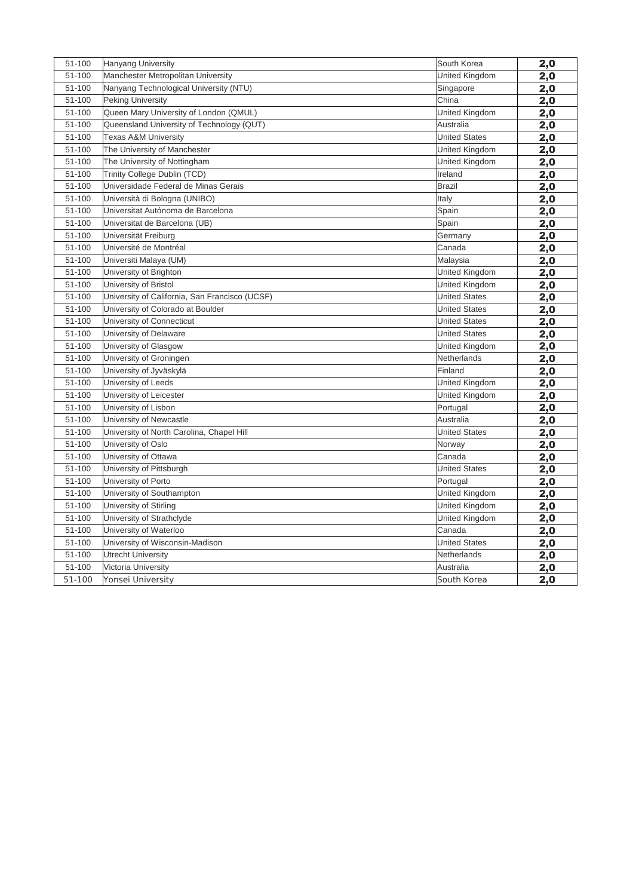| | | | |
|---|---|---|---|
| 51-100 | Hanyang University | South Korea | **2,0** |
| 51-100 | Manchester Metropolitan University | United Kingdom | **2,0** |
| 51-100 | Nanyang Technological University (NTU) | Singapore | **2,0** |
| 51-100 | Peking University | China | **2,0** |
| 51-100 | Queen Mary University of London (QMUL) | United Kingdom | **2,0** |
| 51-100 | Queensland University of Technology (QUT) | Australia | **2,0** |
| 51-100 | Texas A&M University | United States | **2,0** |
| 51-100 | The University of Manchester | United Kingdom | **2,0** |
| 51-100 | The University of Nottingham | United Kingdom | **2,0** |
| 51-100 | Trinity College Dublin (TCD) | Ireland | **2,0** |
| 51-100 | Universidade Federal de Minas Gerais | Brazil | **2,0** |
| 51-100 | Università di Bologna (UNIBO) | Italy | **2,0** |
| 51-100 | Universitat Autónoma de Barcelona | Spain | **2,0** |
| 51-100 | Universitat de Barcelona (UB) | Spain | **2,0** |
| 51-100 | Universität Freiburg | Germany | **2,0** |
| 51-100 | Université de Montréal | Canada | **2,0** |
| 51-100 | Universiti Malaya (UM) | Malaysia | **2,0** |
| 51-100 | University of Brighton | United Kingdom | **2,0** |
| 51-100 | University of Bristol | United Kingdom | **2,0** |
| 51-100 | University of California, San Francisco (UCSF) | United States | **2,0** |
| 51-100 | University of Colorado at Boulder | United States | **2,0** |
| 51-100 | University of Connecticut | United States | **2,0** |
| 51-100 | University of Delaware | United States | **2,0** |
| 51-100 | University of Glasgow | United Kingdom | **2,0** |
| 51-100 | University of Groningen | Netherlands | **2,0** |
| 51-100 | University of Jyväskylä | Finland | **2,0** |
| 51-100 | University of Leeds | United Kingdom | **2,0** |
| 51-100 | University of Leicester | United Kingdom | **2,0** |
| 51-100 | University of Lisbon | Portugal | **2,0** |
| 51-100 | University of Newcastle | Australia | **2,0** |
| 51-100 | University of North Carolina, Chapel Hill | United States | **2,0** |
| 51-100 | University of Oslo | Norway | **2,0** |
| 51-100 | University of Ottawa | Canada | **2,0** |
| 51-100 | University of Pittsburgh | United States | **2,0** |
| 51-100 | University of Porto | Portugal | **2,0** |
| 51-100 | University of Southampton | United Kingdom | **2,0** |
| 51-100 | University of Stirling | United Kingdom | **2,0** |
| 51-100 | University of Strathclyde | United Kingdom | **2,0** |
| 51-100 | University of Waterloo | Canada | **2,0** |
| 51-100 | University of Wisconsin-Madison | United States | **2,0** |
| 51-100 | Utrecht University | Netherlands | **2,0** |
| 51-100 | Victoria University | Australia | **2,0** |
| 51-100 | Yonsei University | South Korea | **2,0** |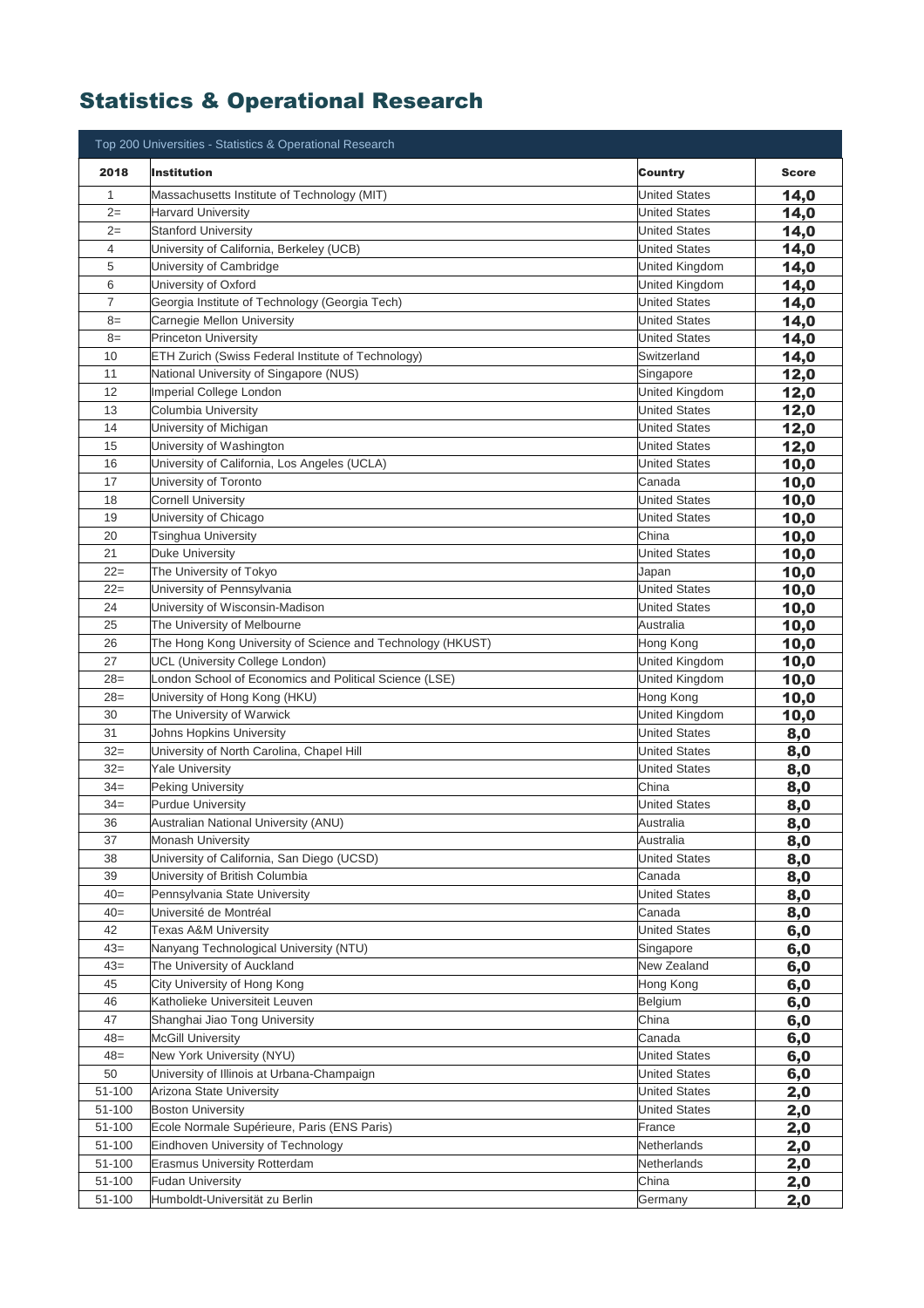# Statistics & Operational Research

| Top 200 Universities - Statistics & Operational Research | | | |
|---|---|---|---|
| **2018** | **Institution** | **Country** | **Score** |
| 1 | Massachusetts Institute of Technology (MIT) | United States | **14,0** |
| 2= | Harvard University | United States | **14,0** |
| 2= | Stanford University | United States | **14,0** |
| 4 | University of California, Berkeley (UCB) | United States | **14,0** |
| 5 | University of Cambridge | United Kingdom | **14,0** |
| 6 | University of Oxford | United Kingdom | **14,0** |
| 7 | Georgia Institute of Technology (Georgia Tech) | United States | **14,0** |
| 8= | Carnegie Mellon University | United States | **14,0** |
| 8= | Princeton University | United States | **14,0** |
| 10 | ETH Zurich (Swiss Federal Institute of Technology) | Switzerland | **14,0** |
| 11 | National University of Singapore (NUS) | Singapore | **12,0** |
| 12 | Imperial College London | United Kingdom | **12,0** |
| 13 | Columbia University | United States | **12,0** |
| 14 | University of Michigan | United States | **12,0** |
| 15 | University of Washington | United States | **12,0** |
| 16 | University of California, Los Angeles (UCLA) | United States | **10,0** |
| 17 | University of Toronto | Canada | **10,0** |
| 18 | Cornell University | United States | **10,0** |
| 19 | University of Chicago | United States | **10,0** |
| 20 | Tsinghua University | China | **10,0** |
| 21 | Duke University | United States | **10,0** |
| 22= | The University of Tokyo | Japan | **10,0** |
| 22= | University of Pennsylvania | United States | **10,0** |
| 24 | University of Wisconsin-Madison | United States | **10,0** |
| 25 | The University of Melbourne | Australia | **10,0** |
| 26 | The Hong Kong University of Science and Technology (HKUST) | Hong Kong | **10,0** |
| 27 | UCL (University College London) | United Kingdom | **10,0** |
| 28= | London School of Economics and Political Science (LSE) | United Kingdom | **10,0** |
| 28= | University of Hong Kong (HKU) | Hong Kong | **10,0** |
| 30 | The University of Warwick | United Kingdom | **10,0** |
| 31 | Johns Hopkins University | United States | **8,0** |
| 32= | University of North Carolina, Chapel Hill | United States | **8,0** |
| 32= | Yale University | United States | **8,0** |
| 34= | Peking University | China | **8,0** |
| 34= | Purdue University | United States | **8,0** |
| 36 | Australian National University (ANU) | Australia | **8,0** |
| 37 | Monash University | Australia | **8,0** |
| 38 | University of California, San Diego (UCSD) | United States | **8,0** |
| 39 | University of British Columbia | Canada | **8,0** |
| 40= | Pennsylvania State University | United States | **8,0** |
| 40= | Université de Montréal | Canada | **8,0** |
| 42 | Texas A&M University | United States | **6,0** |
| 43= | Nanyang Technological University (NTU) | Singapore | **6,0** |
| 43= | The University of Auckland | New Zealand | **6,0** |
| 45 | City University of Hong Kong | Hong Kong | **6,0** |
| 46 | Katholieke Universiteit Leuven | Belgium | **6,0** |
| 47 | Shanghai Jiao Tong University | China | **6,0** |
| 48= | McGill University | Canada | **6,0** |
| 48= | New York University (NYU) | United States | **6,0** |
| 50 | University of Illinois at Urbana-Champaign | United States | **6,0** |
| 51-100 | Arizona State University | United States | **2,0** |
| 51-100 | Boston University | United States | **2,0** |
| 51-100 | Ecole Normale Supérieure, Paris (ENS Paris) | France | **2,0** |
| 51-100 | Eindhoven University of Technology | Netherlands | **2,0** |
| 51-100 | Erasmus University Rotterdam | Netherlands | **2,0** |
| 51-100 | Fudan University | China | **2,0** |
| 51-100 | Humboldt-Universität zu Berlin | Germany | **2,0** |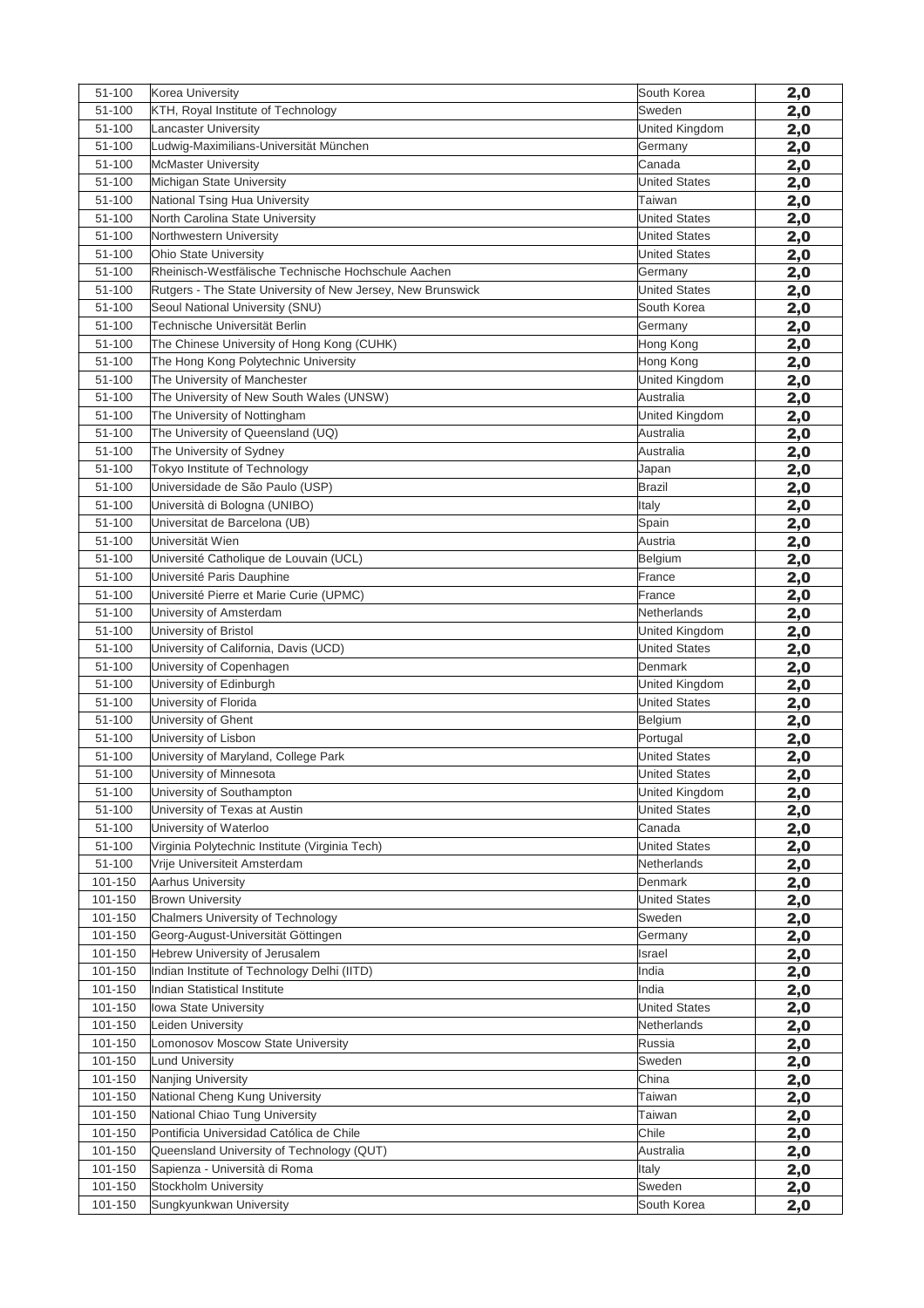| | | | |
|---|---|---|---|
| 51-100 | Korea University | South Korea | **2,0** |
| 51-100 | KTH, Royal Institute of Technology | Sweden | **2,0** |
| 51-100 | Lancaster University | United Kingdom | **2,0** |
| 51-100 | Ludwig-Maximilians-Universität München | Germany | **2,0** |
| 51-100 | McMaster University | Canada | **2,0** |
| 51-100 | Michigan State University | United States | **2,0** |
| 51-100 | National Tsing Hua University | Taiwan | **2,0** |
| 51-100 | North Carolina State University | United States | **2,0** |
| 51-100 | Northwestern University | United States | **2,0** |
| 51-100 | Ohio State University | United States | **2,0** |
| 51-100 | Rheinisch-Westfälische Technische Hochschule Aachen | Germany | **2,0** |
| 51-100 | Rutgers - The State University of New Jersey, New Brunswick | United States | **2,0** |
| 51-100 | Seoul National University (SNU) | South Korea | **2,0** |
| 51-100 | Technische Universität Berlin | Germany | **2,0** |
| 51-100 | The Chinese University of Hong Kong (CUHK) | Hong Kong | **2,0** |
| 51-100 | The Hong Kong Polytechnic University | Hong Kong | **2,0** |
| 51-100 | The University of Manchester | United Kingdom | **2,0** |
| 51-100 | The University of New South Wales (UNSW) | Australia | **2,0** |
| 51-100 | The University of Nottingham | United Kingdom | **2,0** |
| 51-100 | The University of Queensland (UQ) | Australia | **2,0** |
| 51-100 | The University of Sydney | Australia | **2,0** |
| 51-100 | Tokyo Institute of Technology | Japan | **2,0** |
| 51-100 | Universidade de São Paulo (USP) | Brazil | **2,0** |
| 51-100 | Università di Bologna (UNIBO) | Italy | **2,0** |
| 51-100 | Universitat de Barcelona (UB) | Spain | **2,0** |
| 51-100 | Universität Wien | Austria | **2,0** |
| 51-100 | Université Catholique de Louvain (UCL) | Belgium | **2,0** |
| 51-100 | Université Paris Dauphine | France | **2,0** |
| 51-100 | Université Pierre et Marie Curie (UPMC) | France | **2,0** |
| 51-100 | University of Amsterdam | Netherlands | **2,0** |
| 51-100 | University of Bristol | United Kingdom | **2,0** |
| 51-100 | University of California, Davis (UCD) | United States | **2,0** |
| 51-100 | University of Copenhagen | Denmark | **2,0** |
| 51-100 | University of Edinburgh | United Kingdom | **2,0** |
| 51-100 | University of Florida | United States | **2,0** |
| 51-100 | University of Ghent | Belgium | **2,0** |
| 51-100 | University of Lisbon | Portugal | **2,0** |
| 51-100 | University of Maryland, College Park | United States | **2,0** |
| 51-100 | University of Minnesota | United States | **2,0** |
| 51-100 | University of Southampton | United Kingdom | **2,0** |
| 51-100 | University of Texas at Austin | United States | **2,0** |
| 51-100 | University of Waterloo | Canada | **2,0** |
| 51-100 | Virginia Polytechnic Institute (Virginia Tech) | United States | **2,0** |
| 51-100 | Vrije Universiteit Amsterdam | Netherlands | **2,0** |
| 101-150 | Aarhus University | Denmark | **2,0** |
| 101-150 | Brown University | United States | **2,0** |
| 101-150 | Chalmers University of Technology | Sweden | **2,0** |
| 101-150 | Georg-August-Universität Göttingen | Germany | **2,0** |
| 101-150 | Hebrew University of Jerusalem | Israel | **2,0** |
| 101-150 | Indian Institute of Technology Delhi (IITD) | India | **2,0** |
| 101-150 | Indian Statistical Institute | India | **2,0** |
| 101-150 | Iowa State University | United States | **2,0** |
| 101-150 | Leiden University | Netherlands | **2,0** |
| 101-150 | Lomonosov Moscow State University | Russia | **2,0** |
| 101-150 | Lund University | Sweden | **2,0** |
| 101-150 | Nanjing University | China | **2,0** |
| 101-150 | National Cheng Kung University | Taiwan | **2,0** |
| 101-150 | National Chiao Tung University | Taiwan | **2,0** |
| 101-150 | Pontificia Universidad Católica de Chile | Chile | **2,0** |
| 101-150 | Queensland University of Technology (QUT) | Australia | **2,0** |
| 101-150 | Sapienza - Università di Roma | Italy | **2,0** |
| 101-150 | Stockholm University | Sweden | **2,0** |
| 101-150 | Sungkyunkwan University | South Korea | **2,0** |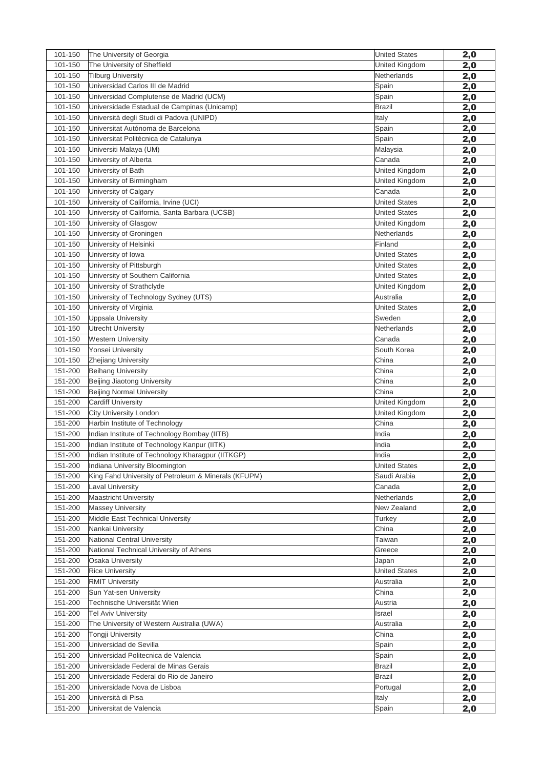| | | | |
|---|---|---|---|
| 101-150 | The University of Georgia | United States | **2,0** |
| 101-150 | The University of Sheffield | United Kingdom | **2,0** |
| 101-150 | Tilburg University | Netherlands | **2,0** |
| 101-150 | Universidad Carlos III de Madrid | Spain | **2,0** |
| 101-150 | Universidad Complutense de Madrid (UCM) | Spain | **2,0** |
| 101-150 | Universidade Estadual de Campinas (Unicamp) | Brazil | **2,0** |
| 101-150 | Università degli Studi di Padova (UNIPD) | Italy | **2,0** |
| 101-150 | Universitat Autónoma de Barcelona | Spain | **2,0** |
| 101-150 | Universitat Politècnica de Catalunya | Spain | **2,0** |
| 101-150 | Universiti Malaya (UM) | Malaysia | **2,0** |
| 101-150 | University of Alberta | Canada | **2,0** |
| 101-150 | University of Bath | United Kingdom | **2,0** |
| 101-150 | University of Birmingham | United Kingdom | **2,0** |
| 101-150 | University of Calgary | Canada | **2,0** |
| 101-150 | University of California, Irvine (UCI) | United States | **2,0** |
| 101-150 | University of California, Santa Barbara (UCSB) | United States | **2,0** |
| 101-150 | University of Glasgow | United Kingdom | **2,0** |
| 101-150 | University of Groningen | Netherlands | **2,0** |
| 101-150 | University of Helsinki | Finland | **2,0** |
| 101-150 | University of Iowa | United States | **2,0** |
| 101-150 | University of Pittsburgh | United States | **2,0** |
| 101-150 | University of Southern California | United States | **2,0** |
| 101-150 | University of Strathclyde | United Kingdom | **2,0** |
| 101-150 | University of Technology Sydney (UTS) | Australia | **2,0** |
| 101-150 | University of Virginia | United States | **2,0** |
| 101-150 | Uppsala University | Sweden | **2,0** |
| 101-150 | Utrecht University | Netherlands | **2,0** |
| 101-150 | Western University | Canada | **2,0** |
| 101-150 | Yonsei University | South Korea | **2,0** |
| 101-150 | Zhejiang University | China | **2,0** |
| 151-200 | Beihang University | China | **2,0** |
| 151-200 | Beijing Jiaotong University | China | **2,0** |
| 151-200 | Beijing Normal University | China | **2,0** |
| 151-200 | Cardiff University | United Kingdom | **2,0** |
| 151-200 | City University London | United Kingdom | **2,0** |
| 151-200 | Harbin Institute of Technology | China | **2,0** |
| 151-200 | Indian Institute of Technology Bombay (IITB) | India | **2,0** |
| 151-200 | Indian Institute of Technology Kanpur (IITK) | India | **2,0** |
| 151-200 | Indian Institute of Technology Kharagpur (IITKGP) | India | **2,0** |
| 151-200 | Indiana University Bloomington | United States | **2,0** |
| 151-200 | King Fahd University of Petroleum & Minerals (KFUPM) | Saudi Arabia | **2,0** |
| 151-200 | Laval University | Canada | **2,0** |
| 151-200 | Maastricht University | Netherlands | **2,0** |
| 151-200 | Massey University | New Zealand | **2,0** |
| 151-200 | Middle East Technical University | Turkey | **2,0** |
| 151-200 | Nankai University | China | **2,0** |
| 151-200 | National Central University | Taiwan | **2,0** |
| 151-200 | National Technical University of Athens | Greece | **2,0** |
| 151-200 | Osaka University | Japan | **2,0** |
| 151-200 | Rice University | United States | **2,0** |
| 151-200 | RMIT University | Australia | **2,0** |
| 151-200 | Sun Yat-sen University | China | **2,0** |
| 151-200 | Technische Universität Wien | Austria | **2,0** |
| 151-200 | Tel Aviv University | Israel | **2,0** |
| 151-200 | The University of Western Australia (UWA) | Australia | **2,0** |
| 151-200 | Tongji University | China | **2,0** |
| 151-200 | Universidad de Sevilla | Spain | **2,0** |
| 151-200 | Universidad Politecnica de Valencia | Spain | **2,0** |
| 151-200 | Universidade Federal de Minas Gerais | Brazil | **2,0** |
| 151-200 | Universidade Federal do Rio de Janeiro | Brazil | **2,0** |
| 151-200 | Universidade Nova de Lisboa | Portugal | **2,0** |
| 151-200 | Università di Pisa | Italy | **2,0** |
| 151-200 | Universitat de Valencia | Spain | **2,0** |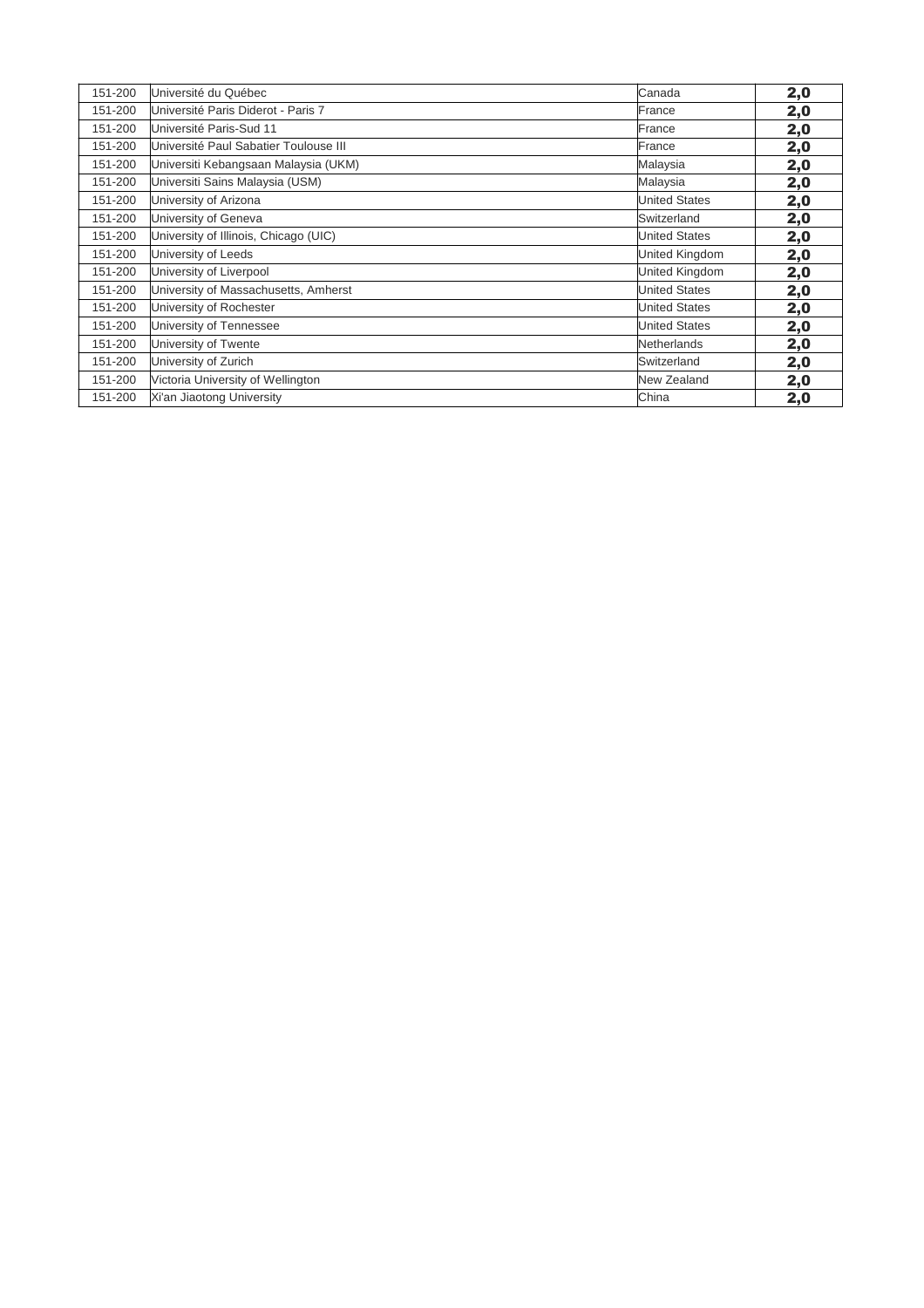| | | | |
|---|---|---|---|
| 151-200 | Université du Québec | Canada | **2,0** |
| 151-200 | Université Paris Diderot - Paris 7 | France | **2,0** |
| 151-200 | Université Paris-Sud 11 | France | **2,0** |
| 151-200 | Université Paul Sabatier Toulouse III | France | **2,0** |
| 151-200 | Universiti Kebangsaan Malaysia (UKM) | Malaysia | **2,0** |
| 151-200 | Universiti Sains Malaysia (USM) | Malaysia | **2,0** |
| 151-200 | University of Arizona | United States | **2,0** |
| 151-200 | University of Geneva | Switzerland | **2,0** |
| 151-200 | University of Illinois, Chicago (UIC) | United States | **2,0** |
| 151-200 | University of Leeds | United Kingdom | **2,0** |
| 151-200 | University of Liverpool | United Kingdom | **2,0** |
| 151-200 | University of Massachusetts, Amherst | United States | **2,0** |
| 151-200 | University of Rochester | United States | **2,0** |
| 151-200 | University of Tennessee | United States | **2,0** |
| 151-200 | University of Twente | Netherlands | **2,0** |
| 151-200 | University of Zurich | Switzerland | **2,0** |
| 151-200 | Victoria University of Wellington | New Zealand | **2,0** |
| 151-200 | Xi'an Jiaotong University | China | **2,0** |